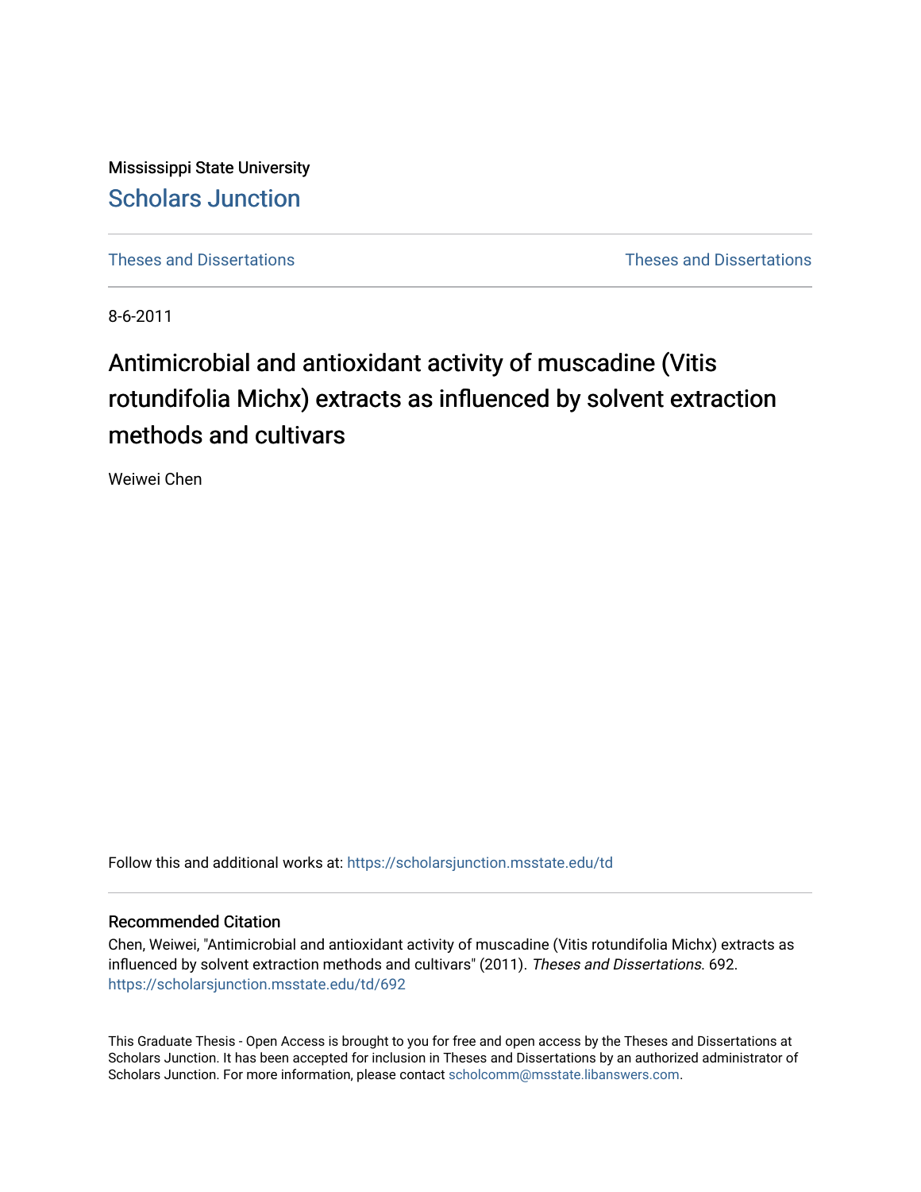Mississippi State University

# Scholars Junction

Theses and Dissertations

Theses and Dissertations

8-6-2011

# Antimicrobial and antioxidant activity of muscadine (Vitis rotundifolia Michx) extracts as influenced by solvent extraction methods and cultivars

Weiwei Chen

Follow this and additional works at: https://scholarsjunction.msstate.edu/td

## Recommended Citation

Chen, Weiwei, "Antimicrobial and antioxidant activity of muscadine (Vitis rotundifolia Michx) extracts as influenced by solvent extraction methods and cultivars" (2011). *Theses and Dissertations*. 692. https://scholarsjunction.msstate.edu/td/692

This Graduate Thesis - Open Access is brought to you for free and open access by the Theses and Dissertations at Scholars Junction. It has been accepted for inclusion in Theses and Dissertations by an authorized administrator of Scholars Junction. For more information, please contact scholcomm@msstate.libanswers.com.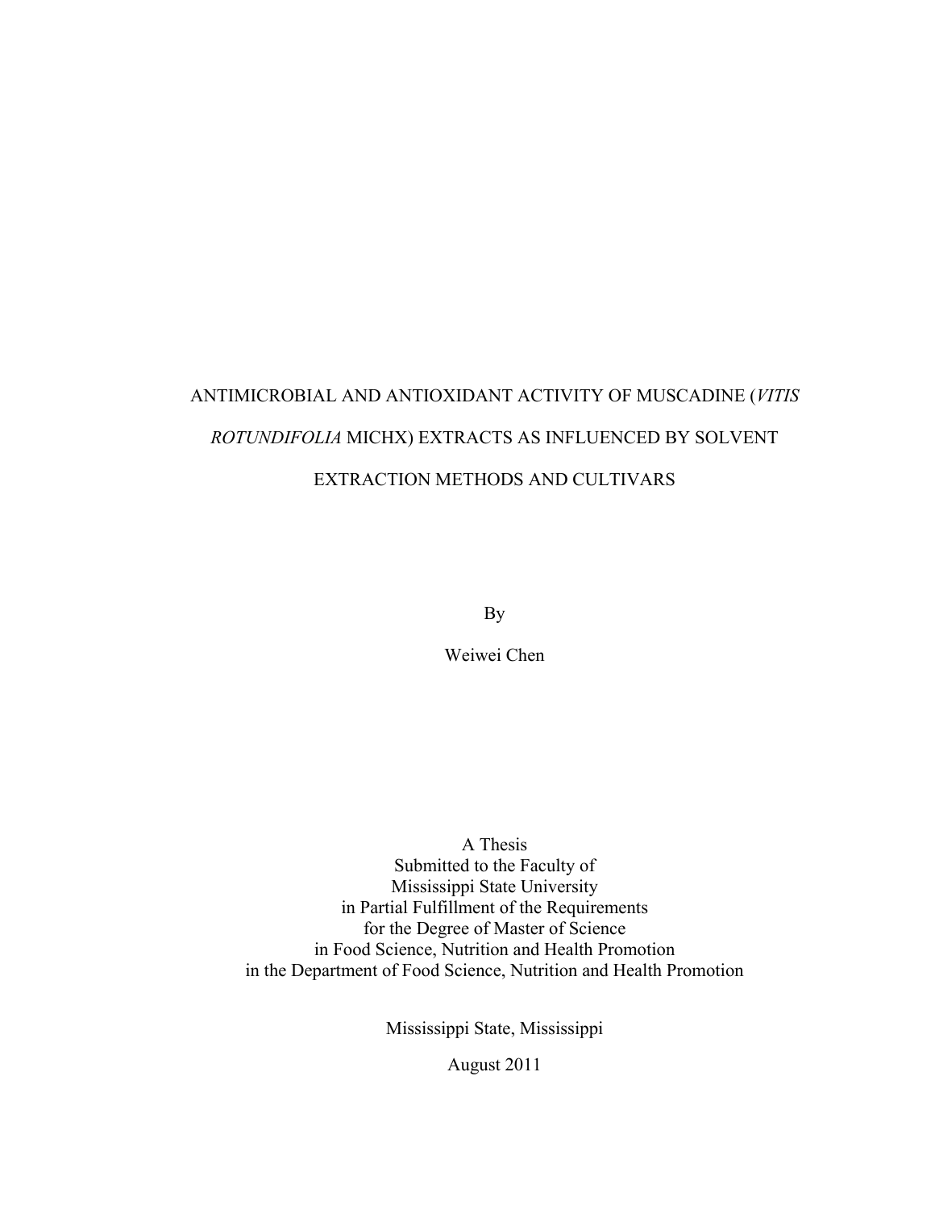# ANTIMICROBIAL AND ANTIOXIDANT ACTIVITY OF MUSCADINE (*VITIS ROTUNDIFOLIA* MICHX) EXTRACTS AS INFLUENCED BY SOLVENT EXTRACTION METHODS AND CULTIVARS

By

Weiwei Chen

A Thesis
Submitted to the Faculty of
Mississippi State University
in Partial Fulfillment of the Requirements
for the Degree of Master of Science
in Food Science, Nutrition and Health Promotion
in the Department of Food Science, Nutrition and Health Promotion

Mississippi State, Mississippi

August 2011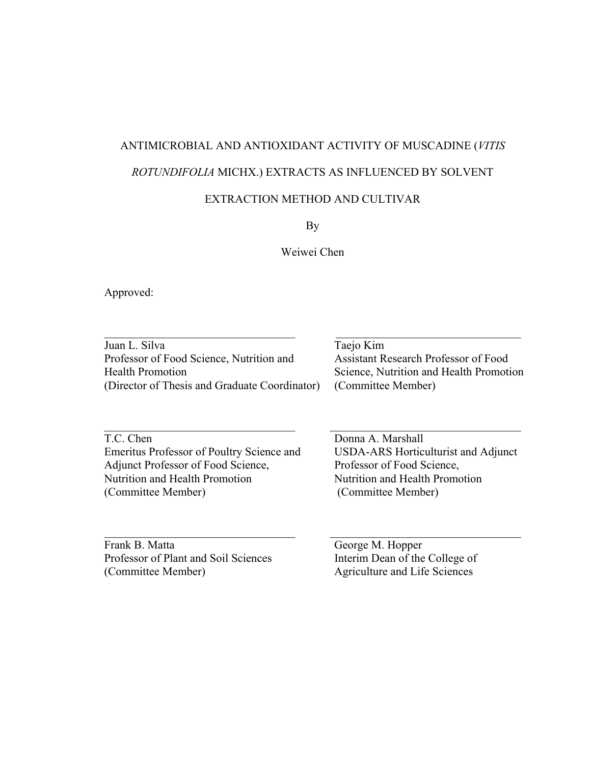ANTIMICROBIAL AND ANTIOXIDANT ACTIVITY OF MUSCADINE (*VITIS ROTUNDIFOLIA* MICHX.) EXTRACTS AS INFLUENCED BY SOLVENT EXTRACTION METHOD AND CULTIVAR

By

Weiwei Chen

Approved:

\_\_\_\_\_\_\_\_\_\_\_\_\_\_\_\_\_\_\_\_\_\_\_\_\_\_\_\_\_\_\_\_\_\_
Juan L. Silva
Professor of Food Science, Nutrition and Health Promotion
(Director of Thesis and Graduate Coordinator)

\_\_\_\_\_\_\_\_\_\_\_\_\_\_\_\_\_\_\_\_\_\_\_\_\_\_\_\_\_\_\_\_\_\_
Taejo Kim
Assistant Research Professor of Food Science, Nutrition and Health Promotion
(Committee Member)

\_\_\_\_\_\_\_\_\_\_\_\_\_\_\_\_\_\_\_\_\_\_\_\_\_\_\_\_\_\_\_\_\_\_
T.C. Chen
Emeritus Professor of Poultry Science and Adjunct Professor of Food Science, Nutrition and Health Promotion
(Committee Member)

\_\_\_\_\_\_\_\_\_\_\_\_\_\_\_\_\_\_\_\_\_\_\_\_\_\_\_\_\_\_\_\_\_\_
Donna A. Marshall
USDA-ARS Horticulturist and Adjunct Professor of Food Science, Nutrition and Health Promotion
(Committee Member)

\_\_\_\_\_\_\_\_\_\_\_\_\_\_\_\_\_\_\_\_\_\_\_\_\_\_\_\_\_\_\_\_\_\_
Frank B. Matta
Professor of Plant and Soil Sciences
(Committee Member)

\_\_\_\_\_\_\_\_\_\_\_\_\_\_\_\_\_\_\_\_\_\_\_\_\_\_\_\_\_\_\_\_\_\_
George M. Hopper
Interim Dean of the College of Agriculture and Life Sciences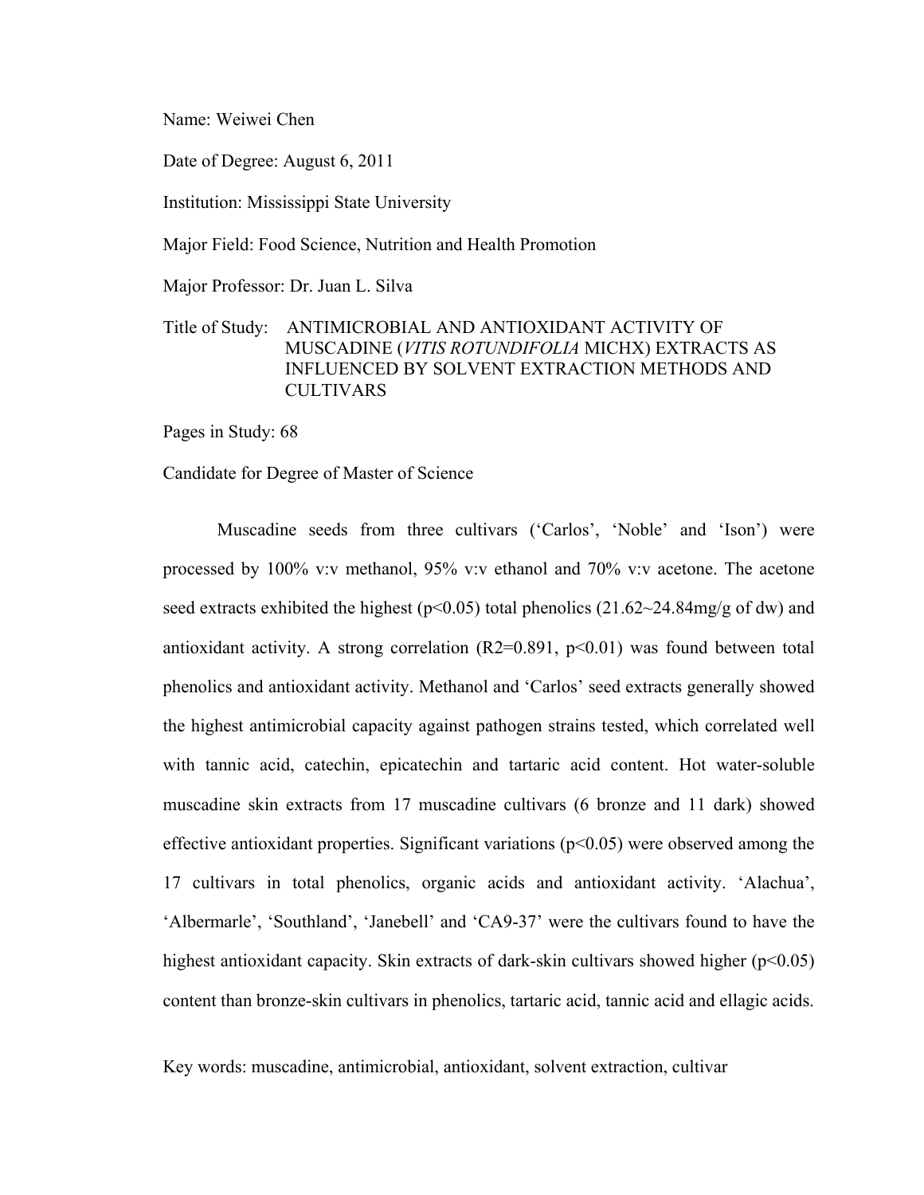Name: Weiwei Chen

Date of Degree: August 6, 2011

Institution: Mississippi State University

Major Field: Food Science, Nutrition and Health Promotion

Major Professor: Dr. Juan L. Silva

Title of Study: ANTIMICROBIAL AND ANTIOXIDANT ACTIVITY OF MUSCADINE (*VITIS ROTUNDIFOLIA* MICHX) EXTRACTS AS INFLUENCED BY SOLVENT EXTRACTION METHODS AND CULTIVARS

Pages in Study: 68

Candidate for Degree of Master of Science

Muscadine seeds from three cultivars (‘Carlos’, ‘Noble’ and ‘Ison’) were processed by 100% v:v methanol, 95% v:v ethanol and 70% v:v acetone. The acetone seed extracts exhibited the highest ($p<0.05$) total phenolics (21.62~24.84mg/g of dw) and antioxidant activity. A strong correlation ($R2=0.891$, $p<0.01$) was found between total phenolics and antioxidant activity. Methanol and ‘Carlos’ seed extracts generally showed the highest antimicrobial capacity against pathogen strains tested, which correlated well with tannic acid, catechin, epicatechin and tartaric acid content. Hot water-soluble muscadine skin extracts from 17 muscadine cultivars (6 bronze and 11 dark) showed effective antioxidant properties. Significant variations ($p<0.05$) were observed among the 17 cultivars in total phenolics, organic acids and antioxidant activity. ‘Alachua’, ‘Albermarle’, ‘Southland’, ‘Janebell’ and ‘CA9-37’ were the cultivars found to have the highest antioxidant capacity. Skin extracts of dark-skin cultivars showed higher ($p<0.05$) content than bronze-skin cultivars in phenolics, tartaric acid, tannic acid and ellagic acids.

Key words: muscadine, antimicrobial, antioxidant, solvent extraction, cultivar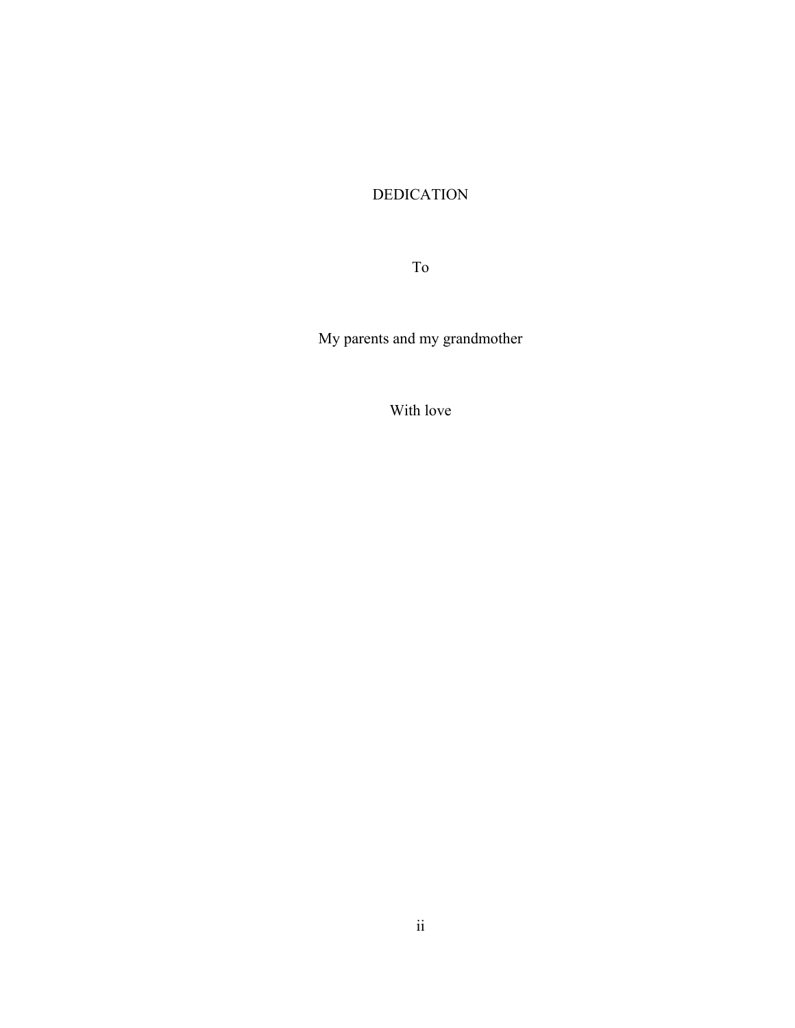# DEDICATION

To

My parents and my grandmother

With love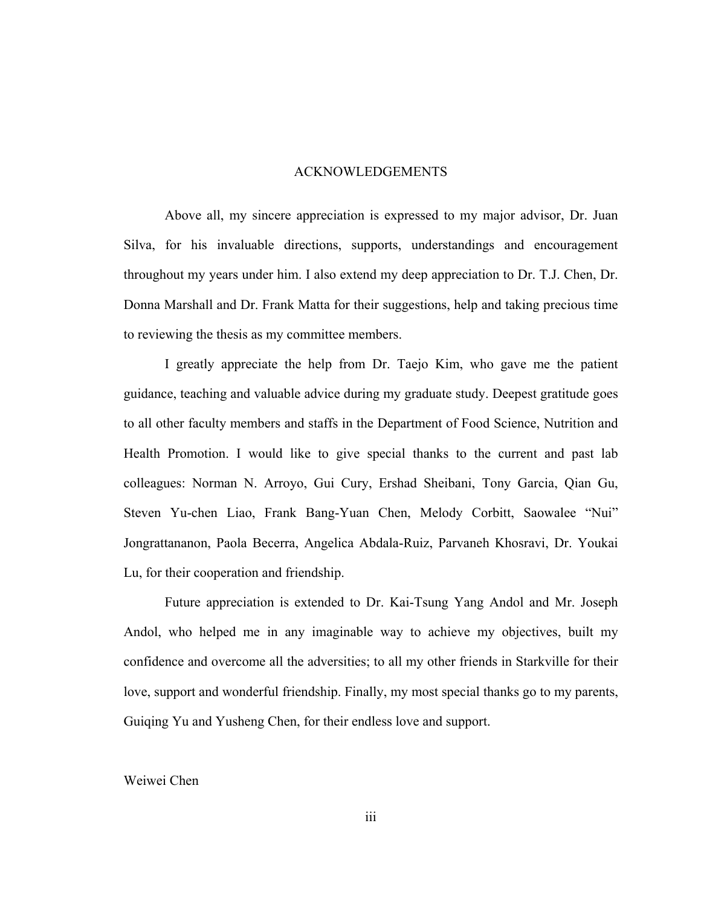# ACKNOWLEDGEMENTS

Above all, my sincere appreciation is expressed to my major advisor, Dr. Juan Silva, for his invaluable directions, supports, understandings and encouragement throughout my years under him. I also extend my deep appreciation to Dr. T.J. Chen, Dr. Donna Marshall and Dr. Frank Matta for their suggestions, help and taking precious time to reviewing the thesis as my committee members.

I greatly appreciate the help from Dr. Taejo Kim, who gave me the patient guidance, teaching and valuable advice during my graduate study. Deepest gratitude goes to all other faculty members and staffs in the Department of Food Science, Nutrition and Health Promotion. I would like to give special thanks to the current and past lab colleagues: Norman N. Arroyo, Gui Cury, Ershad Sheibani, Tony Garcia, Qian Gu, Steven Yu-chen Liao, Frank Bang-Yuan Chen, Melody Corbitt, Saowalee "Nui" Jongrattananon, Paola Becerra, Angelica Abdala-Ruiz, Parvaneh Khosravi, Dr. Youkai Lu, for their cooperation and friendship.

Future appreciation is extended to Dr. Kai-Tsung Yang Andol and Mr. Joseph Andol, who helped me in any imaginable way to achieve my objectives, built my confidence and overcome all the adversities; to all my other friends in Starkville for their love, support and wonderful friendship. Finally, my most special thanks go to my parents, Guiqing Yu and Yusheng Chen, for their endless love and support.

Weiwei Chen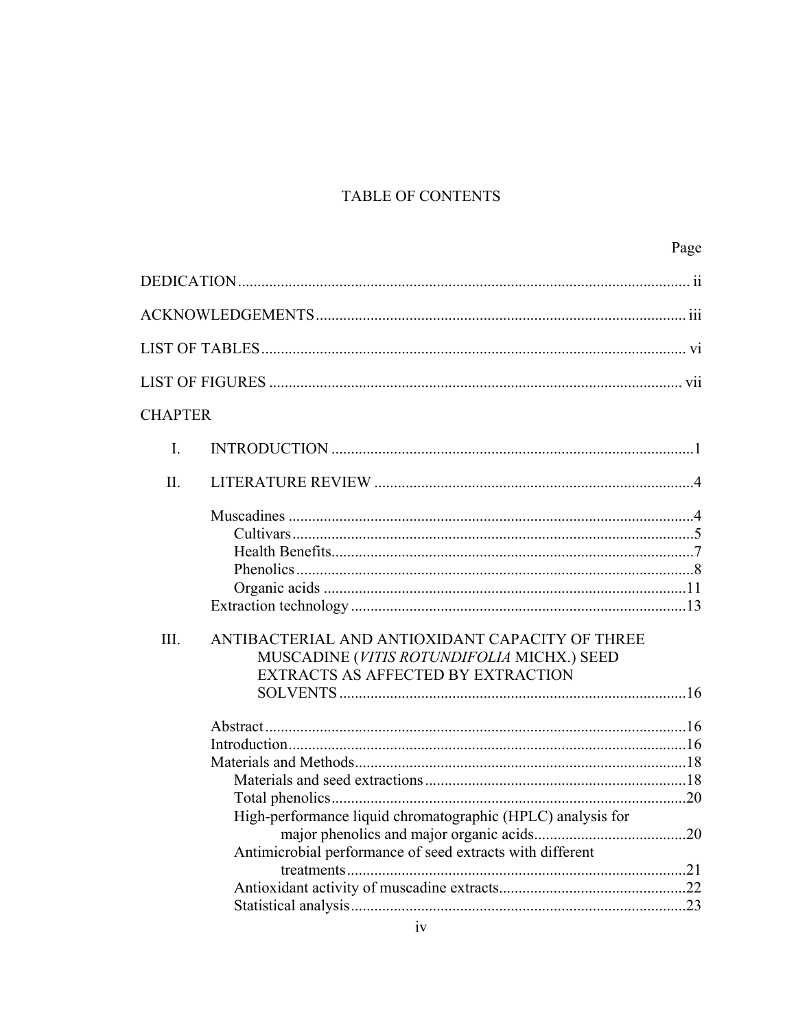# TABLE OF CONTENTS

| | | Page |
|---|---|---|
| DEDICATION | | ii |
| ACKNOWLEDGEMENTS | | iii |
| LIST OF TABLES | | vi |
| LIST OF FIGURES | | vii |
| CHAPTER | | |
| I. | INTRODUCTION | 1 |
| II. | LITERATURE REVIEW | 4 |
| | Muscadines | 4 |
| | Cultivars | 5 |
| | Health Benefits | 7 |
| | Phenolics | 8 |
| | Organic acids | 11 |
| | Extraction technology | 13 |
| III. | ANTIBACTERIAL AND ANTIOXIDANT CAPACITY OF THREE MUSCADINE (*VITIS ROTUNDIFOLIA* MICHX.) SEED EXTRACTS AS AFFECTED BY EXTRACTION SOLVENTS | 16 |
| | Abstract | 16 |
| | Introduction | 16 |
| | Materials and Methods | 18 |
| | Materials and seed extractions | 18 |
| | Total phenolics | 20 |
| | High-performance liquid chromatographic (HPLC) analysis for major phenolics and major organic acids | 20 |
| | Antimicrobial performance of seed extracts with different treatments | 21 |
| | Antioxidant activity of muscadine extracts | 22 |
| | Statistical analysis | 23 |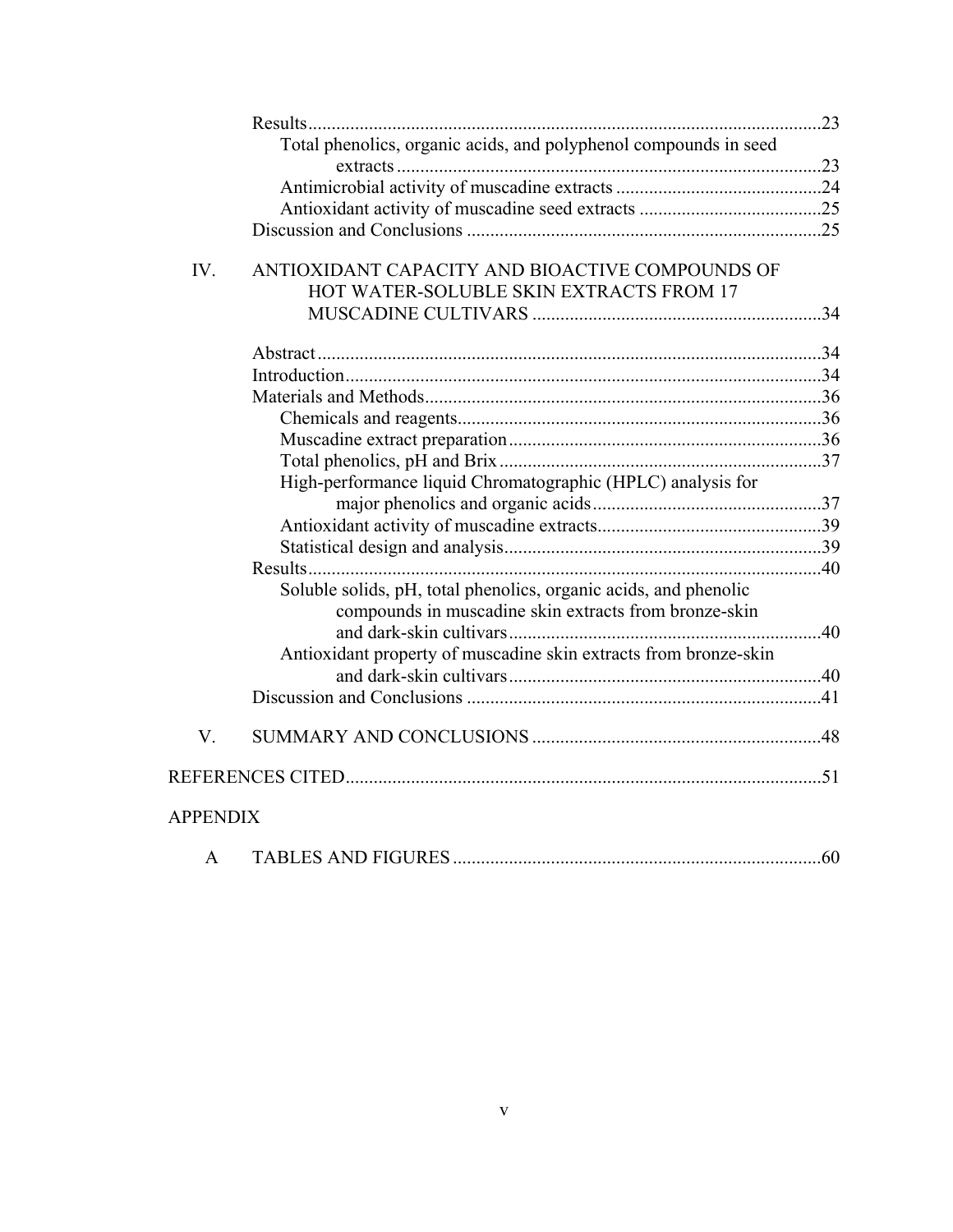Results .....23

Total phenolics, organic acids, and polyphenol compounds in seed extracts .....23

Antimicrobial activity of muscadine extracts .....24

Antioxidant activity of muscadine seed extracts .....25

Discussion and Conclusions .....25

IV. ANTIOXIDANT CAPACITY AND BIOACTIVE COMPOUNDS OF HOT WATER-SOLUBLE SKIN EXTRACTS FROM 17 MUSCADINE CULTIVARS .....34

Abstract .....34

Introduction .....34

Materials and Methods .....36

Chemicals and reagents .....36

Muscadine extract preparation .....36

Total phenolics, pH and Brix .....37

High-performance liquid Chromatographic (HPLC) analysis for major phenolics and organic acids .....37

Antioxidant activity of muscadine extracts .....39

Statistical design and analysis .....39

Results .....40

Soluble solids, pH, total phenolics, organic acids, and phenolic compounds in muscadine skin extracts from bronze-skin and dark-skin cultivars .....40

Antioxidant property of muscadine skin extracts from bronze-skin and dark-skin cultivars .....40

Discussion and Conclusions .....41

V. SUMMARY AND CONCLUSIONS .....48

REFERENCES CITED .....51

APPENDIX

A TABLES AND FIGURES .....60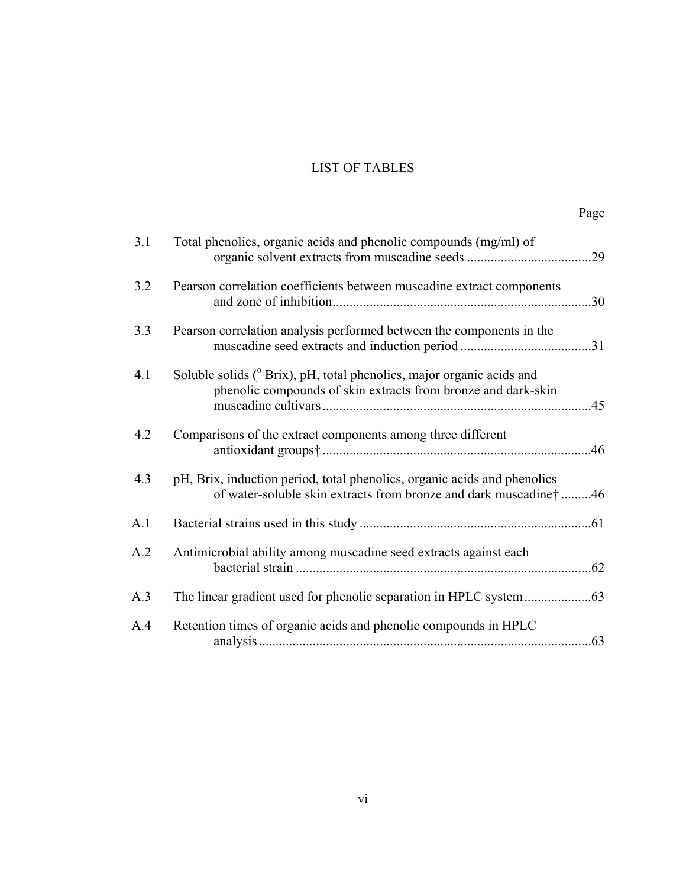# LIST OF TABLES

| | | Page |
|---|---|---|
| 3.1 | Total phenolics, organic acids and phenolic compounds (mg/ml) of organic solvent extracts from muscadine seeds | 29 |
| 3.2 | Pearson correlation coefficients between muscadine extract components and zone of inhibition | 30 |
| 3.3 | Pearson correlation analysis performed between the components in the muscadine seed extracts and induction period | 31 |
| 4.1 | Soluble solids ($^{o}$ Brix), pH, total phenolics, major organic acids and phenolic compounds of skin extracts from bronze and dark-skin muscadine cultivars | 45 |
| 4.2 | Comparisons of the extract components among three different antioxidant groups† | 46 |
| 4.3 | pH, Brix, induction period, total phenolics, organic acids and phenolics of water-soluble skin extracts from bronze and dark muscadine† | 46 |
| A.1 | Bacterial strains used in this study | 61 |
| A.2 | Antimicrobial ability among muscadine seed extracts against each bacterial strain | 62 |
| A.3 | The linear gradient used for phenolic separation in HPLC system | 63 |
| A.4 | Retention times of organic acids and phenolic compounds in HPLC analysis | 63 |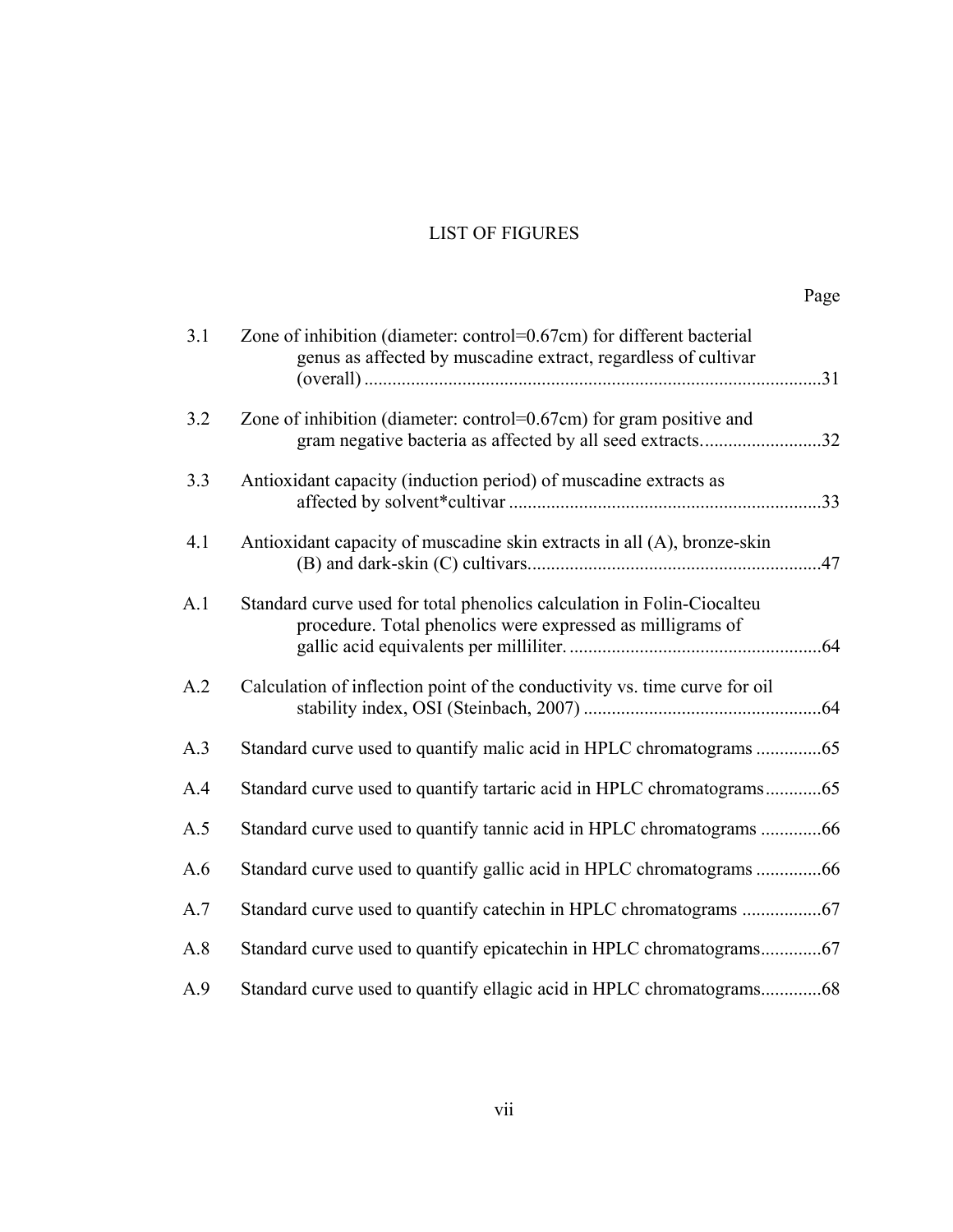# LIST OF FIGURES

| | | Page |
|---|---|---|
| 3.1 | Zone of inhibition (diameter: control=0.67cm) for different bacterial genus as affected by muscadine extract, regardless of cultivar (overall) | 31 |
| 3.2 | Zone of inhibition (diameter: control=0.67cm) for gram positive and gram negative bacteria as affected by all seed extracts. | 32 |
| 3.3 | Antioxidant capacity (induction period) of muscadine extracts as affected by solvent*cultivar | 33 |
| 4.1 | Antioxidant capacity of muscadine skin extracts in all (A), bronze-skin (B) and dark-skin (C) cultivars. | 47 |
| A.1 | Standard curve used for total phenolics calculation in Folin-Ciocalteu procedure. Total phenolics were expressed as milligrams of gallic acid equivalents per milliliter. | 64 |
| A.2 | Calculation of inflection point of the conductivity vs. time curve for oil stability index, OSI (Steinbach, 2007) | 64 |
| A.3 | Standard curve used to quantify malic acid in HPLC chromatograms | 65 |
| A.4 | Standard curve used to quantify tartaric acid in HPLC chromatograms | 65 |
| A.5 | Standard curve used to quantify tannic acid in HPLC chromatograms | 66 |
| A.6 | Standard curve used to quantify gallic acid in HPLC chromatograms | 66 |
| A.7 | Standard curve used to quantify catechin in HPLC chromatograms | 67 |
| A.8 | Standard curve used to quantify epicatechin in HPLC chromatograms | 67 |
| A.9 | Standard curve used to quantify ellagic acid in HPLC chromatograms | 68 |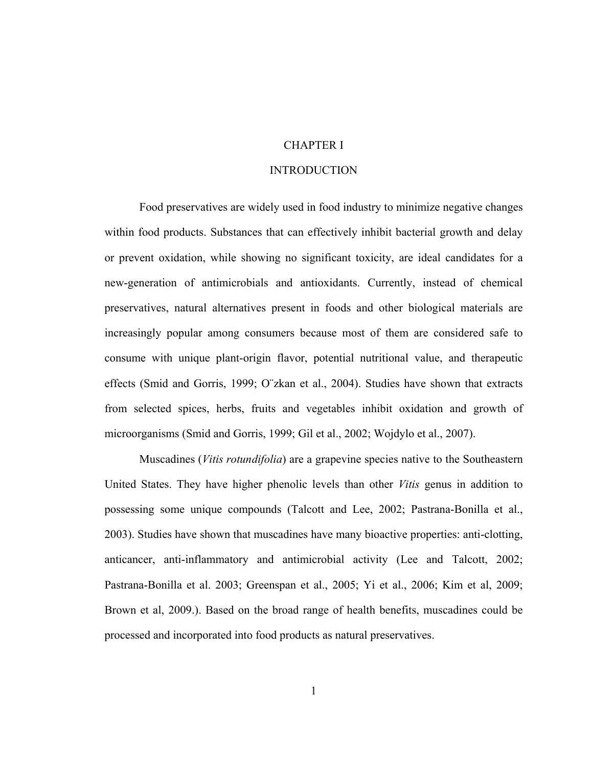# CHAPTER I

# INTRODUCTION

Food preservatives are widely used in food industry to minimize negative changes within food products. Substances that can effectively inhibit bacterial growth and delay or prevent oxidation, while showing no significant toxicity, are ideal candidates for a new-generation of antimicrobials and antioxidants. Currently, instead of chemical preservatives, natural alternatives present in foods and other biological materials are increasingly popular among consumers because most of them are considered safe to consume with unique plant-origin flavor, potential nutritional value, and therapeutic effects (Smid and Gorris, 1999; O¨zkan et al., 2004). Studies have shown that extracts from selected spices, herbs, fruits and vegetables inhibit oxidation and growth of microorganisms (Smid and Gorris, 1999; Gil et al., 2002; Wojdylo et al., 2007).

Muscadines (*Vitis rotundifolia*) are a grapevine species native to the Southeastern United States. They have higher phenolic levels than other *Vitis* genus in addition to possessing some unique compounds (Talcott and Lee, 2002; Pastrana-Bonilla et al., 2003). Studies have shown that muscadines have many bioactive properties: anti-clotting, anticancer, anti-inflammatory and antimicrobial activity (Lee and Talcott, 2002; Pastrana-Bonilla et al. 2003; Greenspan et al., 2005; Yi et al., 2006; Kim et al, 2009; Brown et al, 2009.). Based on the broad range of health benefits, muscadines could be processed and incorporated into food products as natural preservatives.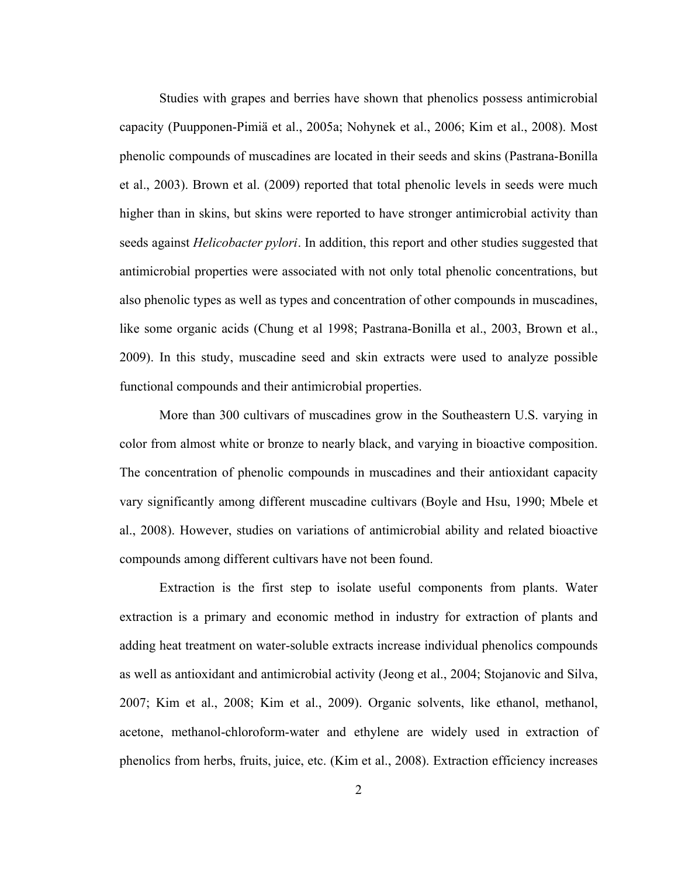Studies with grapes and berries have shown that phenolics possess antimicrobial capacity (Puupponen-Pimiä et al., 2005a; Nohynek et al., 2006; Kim et al., 2008). Most phenolic compounds of muscadines are located in their seeds and skins (Pastrana-Bonilla et al., 2003). Brown et al. (2009) reported that total phenolic levels in seeds were much higher than in skins, but skins were reported to have stronger antimicrobial activity than seeds against *Helicobacter pylori*. In addition, this report and other studies suggested that antimicrobial properties were associated with not only total phenolic concentrations, but also phenolic types as well as types and concentration of other compounds in muscadines, like some organic acids (Chung et al 1998; Pastrana-Bonilla et al., 2003, Brown et al., 2009). In this study, muscadine seed and skin extracts were used to analyze possible functional compounds and their antimicrobial properties.

More than 300 cultivars of muscadines grow in the Southeastern U.S. varying in color from almost white or bronze to nearly black, and varying in bioactive composition. The concentration of phenolic compounds in muscadines and their antioxidant capacity vary significantly among different muscadine cultivars (Boyle and Hsu, 1990; Mbele et al., 2008). However, studies on variations of antimicrobial ability and related bioactive compounds among different cultivars have not been found.

Extraction is the first step to isolate useful components from plants. Water extraction is a primary and economic method in industry for extraction of plants and adding heat treatment on water-soluble extracts increase individual phenolics compounds as well as antioxidant and antimicrobial activity (Jeong et al., 2004; Stojanovic and Silva, 2007; Kim et al., 2008; Kim et al., 2009). Organic solvents, like ethanol, methanol, acetone, methanol-chloroform-water and ethylene are widely used in extraction of phenolics from herbs, fruits, juice, etc. (Kim et al., 2008). Extraction efficiency increases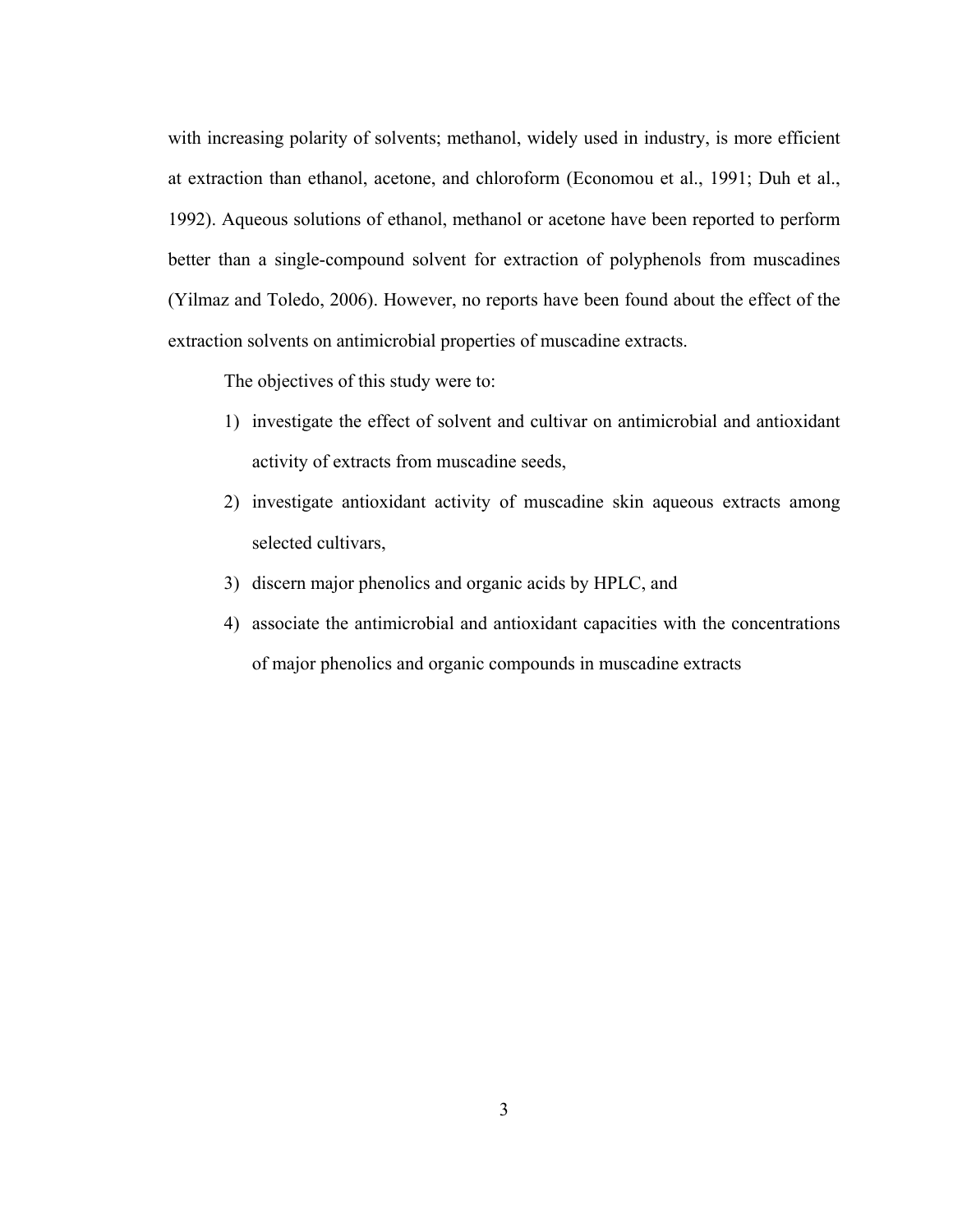with increasing polarity of solvents; methanol, widely used in industry, is more efficient at extraction than ethanol, acetone, and chloroform (Economou et al., 1991; Duh et al., 1992). Aqueous solutions of ethanol, methanol or acetone have been reported to perform better than a single-compound solvent for extraction of polyphenols from muscadines (Yilmaz and Toledo, 2006). However, no reports have been found about the effect of the extraction solvents on antimicrobial properties of muscadine extracts.

The objectives of this study were to:

1) investigate the effect of solvent and cultivar on antimicrobial and antioxidant activity of extracts from muscadine seeds,
2) investigate antioxidant activity of muscadine skin aqueous extracts among selected cultivars,
3) discern major phenolics and organic acids by HPLC, and
4) associate the antimicrobial and antioxidant capacities with the concentrations of major phenolics and organic compounds in muscadine extracts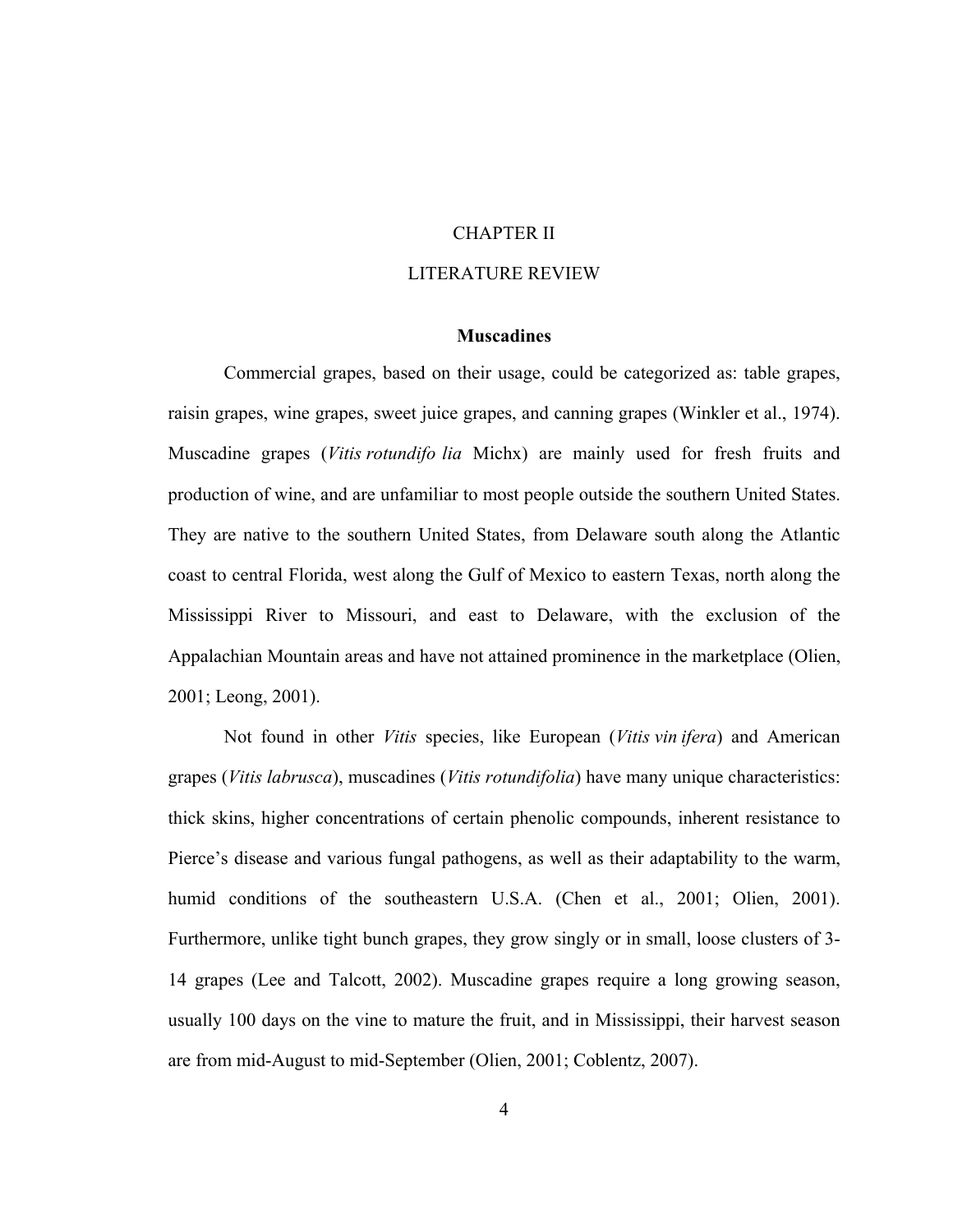# CHAPTER II

# LITERATURE REVIEW

## Muscadines

Commercial grapes, based on their usage, could be categorized as: table grapes, raisin grapes, wine grapes, sweet juice grapes, and canning grapes (Winkler et al., 1974). Muscadine grapes (*Vitis rotundifo lia* Michx) are mainly used for fresh fruits and production of wine, and are unfamiliar to most people outside the southern United States. They are native to the southern United States, from Delaware south along the Atlantic coast to central Florida, west along the Gulf of Mexico to eastern Texas, north along the Mississippi River to Missouri, and east to Delaware, with the exclusion of the Appalachian Mountain areas and have not attained prominence in the marketplace (Olien, 2001; Leong, 2001).

Not found in other *Vitis* species, like European (*Vitis vin ifera*) and American grapes (*Vitis labrusca*), muscadines (*Vitis rotundifolia*) have many unique characteristics: thick skins, higher concentrations of certain phenolic compounds, inherent resistance to Pierce's disease and various fungal pathogens, as well as their adaptability to the warm, humid conditions of the southeastern U.S.A. (Chen et al., 2001; Olien, 2001). Furthermore, unlike tight bunch grapes, they grow singly or in small, loose clusters of 3-14 grapes (Lee and Talcott, 2002). Muscadine grapes require a long growing season, usually 100 days on the vine to mature the fruit, and in Mississippi, their harvest season are from mid-August to mid-September (Olien, 2001; Coblentz, 2007).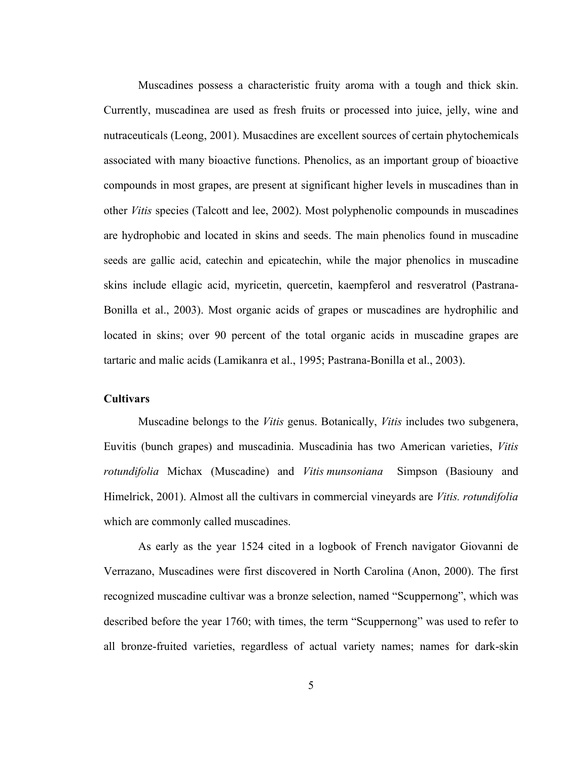Muscadines possess a characteristic fruity aroma with a tough and thick skin. Currently, muscadinea are used as fresh fruits or processed into juice, jelly, wine and nutraceuticals (Leong, 2001). Musacdines are excellent sources of certain phytochemicals associated with many bioactive functions. Phenolics, as an important group of bioactive compounds in most grapes, are present at significant higher levels in muscadines than in other *Vitis* species (Talcott and lee, 2002). Most polyphenolic compounds in muscadines are hydrophobic and located in skins and seeds. The main phenolics found in muscadine seeds are gallic acid, catechin and epicatechin, while the major phenolics in muscadine skins include ellagic acid, myricetin, quercetin, kaempferol and resveratrol (Pastrana-Bonilla et al., 2003). Most organic acids of grapes or muscadines are hydrophilic and located in skins; over 90 percent of the total organic acids in muscadine grapes are tartaric and malic acids (Lamikanra et al., 1995; Pastrana-Bonilla et al., 2003).

**Cultivars**

Muscadine belongs to the *Vitis* genus. Botanically, *Vitis* includes two subgenera, Euvitis (bunch grapes) and muscadinia. Muscadinia has two American varieties, *Vitis rotundifolia* Michax (Muscadine) and *Vitis munsoniana* Simpson (Basiouny and Himelrick, 2001). Almost all the cultivars in commercial vineyards are *Vitis. rotundifolia* which are commonly called muscadines.

As early as the year 1524 cited in a logbook of French navigator Giovanni de Verrazano, Muscadines were first discovered in North Carolina (Anon, 2000). The first recognized muscadine cultivar was a bronze selection, named "Scuppernong", which was described before the year 1760; with times, the term "Scuppernong" was used to refer to all bronze-fruited varieties, regardless of actual variety names; names for dark-skin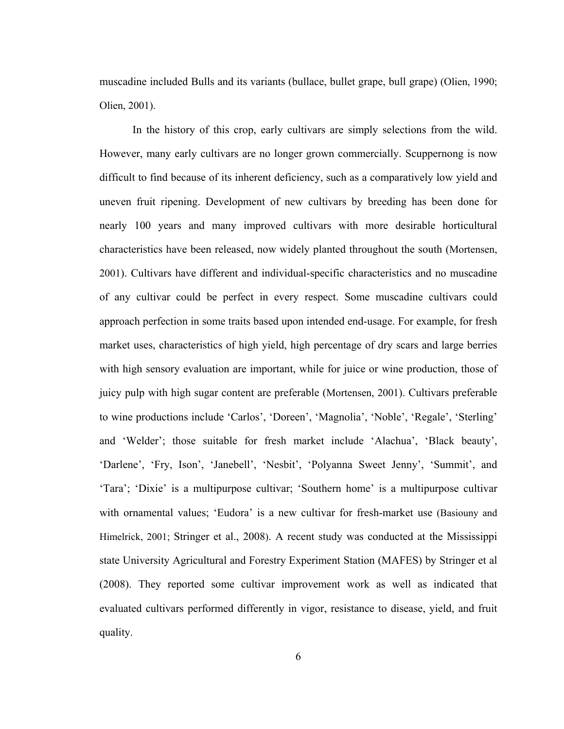muscadine included Bulls and its variants (bullace, bullet grape, bull grape) (Olien, 1990; Olien, 2001).

In the history of this crop, early cultivars are simply selections from the wild. However, many early cultivars are no longer grown commercially. Scuppernong is now difficult to find because of its inherent deficiency, such as a comparatively low yield and uneven fruit ripening. Development of new cultivars by breeding has been done for nearly 100 years and many improved cultivars with more desirable horticultural characteristics have been released, now widely planted throughout the south (Mortensen, 2001). Cultivars have different and individual-specific characteristics and no muscadine of any cultivar could be perfect in every respect. Some muscadine cultivars could approach perfection in some traits based upon intended end-usage. For example, for fresh market uses, characteristics of high yield, high percentage of dry scars and large berries with high sensory evaluation are important, while for juice or wine production, those of juicy pulp with high sugar content are preferable (Mortensen, 2001). Cultivars preferable to wine productions include 'Carlos', 'Doreen', 'Magnolia', 'Noble', 'Regale', 'Sterling' and 'Welder'; those suitable for fresh market include 'Alachua', 'Black beauty', 'Darlene', 'Fry, Ison', 'Janebell', 'Nesbit', 'Polyanna Sweet Jenny', 'Summit', and 'Tara'; 'Dixie' is a multipurpose cultivar; 'Southern home' is a multipurpose cultivar with ornamental values; 'Eudora' is a new cultivar for fresh-market use (Basiouny and Himelrick, 2001; Stringer et al., 2008). A recent study was conducted at the Mississippi state University Agricultural and Forestry Experiment Station (MAFES) by Stringer et al (2008). They reported some cultivar improvement work as well as indicated that evaluated cultivars performed differently in vigor, resistance to disease, yield, and fruit quality.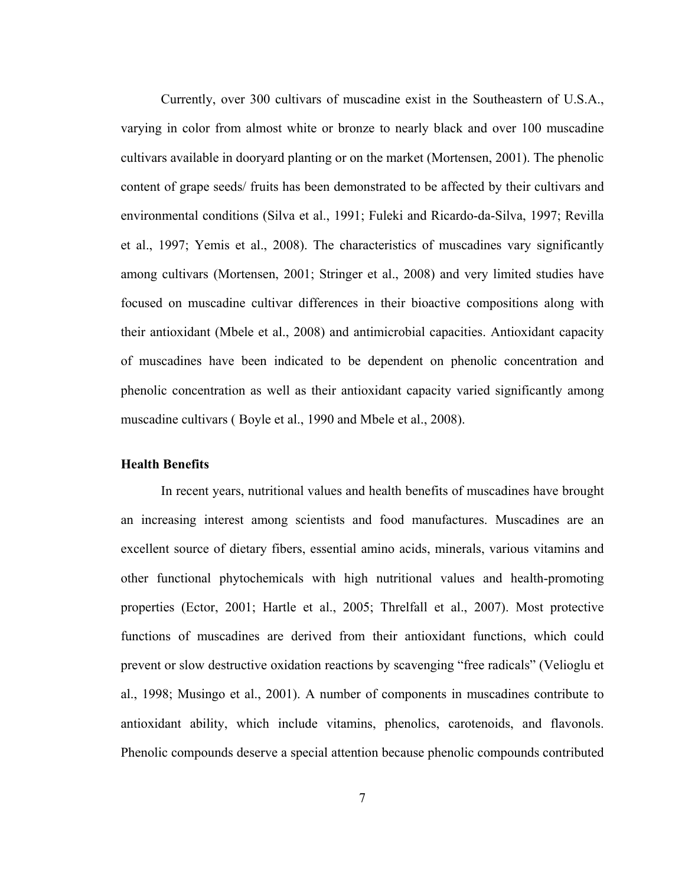Currently, over 300 cultivars of muscadine exist in the Southeastern of U.S.A., varying in color from almost white or bronze to nearly black and over 100 muscadine cultivars available in dooryard planting or on the market (Mortensen, 2001). The phenolic content of grape seeds/ fruits has been demonstrated to be affected by their cultivars and environmental conditions (Silva et al., 1991; Fuleki and Ricardo-da-Silva, 1997; Revilla et al., 1997; Yemis et al., 2008). The characteristics of muscadines vary significantly among cultivars (Mortensen, 2001; Stringer et al., 2008) and very limited studies have focused on muscadine cultivar differences in their bioactive compositions along with their antioxidant (Mbele et al., 2008) and antimicrobial capacities. Antioxidant capacity of muscadines have been indicated to be dependent on phenolic concentration and phenolic concentration as well as their antioxidant capacity varied significantly among muscadine cultivars ( Boyle et al., 1990 and Mbele et al., 2008).

**Health Benefits**

In recent years, nutritional values and health benefits of muscadines have brought an increasing interest among scientists and food manufactures. Muscadines are an excellent source of dietary fibers, essential amino acids, minerals, various vitamins and other functional phytochemicals with high nutritional values and health-promoting properties (Ector, 2001; Hartle et al., 2005; Threlfall et al., 2007). Most protective functions of muscadines are derived from their antioxidant functions, which could prevent or slow destructive oxidation reactions by scavenging "free radicals" (Velioglu et al., 1998; Musingo et al., 2001). A number of components in muscadines contribute to antioxidant ability, which include vitamins, phenolics, carotenoids, and flavonols. Phenolic compounds deserve a special attention because phenolic compounds contributed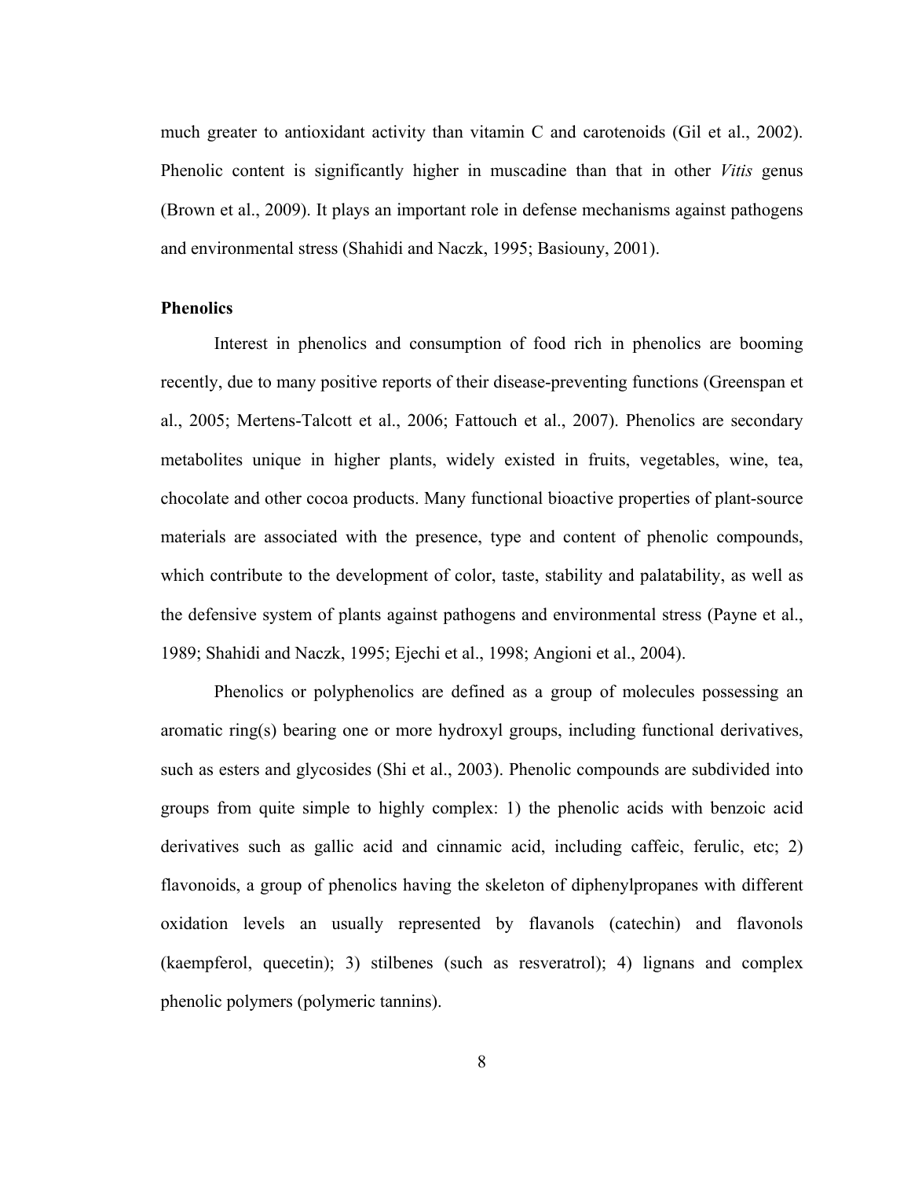much greater to antioxidant activity than vitamin C and carotenoids (Gil et al., 2002). Phenolic content is significantly higher in muscadine than that in other *Vitis* genus (Brown et al., 2009). It plays an important role in defense mechanisms against pathogens and environmental stress (Shahidi and Naczk, 1995; Basiouny, 2001).

**Phenolics**

Interest in phenolics and consumption of food rich in phenolics are booming recently, due to many positive reports of their disease-preventing functions (Greenspan et al., 2005; Mertens-Talcott et al., 2006; Fattouch et al., 2007). Phenolics are secondary metabolites unique in higher plants, widely existed in fruits, vegetables, wine, tea, chocolate and other cocoa products. Many functional bioactive properties of plant-source materials are associated with the presence, type and content of phenolic compounds, which contribute to the development of color, taste, stability and palatability, as well as the defensive system of plants against pathogens and environmental stress (Payne et al., 1989; Shahidi and Naczk, 1995; Ejechi et al., 1998; Angioni et al., 2004).

Phenolics or polyphenolics are defined as a group of molecules possessing an aromatic ring(s) bearing one or more hydroxyl groups, including functional derivatives, such as esters and glycosides (Shi et al., 2003). Phenolic compounds are subdivided into groups from quite simple to highly complex: 1) the phenolic acids with benzoic acid derivatives such as gallic acid and cinnamic acid, including caffeic, ferulic, etc; 2) flavonoids, a group of phenolics having the skeleton of diphenylpropanes with different oxidation levels an usually represented by flavanols (catechin) and flavonols (kaempferol, quecetin); 3) stilbenes (such as resveratrol); 4) lignans and complex phenolic polymers (polymeric tannins).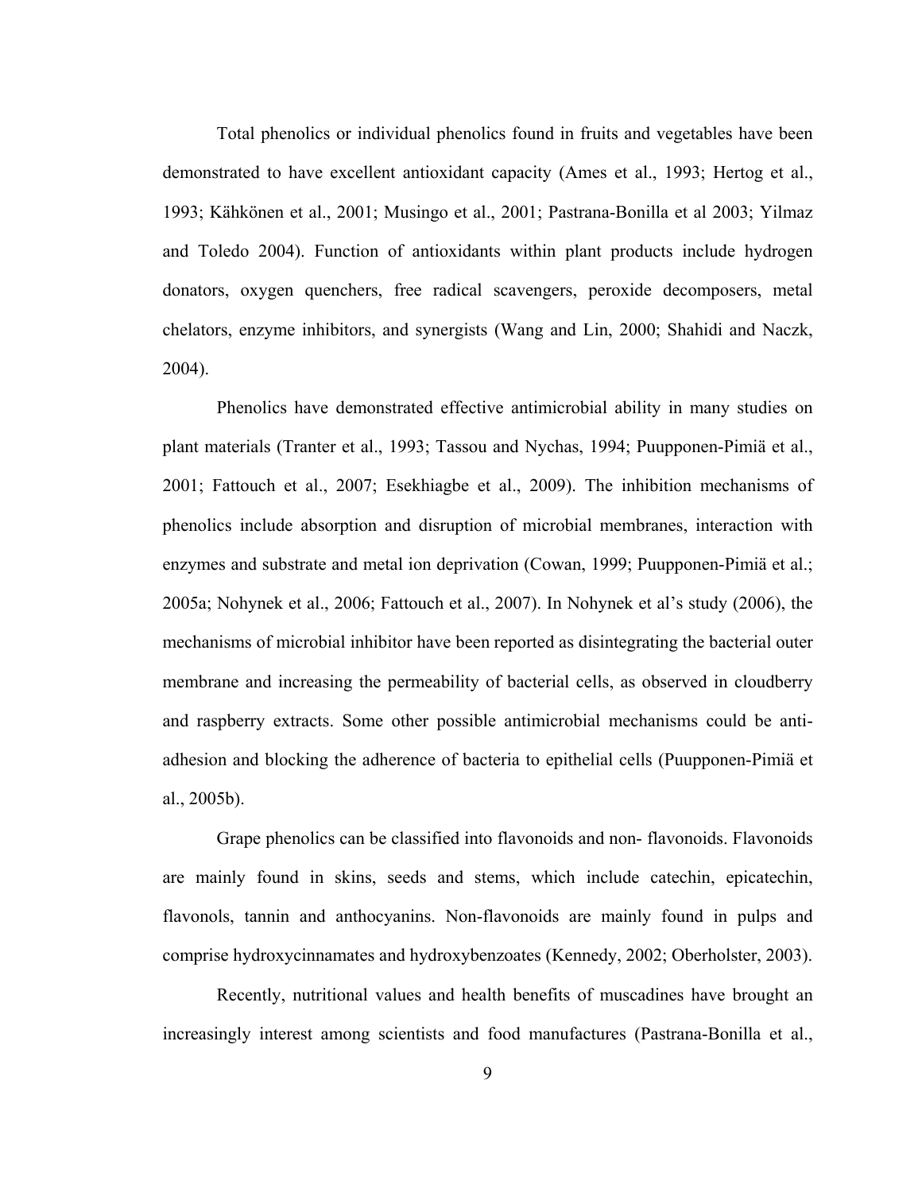Total phenolics or individual phenolics found in fruits and vegetables have been demonstrated to have excellent antioxidant capacity (Ames et al., 1993; Hertog et al., 1993; Kähkönen et al., 2001; Musingo et al., 2001; Pastrana-Bonilla et al 2003; Yilmaz and Toledo 2004). Function of antioxidants within plant products include hydrogen donators, oxygen quenchers, free radical scavengers, peroxide decomposers, metal chelators, enzyme inhibitors, and synergists (Wang and Lin, 2000; Shahidi and Naczk, 2004).

Phenolics have demonstrated effective antimicrobial ability in many studies on plant materials (Tranter et al., 1993; Tassou and Nychas, 1994; Puupponen-Pimiä et al., 2001; Fattouch et al., 2007; Esekhiagbe et al., 2009). The inhibition mechanisms of phenolics include absorption and disruption of microbial membranes, interaction with enzymes and substrate and metal ion deprivation (Cowan, 1999; Puupponen-Pimiä et al.; 2005a; Nohynek et al., 2006; Fattouch et al., 2007). In Nohynek et al's study (2006), the mechanisms of microbial inhibitor have been reported as disintegrating the bacterial outer membrane and increasing the permeability of bacterial cells, as observed in cloudberry and raspberry extracts. Some other possible antimicrobial mechanisms could be anti-adhesion and blocking the adherence of bacteria to epithelial cells (Puupponen-Pimiä et al., 2005b).

Grape phenolics can be classified into flavonoids and non- flavonoids. Flavonoids are mainly found in skins, seeds and stems, which include catechin, epicatechin, flavonols, tannin and anthocyanins. Non-flavonoids are mainly found in pulps and comprise hydroxycinnamates and hydroxybenzoates (Kennedy, 2002; Oberholster, 2003).

Recently, nutritional values and health benefits of muscadines have brought an increasingly interest among scientists and food manufactures (Pastrana-Bonilla et al.,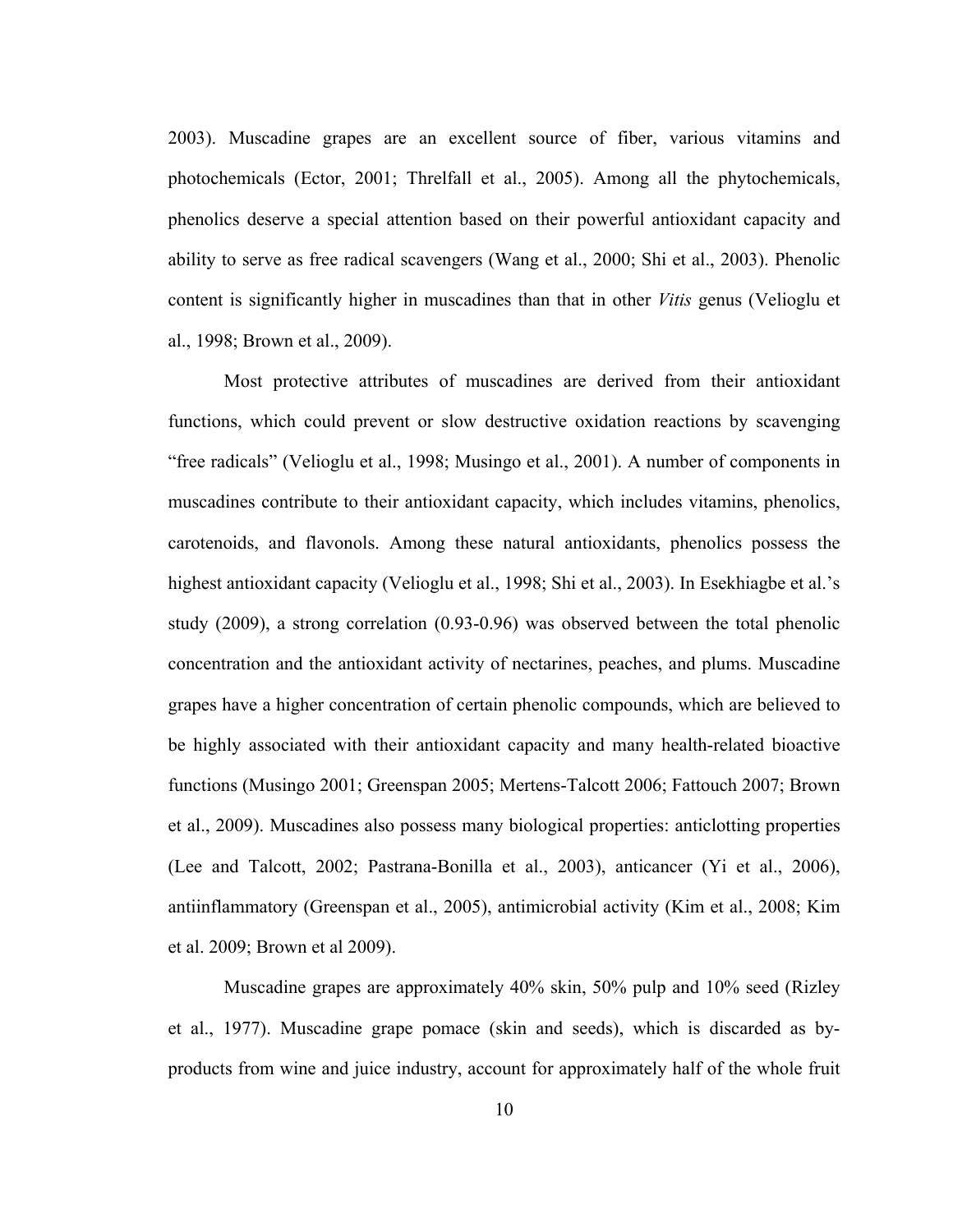2003). Muscadine grapes are an excellent source of fiber, various vitamins and photochemicals (Ector, 2001; Threlfall et al., 2005). Among all the phytochemicals, phenolics deserve a special attention based on their powerful antioxidant capacity and ability to serve as free radical scavengers (Wang et al., 2000; Shi et al., 2003). Phenolic content is significantly higher in muscadines than that in other *Vitis* genus (Velioglu et al., 1998; Brown et al., 2009).

Most protective attributes of muscadines are derived from their antioxidant functions, which could prevent or slow destructive oxidation reactions by scavenging "free radicals" (Velioglu et al., 1998; Musingo et al., 2001). A number of components in muscadines contribute to their antioxidant capacity, which includes vitamins, phenolics, carotenoids, and flavonols. Among these natural antioxidants, phenolics possess the highest antioxidant capacity (Velioglu et al., 1998; Shi et al., 2003). In Esekhiagbe et al.'s study (2009), a strong correlation (0.93-0.96) was observed between the total phenolic concentration and the antioxidant activity of nectarines, peaches, and plums. Muscadine grapes have a higher concentration of certain phenolic compounds, which are believed to be highly associated with their antioxidant capacity and many health-related bioactive functions (Musingo 2001; Greenspan 2005; Mertens-Talcott 2006; Fattouch 2007; Brown et al., 2009). Muscadines also possess many biological properties: anticlotting properties (Lee and Talcott, 2002; Pastrana-Bonilla et al., 2003), anticancer (Yi et al., 2006), antiinflammatory (Greenspan et al., 2005), antimicrobial activity (Kim et al., 2008; Kim et al. 2009; Brown et al 2009).

Muscadine grapes are approximately 40% skin, 50% pulp and 10% seed (Rizley et al., 1977). Muscadine grape pomace (skin and seeds), which is discarded as by-products from wine and juice industry, account for approximately half of the whole fruit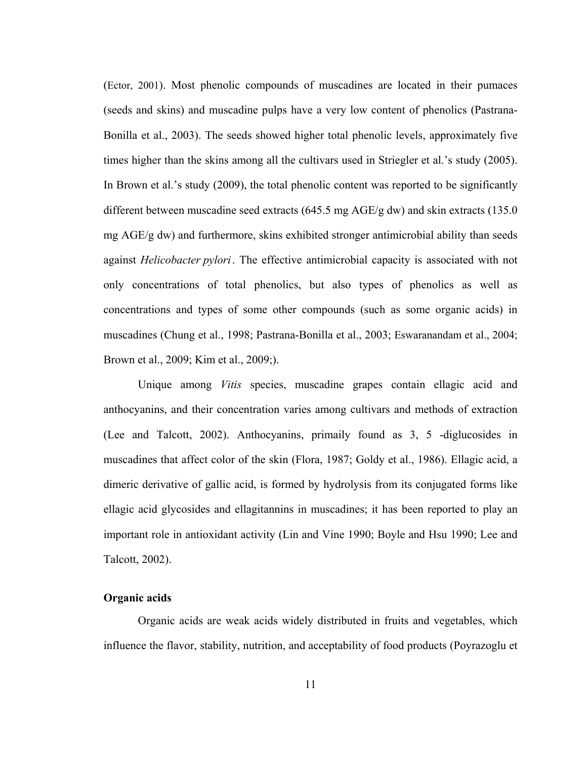(Ector, 2001). Most phenolic compounds of muscadines are located in their pumaces (seeds and skins) and muscadine pulps have a very low content of phenolics (Pastrana-Bonilla et al., 2003). The seeds showed higher total phenolic levels, approximately five times higher than the skins among all the cultivars used in Striegler et al.'s study (2005). In Brown et al.'s study (2009), the total phenolic content was reported to be significantly different between muscadine seed extracts (645.5 mg AGE/g dw) and skin extracts (135.0 mg AGE/g dw) and furthermore, skins exhibited stronger antimicrobial ability than seeds against *Helicobacter pylori*. The effective antimicrobial capacity is associated with not only concentrations of total phenolics, but also types of phenolics as well as concentrations and types of some other compounds (such as some organic acids) in muscadines (Chung et al., 1998; Pastrana-Bonilla et al., 2003; Eswaranandam et al., 2004; Brown et al., 2009; Kim et al., 2009;).

Unique among *Vitis* species, muscadine grapes contain ellagic acid and anthocyanins, and their concentration varies among cultivars and methods of extraction (Lee and Talcott, 2002). Anthocyanins, primaily found as 3, 5 -diglucosides in muscadines that affect color of the skin (Flora, 1987; Goldy et al., 1986). Ellagic acid, a dimeric derivative of gallic acid, is formed by hydrolysis from its conjugated forms like ellagic acid glycosides and ellagitannins in muscadines; it has been reported to play an important role in antioxidant activity (Lin and Vine 1990; Boyle and Hsu 1990; Lee and Talcott, 2002).

**Organic acids**

Organic acids are weak acids widely distributed in fruits and vegetables, which influence the flavor, stability, nutrition, and acceptability of food products (Poyrazoglu et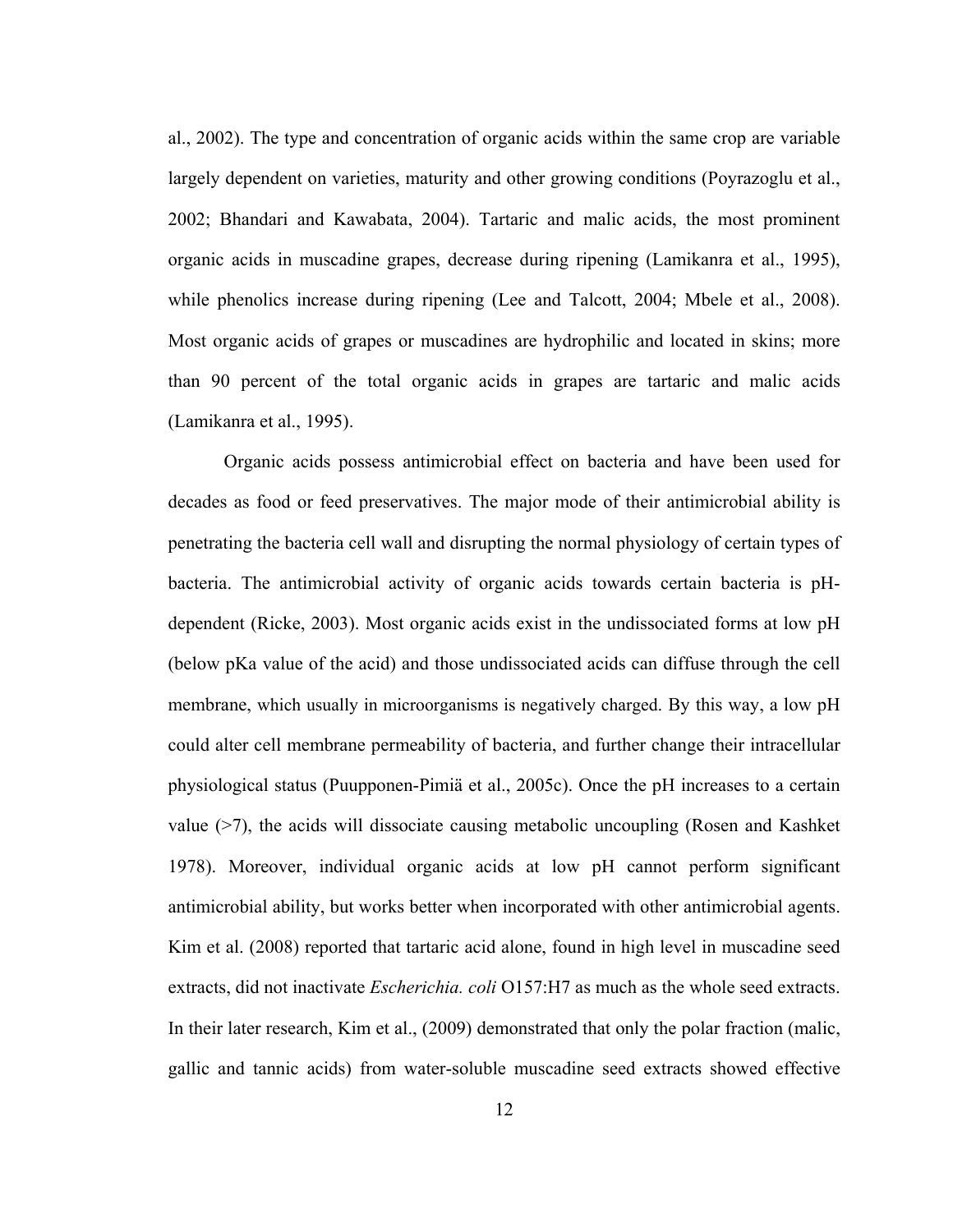al., 2002). The type and concentration of organic acids within the same crop are variable largely dependent on varieties, maturity and other growing conditions (Poyrazoglu et al., 2002; Bhandari and Kawabata, 2004). Tartaric and malic acids, the most prominent organic acids in muscadine grapes, decrease during ripening (Lamikanra et al., 1995), while phenolics increase during ripening (Lee and Talcott, 2004; Mbele et al., 2008). Most organic acids of grapes or muscadines are hydrophilic and located in skins; more than 90 percent of the total organic acids in grapes are tartaric and malic acids (Lamikanra et al., 1995).

Organic acids possess antimicrobial effect on bacteria and have been used for decades as food or feed preservatives. The major mode of their antimicrobial ability is penetrating the bacteria cell wall and disrupting the normal physiology of certain types of bacteria. The antimicrobial activity of organic acids towards certain bacteria is pH-dependent (Ricke, 2003). Most organic acids exist in the undissociated forms at low pH (below pKa value of the acid) and those undissociated acids can diffuse through the cell membrane, which usually in microorganisms is negatively charged. By this way, a low pH could alter cell membrane permeability of bacteria, and further change their intracellular physiological status (Puupponen-Pimiä et al., 2005c). Once the pH increases to a certain value (>7), the acids will dissociate causing metabolic uncoupling (Rosen and Kashket 1978). Moreover, individual organic acids at low pH cannot perform significant antimicrobial ability, but works better when incorporated with other antimicrobial agents. Kim et al. (2008) reported that tartaric acid alone, found in high level in muscadine seed extracts, did not inactivate *Escherichia. coli* O157:H7 as much as the whole seed extracts. In their later research, Kim et al., (2009) demonstrated that only the polar fraction (malic, gallic and tannic acids) from water-soluble muscadine seed extracts showed effective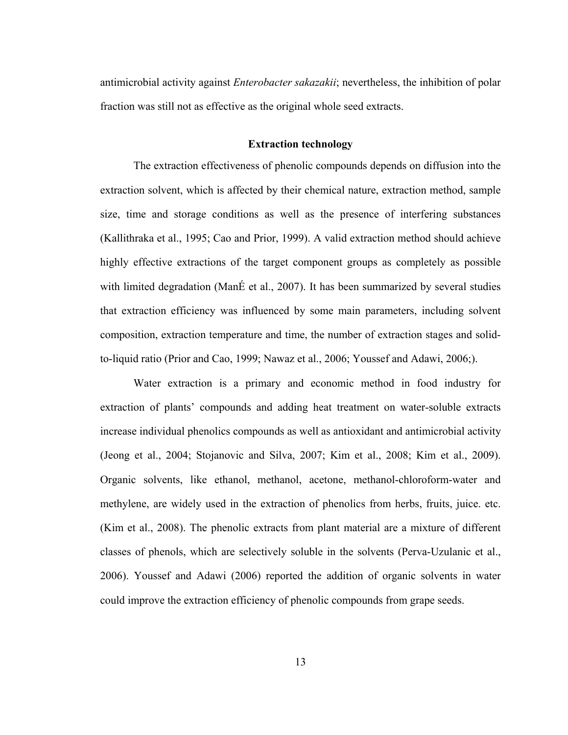antimicrobial activity against *Enterobacter sakazakii*; nevertheless, the inhibition of polar fraction was still not as effective as the original whole seed extracts.

## Extraction technology

The extraction effectiveness of phenolic compounds depends on diffusion into the extraction solvent, which is affected by their chemical nature, extraction method, sample size, time and storage conditions as well as the presence of interfering substances (Kallithraka et al., 1995; Cao and Prior, 1999). A valid extraction method should achieve highly effective extractions of the target component groups as completely as possible with limited degradation (ManÉ et al., 2007). It has been summarized by several studies that extraction efficiency was influenced by some main parameters, including solvent composition, extraction temperature and time, the number of extraction stages and solid-to-liquid ratio (Prior and Cao, 1999; Nawaz et al., 2006; Youssef and Adawi, 2006;).

Water extraction is a primary and economic method in food industry for extraction of plants' compounds and adding heat treatment on water-soluble extracts increase individual phenolics compounds as well as antioxidant and antimicrobial activity (Jeong et al., 2004; Stojanovic and Silva, 2007; Kim et al., 2008; Kim et al., 2009). Organic solvents, like ethanol, methanol, acetone, methanol-chloroform-water and methylene, are widely used in the extraction of phenolics from herbs, fruits, juice. etc. (Kim et al., 2008). The phenolic extracts from plant material are a mixture of different classes of phenols, which are selectively soluble in the solvents (Perva-Uzulanic et al., 2006). Youssef and Adawi (2006) reported the addition of organic solvents in water could improve the extraction efficiency of phenolic compounds from grape seeds.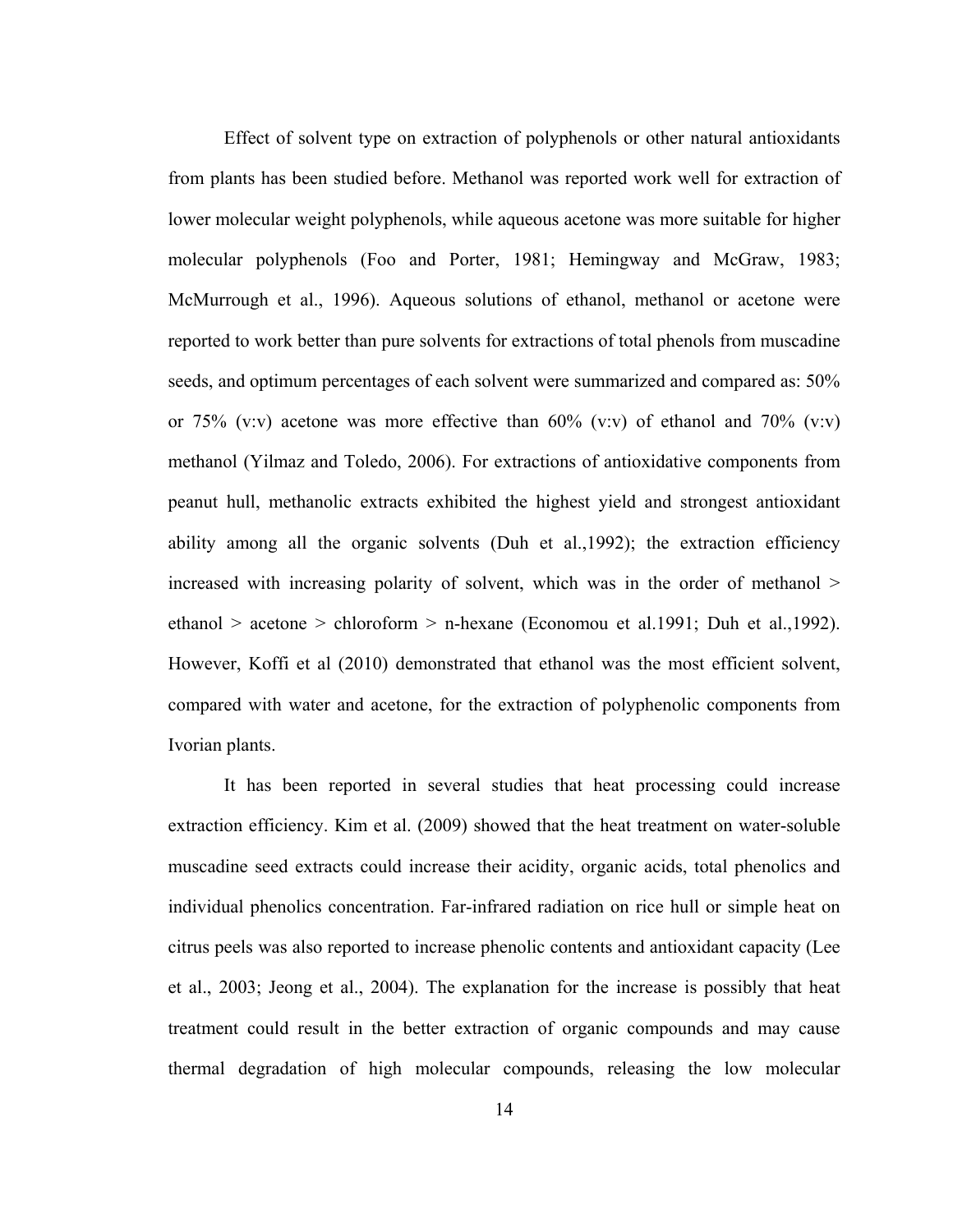Effect of solvent type on extraction of polyphenols or other natural antioxidants from plants has been studied before. Methanol was reported work well for extraction of lower molecular weight polyphenols, while aqueous acetone was more suitable for higher molecular polyphenols (Foo and Porter, 1981; Hemingway and McGraw, 1983; McMurrough et al., 1996). Aqueous solutions of ethanol, methanol or acetone were reported to work better than pure solvents for extractions of total phenols from muscadine seeds, and optimum percentages of each solvent were summarized and compared as: 50% or 75% (v:v) acetone was more effective than 60% (v:v) of ethanol and 70% (v:v) methanol (Yilmaz and Toledo, 2006). For extractions of antioxidative components from peanut hull, methanolic extracts exhibited the highest yield and strongest antioxidant ability among all the organic solvents (Duh et al.,1992); the extraction efficiency increased with increasing polarity of solvent, which was in the order of methanol > ethanol > acetone > chloroform > n-hexane (Economou et al.1991; Duh et al.,1992). However, Koffi et al (2010) demonstrated that ethanol was the most efficient solvent, compared with water and acetone, for the extraction of polyphenolic components from Ivorian plants.

It has been reported in several studies that heat processing could increase extraction efficiency. Kim et al. (2009) showed that the heat treatment on water-soluble muscadine seed extracts could increase their acidity, organic acids, total phenolics and individual phenolics concentration. Far-infrared radiation on rice hull or simple heat on citrus peels was also reported to increase phenolic contents and antioxidant capacity (Lee et al., 2003; Jeong et al., 2004). The explanation for the increase is possibly that heat treatment could result in the better extraction of organic compounds and may cause thermal degradation of high molecular compounds, releasing the low molecular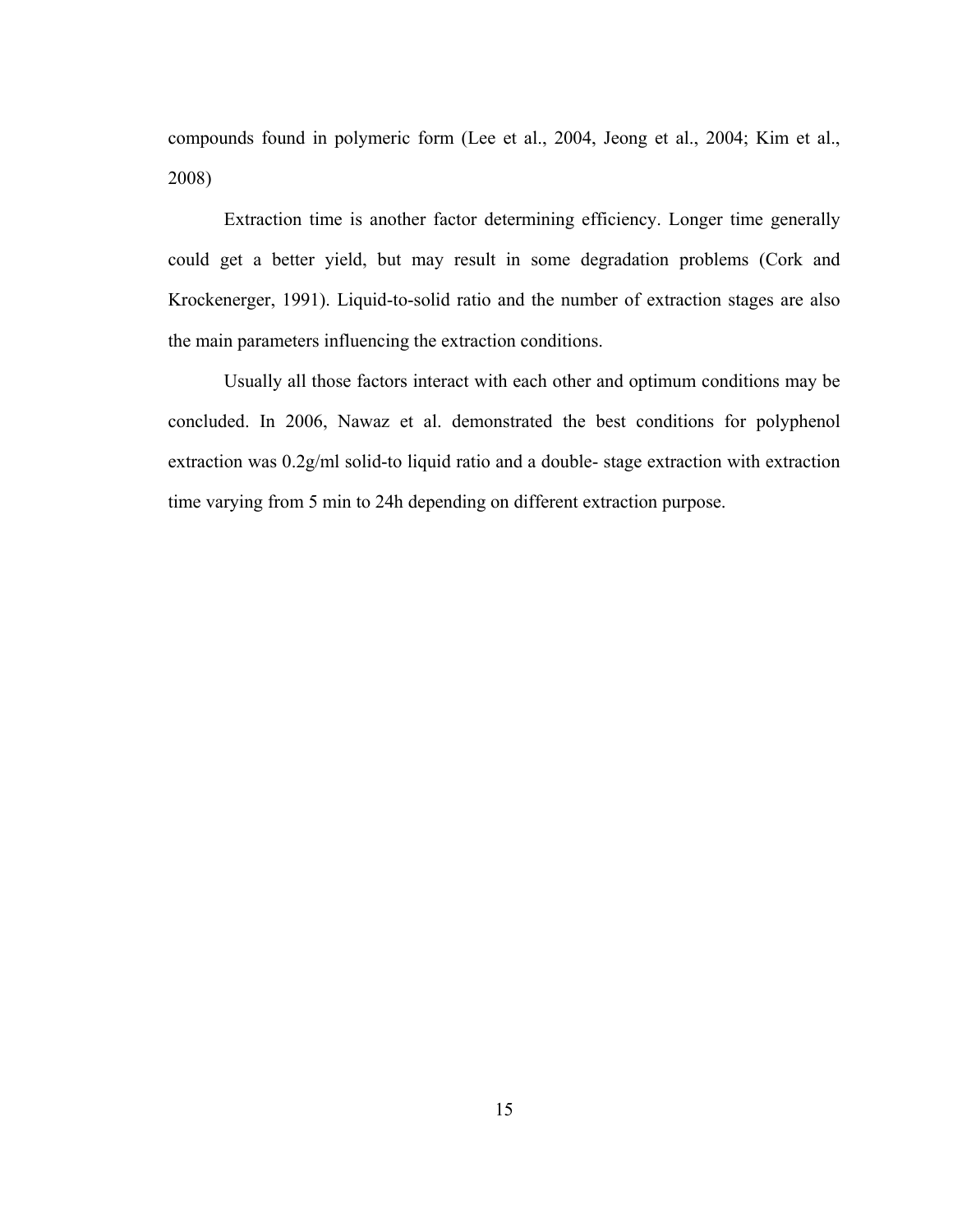compounds found in polymeric form (Lee et al., 2004, Jeong et al., 2004; Kim et al., 2008)

Extraction time is another factor determining efficiency. Longer time generally could get a better yield, but may result in some degradation problems (Cork and Krockenerger, 1991). Liquid-to-solid ratio and the number of extraction stages are also the main parameters influencing the extraction conditions.

Usually all those factors interact with each other and optimum conditions may be concluded. In 2006, Nawaz et al. demonstrated the best conditions for polyphenol extraction was 0.2g/ml solid-to liquid ratio and a double- stage extraction with extraction time varying from 5 min to 24h depending on different extraction purpose.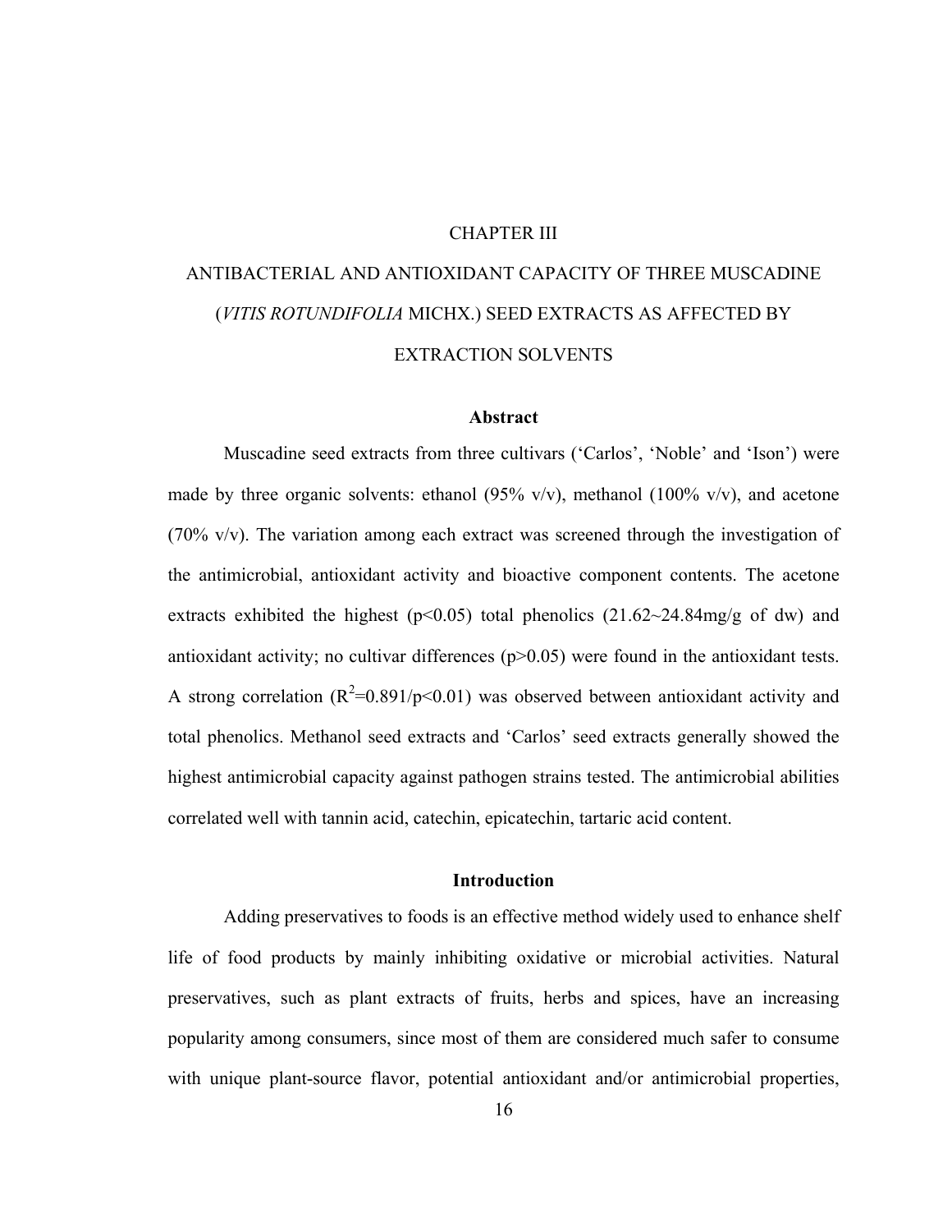# CHAPTER III

# ANTIBACTERIAL AND ANTIOXIDANT CAPACITY OF THREE MUSCADINE (*VITIS ROTUNDIFOLIA* MICHX.) SEED EXTRACTS AS AFFECTED BY EXTRACTION SOLVENTS

## Abstract

Muscadine seed extracts from three cultivars ('Carlos', 'Noble' and 'Ison') were made by three organic solvents: ethanol (95% v/v), methanol (100% v/v), and acetone (70% v/v). The variation among each extract was screened through the investigation of the antimicrobial, antioxidant activity and bioactive component contents. The acetone extracts exhibited the highest ($p<0.05$) total phenolics (21.62~24.84mg/g of dw) and antioxidant activity; no cultivar differences ($p>0.05$) were found in the antioxidant tests. A strong correlation ($R^2=0.891/p<0.01$) was observed between antioxidant activity and total phenolics. Methanol seed extracts and 'Carlos' seed extracts generally showed the highest antimicrobial capacity against pathogen strains tested. The antimicrobial abilities correlated well with tannin acid, catechin, epicatechin, tartaric acid content.

## Introduction

Adding preservatives to foods is an effective method widely used to enhance shelf life of food products by mainly inhibiting oxidative or microbial activities. Natural preservatives, such as plant extracts of fruits, herbs and spices, have an increasing popularity among consumers, since most of them are considered much safer to consume with unique plant-source flavor, potential antioxidant and/or antimicrobial properties,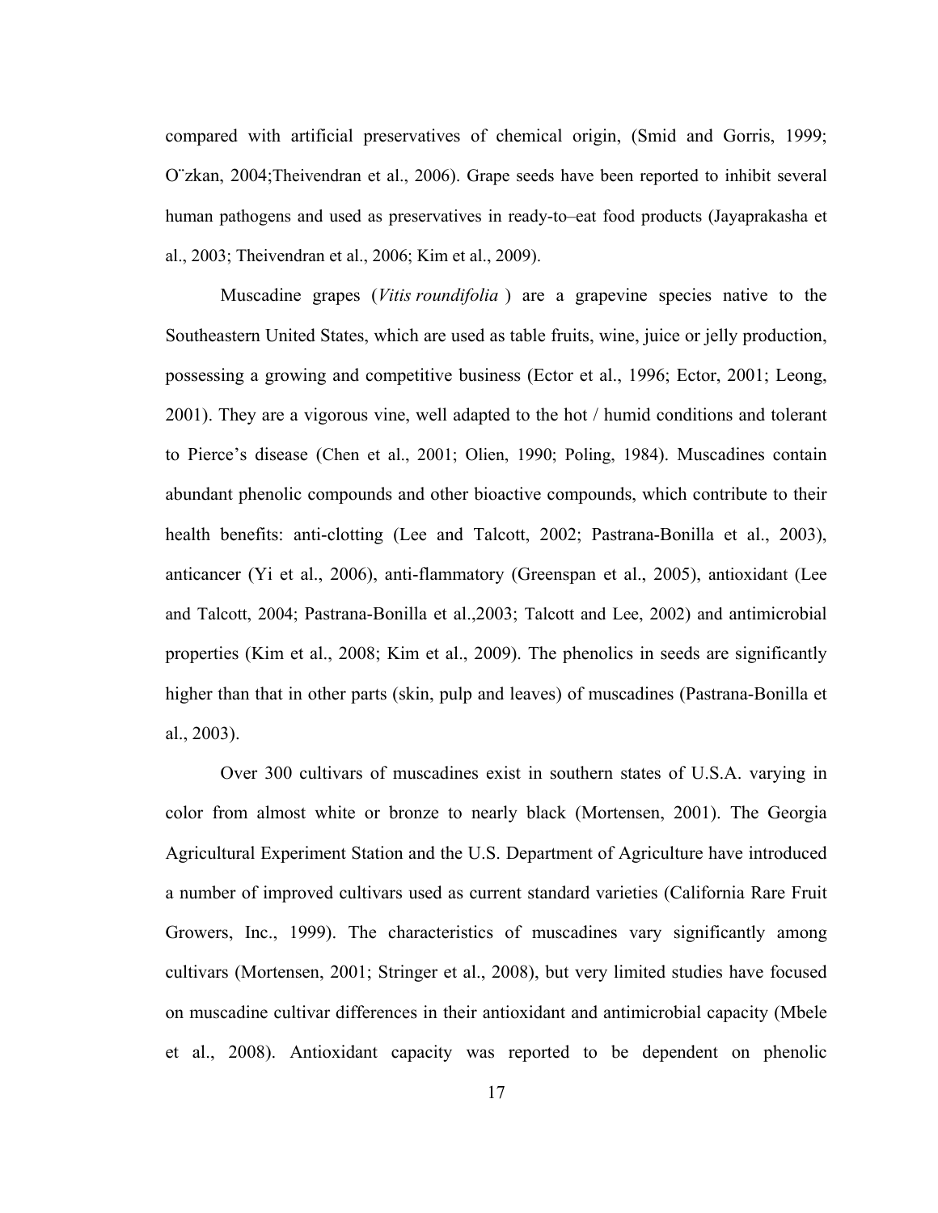compared with artificial preservatives of chemical origin, (Smid and Gorris, 1999; O¨zkan, 2004;Theivendran et al., 2006). Grape seeds have been reported to inhibit several human pathogens and used as preservatives in ready-to–eat food products (Jayaprakasha et al., 2003; Theivendran et al., 2006; Kim et al., 2009).

Muscadine grapes (*Vitis roundifolia* ) are a grapevine species native to the Southeastern United States, which are used as table fruits, wine, juice or jelly production, possessing a growing and competitive business (Ector et al., 1996; Ector, 2001; Leong, 2001). They are a vigorous vine, well adapted to the hot / humid conditions and tolerant to Pierce's disease (Chen et al., 2001; Olien, 1990; Poling, 1984). Muscadines contain abundant phenolic compounds and other bioactive compounds, which contribute to their health benefits: anti-clotting (Lee and Talcott, 2002; Pastrana-Bonilla et al., 2003), anticancer (Yi et al., 2006), anti-flammatory (Greenspan et al., 2005), antioxidant (Lee and Talcott, 2004; Pastrana-Bonilla et al.,2003; Talcott and Lee, 2002) and antimicrobial properties (Kim et al., 2008; Kim et al., 2009). The phenolics in seeds are significantly higher than that in other parts (skin, pulp and leaves) of muscadines (Pastrana-Bonilla et al., 2003).

Over 300 cultivars of muscadines exist in southern states of U.S.A. varying in color from almost white or bronze to nearly black (Mortensen, 2001). The Georgia Agricultural Experiment Station and the U.S. Department of Agriculture have introduced a number of improved cultivars used as current standard varieties (California Rare Fruit Growers, Inc., 1999). The characteristics of muscadines vary significantly among cultivars (Mortensen, 2001; Stringer et al., 2008), but very limited studies have focused on muscadine cultivar differences in their antioxidant and antimicrobial capacity (Mbele et al., 2008). Antioxidant capacity was reported to be dependent on phenolic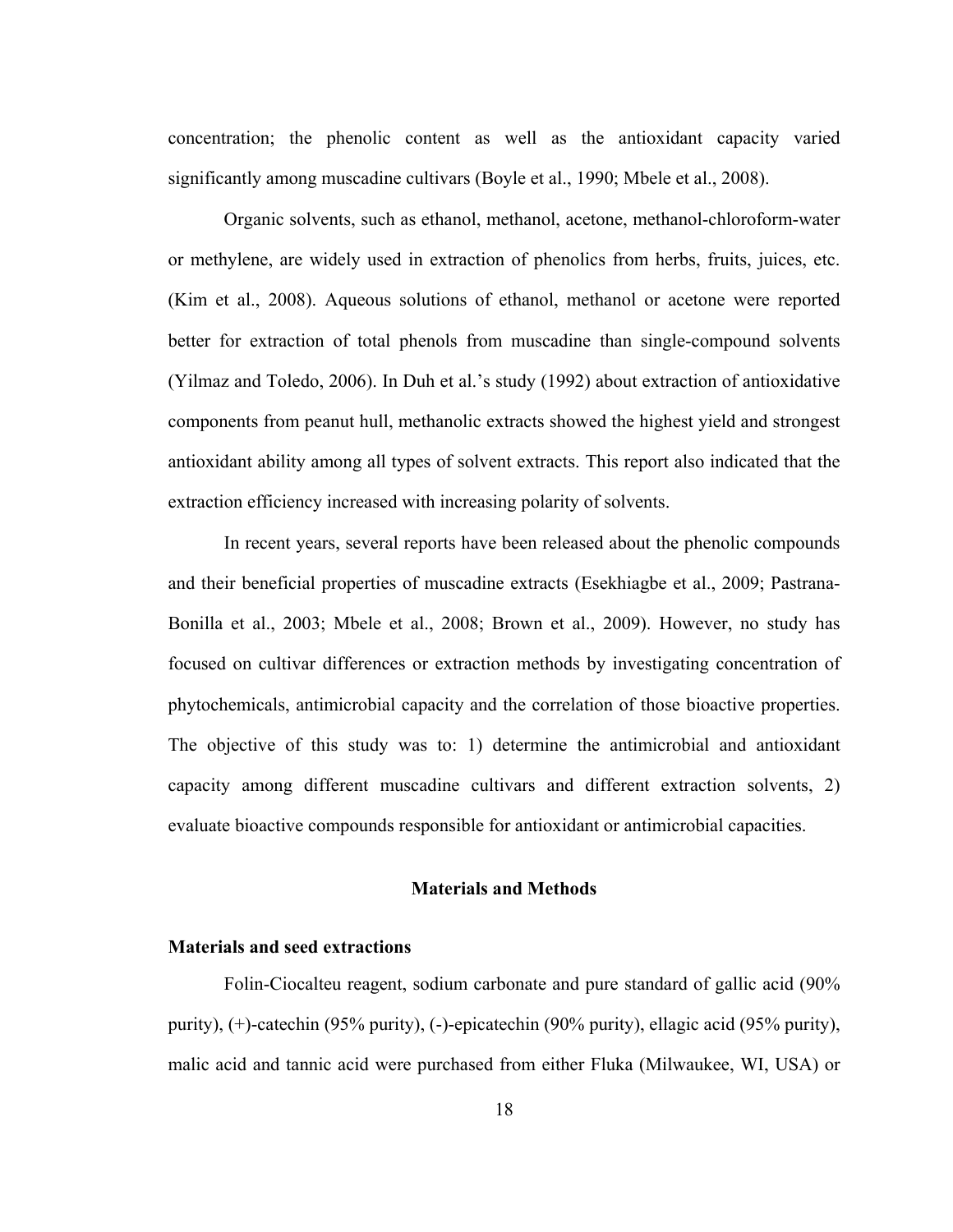concentration; the phenolic content as well as the antioxidant capacity varied significantly among muscadine cultivars (Boyle et al., 1990; Mbele et al., 2008).

Organic solvents, such as ethanol, methanol, acetone, methanol-chloroform-water or methylene, are widely used in extraction of phenolics from herbs, fruits, juices, etc. (Kim et al., 2008). Aqueous solutions of ethanol, methanol or acetone were reported better for extraction of total phenols from muscadine than single-compound solvents (Yilmaz and Toledo, 2006). In Duh et al.'s study (1992) about extraction of antioxidative components from peanut hull, methanolic extracts showed the highest yield and strongest antioxidant ability among all types of solvent extracts. This report also indicated that the extraction efficiency increased with increasing polarity of solvents.

In recent years, several reports have been released about the phenolic compounds and their beneficial properties of muscadine extracts (Esekhiagbe et al., 2009; Pastrana-Bonilla et al., 2003; Mbele et al., 2008; Brown et al., 2009). However, no study has focused on cultivar differences or extraction methods by investigating concentration of phytochemicals, antimicrobial capacity and the correlation of those bioactive properties. The objective of this study was to: 1) determine the antimicrobial and antioxidant capacity among different muscadine cultivars and different extraction solvents, 2) evaluate bioactive compounds responsible for antioxidant or antimicrobial capacities.

## Materials and Methods

### Materials and seed extractions

Folin-Ciocalteu reagent, sodium carbonate and pure standard of gallic acid (90% purity), (+)-catechin (95% purity), (-)-epicatechin (90% purity), ellagic acid (95% purity), malic acid and tannic acid were purchased from either Fluka (Milwaukee, WI, USA) or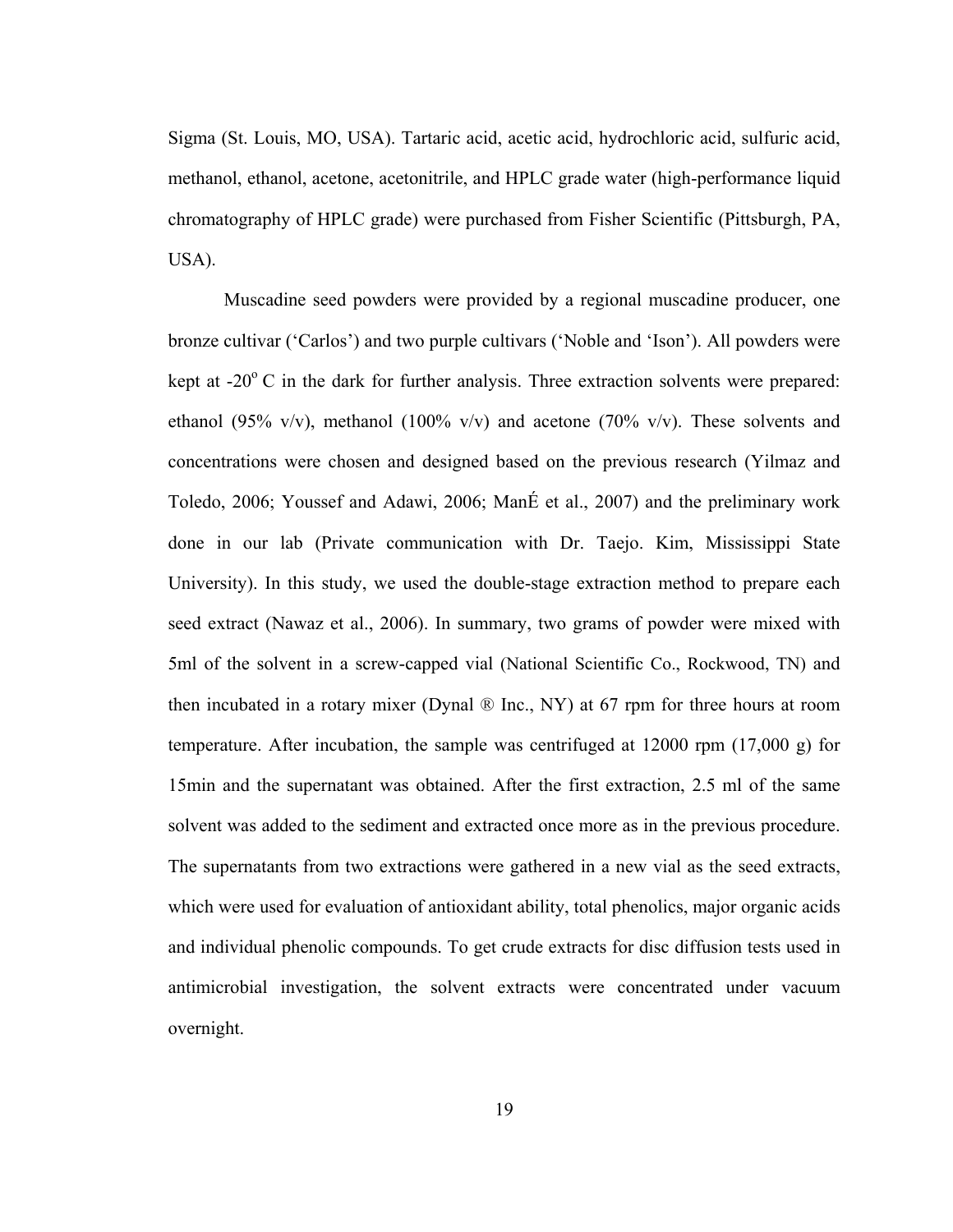Sigma (St. Louis, MO, USA). Tartaric acid, acetic acid, hydrochloric acid, sulfuric acid, methanol, ethanol, acetone, acetonitrile, and HPLC grade water (high-performance liquid chromatography of HPLC grade) were purchased from Fisher Scientific (Pittsburgh, PA, USA).

Muscadine seed powders were provided by a regional muscadine producer, one bronze cultivar (‘Carlos’) and two purple cultivars (‘Noble and ‘Ison’). All powders were kept at -20$^o$ C in the dark for further analysis. Three extraction solvents were prepared: ethanol (95% v/v), methanol (100% v/v) and acetone (70% v/v). These solvents and concentrations were chosen and designed based on the previous research (Yilmaz and Toledo, 2006; Youssef and Adawi, 2006; ManÉ et al., 2007) and the preliminary work done in our lab (Private communication with Dr. Taejo. Kim, Mississippi State University). In this study, we used the double-stage extraction method to prepare each seed extract (Nawaz et al., 2006). In summary, two grams of powder were mixed with 5ml of the solvent in a screw-capped vial (National Scientific Co., Rockwood, TN) and then incubated in a rotary mixer (Dynal ® Inc., NY) at 67 rpm for three hours at room temperature. After incubation, the sample was centrifuged at 12000 rpm (17,000 g) for 15min and the supernatant was obtained. After the first extraction, 2.5 ml of the same solvent was added to the sediment and extracted once more as in the previous procedure. The supernatants from two extractions were gathered in a new vial as the seed extracts, which were used for evaluation of antioxidant ability, total phenolics, major organic acids and individual phenolic compounds. To get crude extracts for disc diffusion tests used in antimicrobial investigation, the solvent extracts were concentrated under vacuum overnight.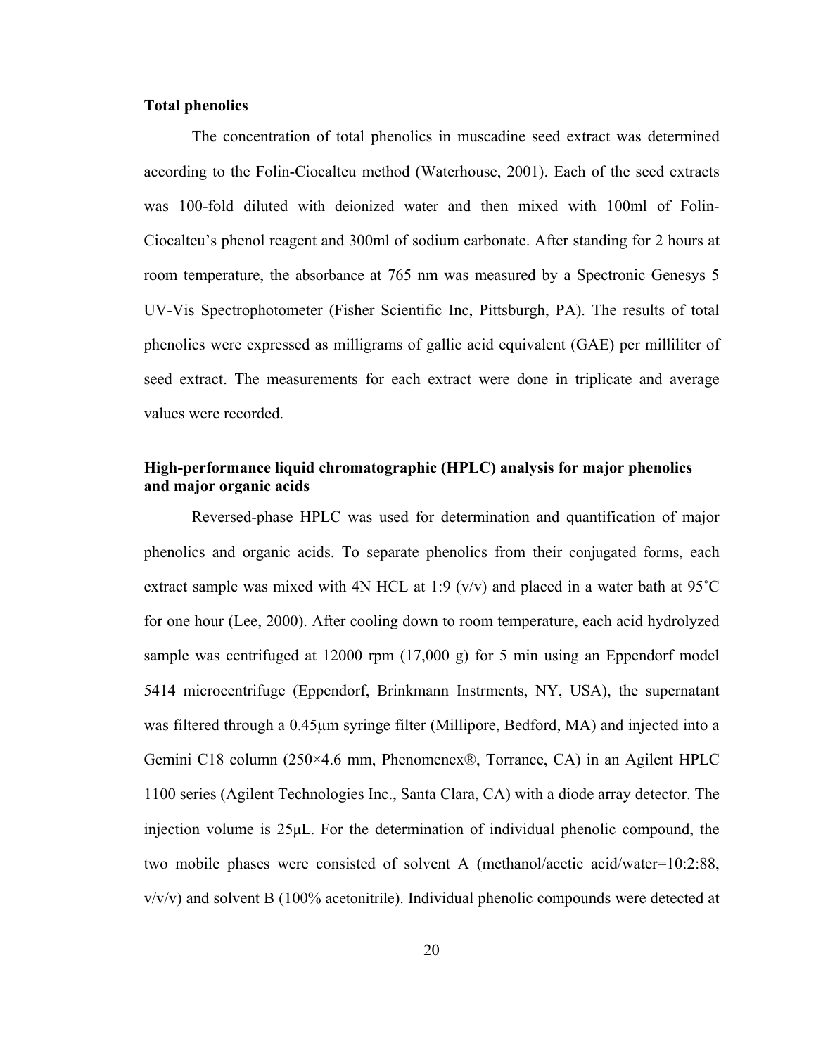**Total phenolics**

The concentration of total phenolics in muscadine seed extract was determined according to the Folin-Ciocalteu method (Waterhouse, 2001). Each of the seed extracts was 100-fold diluted with deionized water and then mixed with 100ml of Folin-Ciocalteu's phenol reagent and 300ml of sodium carbonate. After standing for 2 hours at room temperature, the absorbance at 765 nm was measured by a Spectronic Genesys 5 UV-Vis Spectrophotometer (Fisher Scientific Inc, Pittsburgh, PA). The results of total phenolics were expressed as milligrams of gallic acid equivalent (GAE) per milliliter of seed extract. The measurements for each extract were done in triplicate and average values were recorded.

**High-performance liquid chromatographic (HPLC) analysis for major phenolics and major organic acids**

Reversed-phase HPLC was used for determination and quantification of major phenolics and organic acids. To separate phenolics from their conjugated forms, each extract sample was mixed with 4N HCL at 1:9 (v/v) and placed in a water bath at 95˚C for one hour (Lee, 2000). After cooling down to room temperature, each acid hydrolyzed sample was centrifuged at 12000 rpm (17,000 g) for 5 min using an Eppendorf model 5414 microcentrifuge (Eppendorf, Brinkmann Instrments, NY, USA), the supernatant was filtered through a 0.45µm syringe filter (Millipore, Bedford, MA) and injected into a Gemini C18 column (250×4.6 mm, Phenomenex®, Torrance, CA) in an Agilent HPLC 1100 series (Agilent Technologies Inc., Santa Clara, CA) with a diode array detector. The injection volume is 25µL. For the determination of individual phenolic compound, the two mobile phases were consisted of solvent A (methanol/acetic acid/water=10:2:88, v/v/v) and solvent B (100% acetonitrile). Individual phenolic compounds were detected at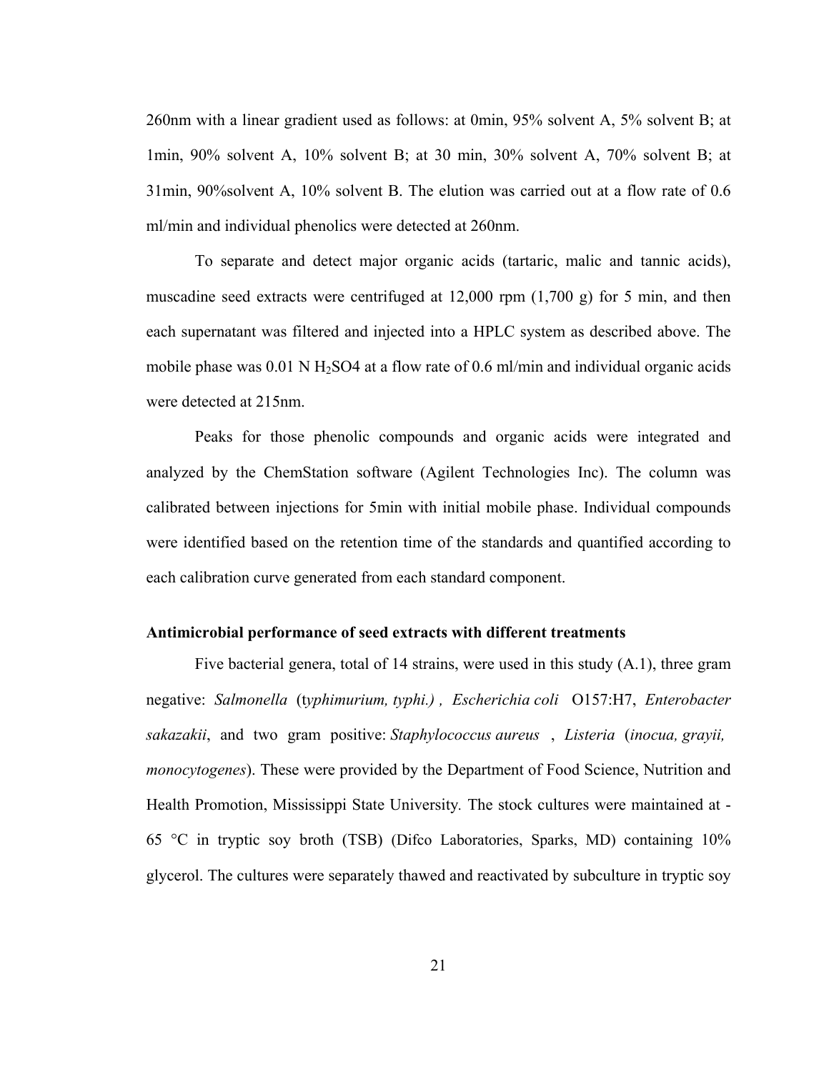260nm with a linear gradient used as follows: at 0min, 95% solvent A, 5% solvent B; at 1min, 90% solvent A, 10% solvent B; at 30 min, 30% solvent A, 70% solvent B; at 31min, 90%solvent A, 10% solvent B. The elution was carried out at a flow rate of 0.6 ml/min and individual phenolics were detected at 260nm.

To separate and detect major organic acids (tartaric, malic and tannic acids), muscadine seed extracts were centrifuged at 12,000 rpm (1,700 g) for 5 min, and then each supernatant was filtered and injected into a HPLC system as described above. The mobile phase was 0.01 N $H_2SO4$ at a flow rate of 0.6 ml/min and individual organic acids were detected at 215nm.

Peaks for those phenolic compounds and organic acids were integrated and analyzed by the ChemStation software (Agilent Technologies Inc). The column was calibrated between injections for 5min with initial mobile phase. Individual compounds were identified based on the retention time of the standards and quantified according to each calibration curve generated from each standard component.

### Antimicrobial performance of seed extracts with different treatments

Five bacterial genera, total of 14 strains, were used in this study (A.1), three gram negative: *Salmonella* (t*yphimurium, typhi.)* , *Escherichia coli* O157:H7, *Enterobacter sakazakii*, and two gram positive: *Staphylococcus aureus* , *Listeria* (*inocua, grayii, monocytogenes*). These were provided by the Department of Food Science, Nutrition and Health Promotion, Mississippi State University*.* The stock cultures were maintained at -65 °C in tryptic soy broth (TSB) (Difco Laboratories, Sparks, MD) containing 10% glycerol. The cultures were separately thawed and reactivated by subculture in tryptic soy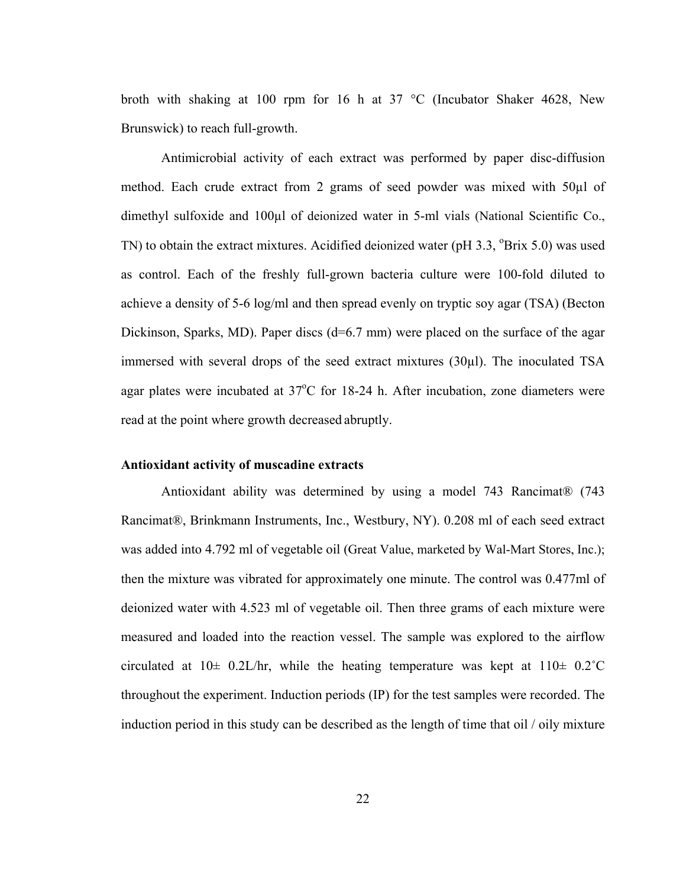broth with shaking at 100 rpm for 16 h at 37 °C (Incubator Shaker 4628, New Brunswick) to reach full-growth.

Antimicrobial activity of each extract was performed by paper disc-diffusion method. Each crude extract from 2 grams of seed powder was mixed with 50μl of dimethyl sulfoxide and 100μl of deionized water in 5-ml vials (National Scientific Co., TN) to obtain the extract mixtures. Acidified deionized water (pH 3.3, $^{o}$Brix 5.0) was used as control. Each of the freshly full-grown bacteria culture were 100-fold diluted to achieve a density of 5-6 log/ml and then spread evenly on tryptic soy agar (TSA) (Becton Dickinson, Sparks, MD). Paper discs (d=6.7 mm) were placed on the surface of the agar immersed with several drops of the seed extract mixtures (30μl). The inoculated TSA agar plates were incubated at 37$^{o}$C for 18-24 h. After incubation, zone diameters were read at the point where growth decreased abruptly.

**Antioxidant activity of muscadine extracts**

Antioxidant ability was determined by using a model 743 Rancimat® (743 Rancimat®, Brinkmann Instruments, Inc., Westbury, NY). 0.208 ml of each seed extract was added into 4.792 ml of vegetable oil (Great Value, marketed by Wal-Mart Stores, Inc.); then the mixture was vibrated for approximately one minute. The control was 0.477ml of deionized water with 4.523 ml of vegetable oil. Then three grams of each mixture were measured and loaded into the reaction vessel. The sample was explored to the airflow circulated at 10± 0.2L/hr, while the heating temperature was kept at 110± 0.2˚C throughout the experiment. Induction periods (IP) for the test samples were recorded. The induction period in this study can be described as the length of time that oil / oily mixture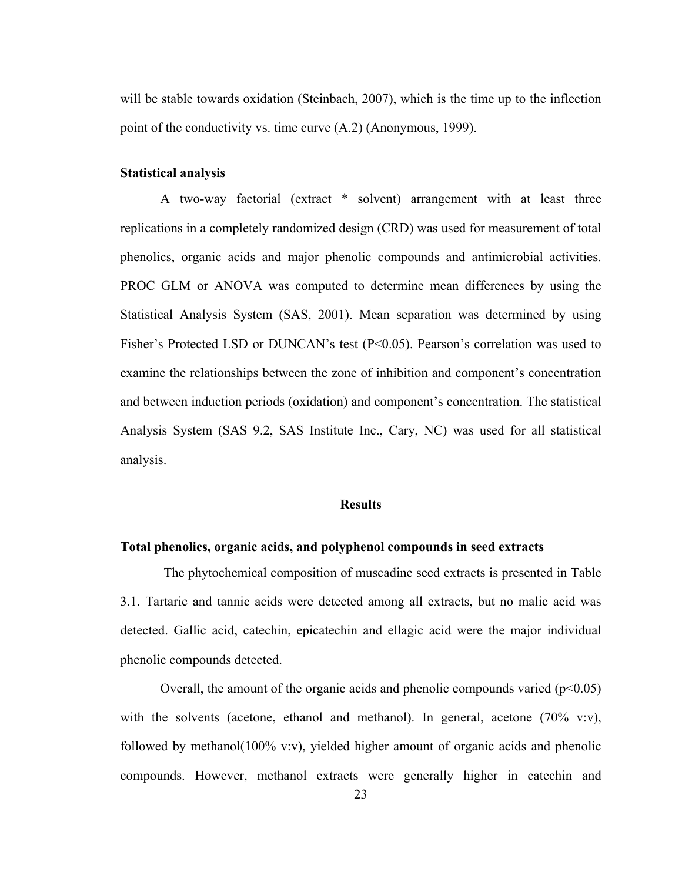will be stable towards oxidation (Steinbach, 2007), which is the time up to the inflection point of the conductivity vs. time curve (A.2) (Anonymous, 1999).

**Statistical analysis**

A two-way factorial (extract * solvent) arrangement with at least three replications in a completely randomized design (CRD) was used for measurement of total phenolics, organic acids and major phenolic compounds and antimicrobial activities. PROC GLM or ANOVA was computed to determine mean differences by using the Statistical Analysis System (SAS, 2001). Mean separation was determined by using Fisher's Protected LSD or DUNCAN's test ($P<0.05$). Pearson's correlation was used to examine the relationships between the zone of inhibition and component's concentration and between induction periods (oxidation) and component's concentration. The statistical Analysis System (SAS 9.2, SAS Institute Inc., Cary, NC) was used for all statistical analysis.

## Results

**Total phenolics, organic acids, and polyphenol compounds in seed extracts**

The phytochemical composition of muscadine seed extracts is presented in Table 3.1. Tartaric and tannic acids were detected among all extracts, but no malic acid was detected. Gallic acid, catechin, epicatechin and ellagic acid were the major individual phenolic compounds detected.

Overall, the amount of the organic acids and phenolic compounds varied ($p<0.05$) with the solvents (acetone, ethanol and methanol). In general, acetone (70% v:v), followed by methanol(100% v:v), yielded higher amount of organic acids and phenolic compounds. However, methanol extracts were generally higher in catechin and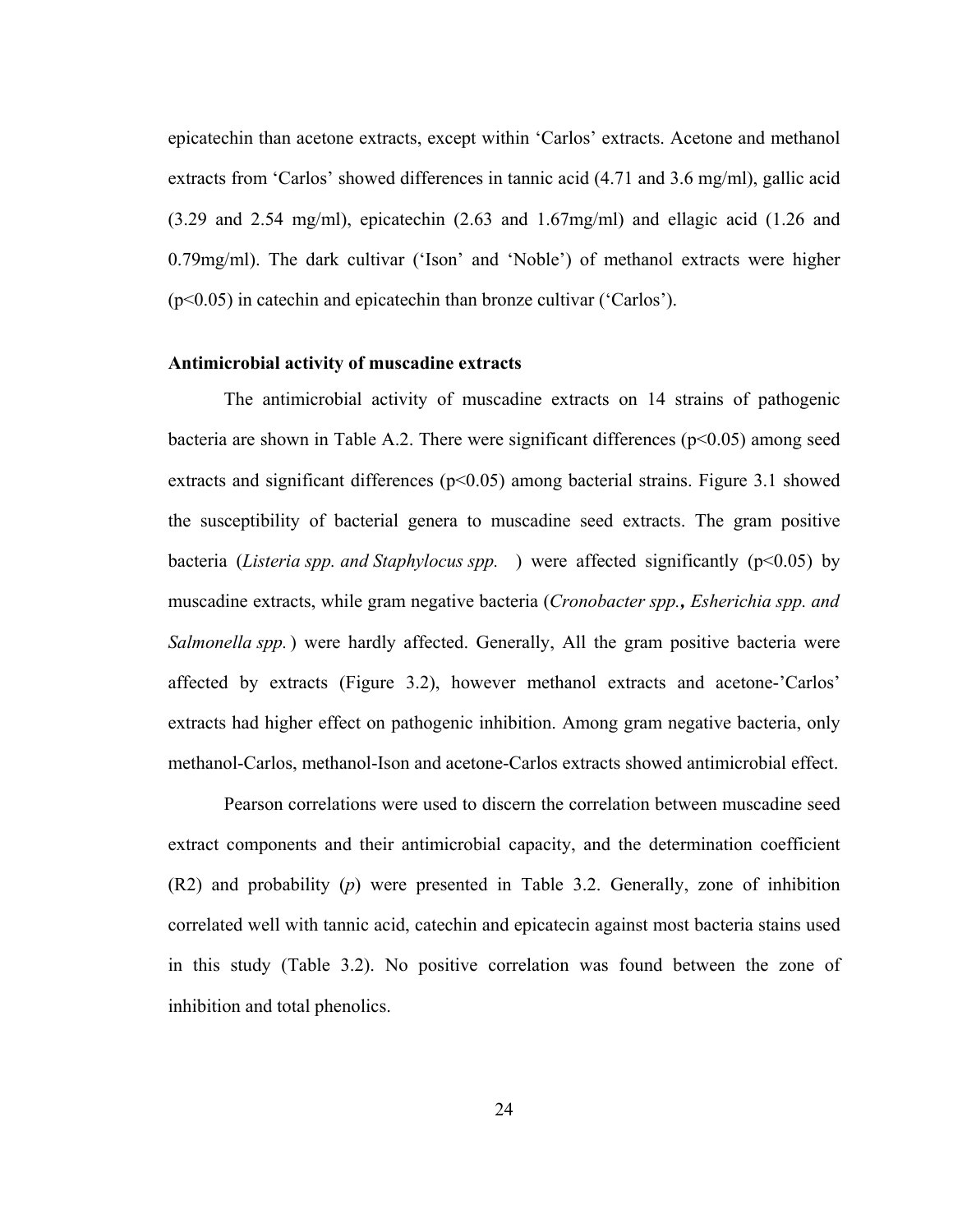epicatechin than acetone extracts, except within ‘Carlos’ extracts. Acetone and methanol extracts from ‘Carlos’ showed differences in tannic acid (4.71 and 3.6 mg/ml), gallic acid (3.29 and 2.54 mg/ml), epicatechin (2.63 and 1.67mg/ml) and ellagic acid (1.26 and 0.79mg/ml). The dark cultivar (‘Ison’ and ‘Noble’) of methanol extracts were higher ($p<0.05$) in catechin and epicatechin than bronze cultivar (‘Carlos’).

**Antimicrobial activity of muscadine extracts**

The antimicrobial activity of muscadine extracts on 14 strains of pathogenic bacteria are shown in Table A.2. There were significant differences ($p<0.05$) among seed extracts and significant differences ($p<0.05$) among bacterial strains. Figure 3.1 showed the susceptibility of bacterial genera to muscadine seed extracts. The gram positive bacteria (*Listeria spp. and Staphylocus spp.* ) were affected significantly ($p<0.05$) by muscadine extracts, while gram negative bacteria (*Cronobacter spp.***,** *Esherichia spp. and Salmonella spp.* ) were hardly affected. Generally, All the gram positive bacteria were affected by extracts (Figure 3.2), however methanol extracts and acetone-’Carlos’ extracts had higher effect on pathogenic inhibition. Among gram negative bacteria, only methanol-Carlos, methanol-Ison and acetone-Carlos extracts showed antimicrobial effect.

Pearson correlations were used to discern the correlation between muscadine seed extract components and their antimicrobial capacity, and the determination coefficient (R2) and probability (*p*) were presented in Table 3.2. Generally, zone of inhibition correlated well with tannic acid, catechin and epicatecin against most bacteria stains used in this study (Table 3.2). No positive correlation was found between the zone of inhibition and total phenolics.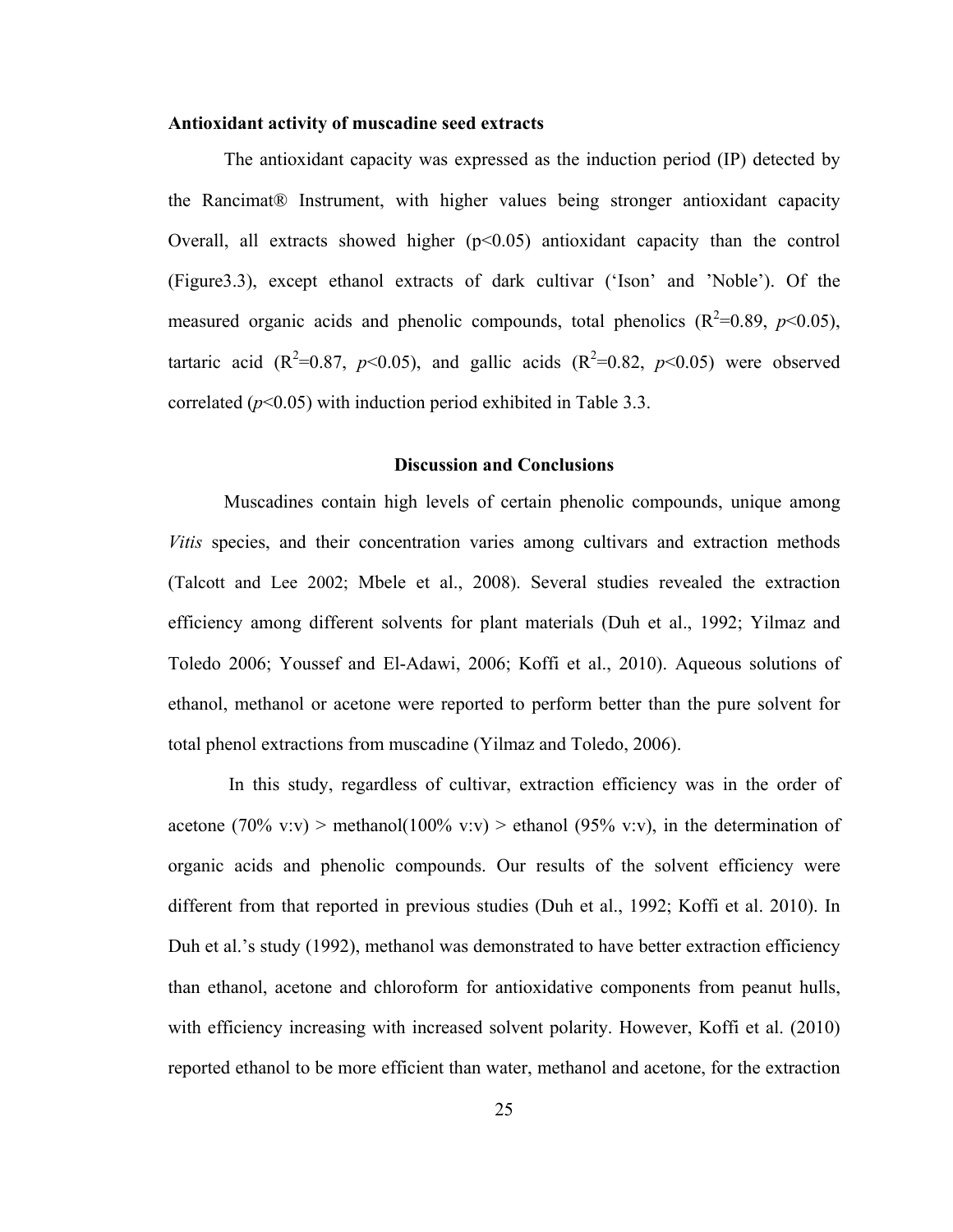**Antioxidant activity of muscadine seed extracts**

The antioxidant capacity was expressed as the induction period (IP) detected by the Rancimat® Instrument, with higher values being stronger antioxidant capacity Overall, all extracts showed higher ($p<0.05$) antioxidant capacity than the control (Figure3.3), except ethanol extracts of dark cultivar ('Ison' and 'Noble'). Of the measured organic acids and phenolic compounds, total phenolics ($R^2=0.89$, $p<0.05$), tartaric acid ($R^2=0.87$, $p<0.05$), and gallic acids ($R^2=0.82$, $p<0.05$) were observed correlated ($p<0.05$) with induction period exhibited in Table 3.3.

## Discussion and Conclusions

Muscadines contain high levels of certain phenolic compounds, unique among *Vitis* species, and their concentration varies among cultivars and extraction methods (Talcott and Lee 2002; Mbele et al., 2008). Several studies revealed the extraction efficiency among different solvents for plant materials (Duh et al., 1992; Yilmaz and Toledo 2006; Youssef and El-Adawi, 2006; Koffi et al., 2010). Aqueous solutions of ethanol, methanol or acetone were reported to perform better than the pure solvent for total phenol extractions from muscadine (Yilmaz and Toledo, 2006).

In this study, regardless of cultivar, extraction efficiency was in the order of acetone (70% v:v) > methanol(100% v:v) > ethanol (95% v:v), in the determination of organic acids and phenolic compounds. Our results of the solvent efficiency were different from that reported in previous studies (Duh et al., 1992; Koffi et al. 2010). In Duh et al.'s study (1992), methanol was demonstrated to have better extraction efficiency than ethanol, acetone and chloroform for antioxidative components from peanut hulls, with efficiency increasing with increased solvent polarity. However, Koffi et al. (2010) reported ethanol to be more efficient than water, methanol and acetone, for the extraction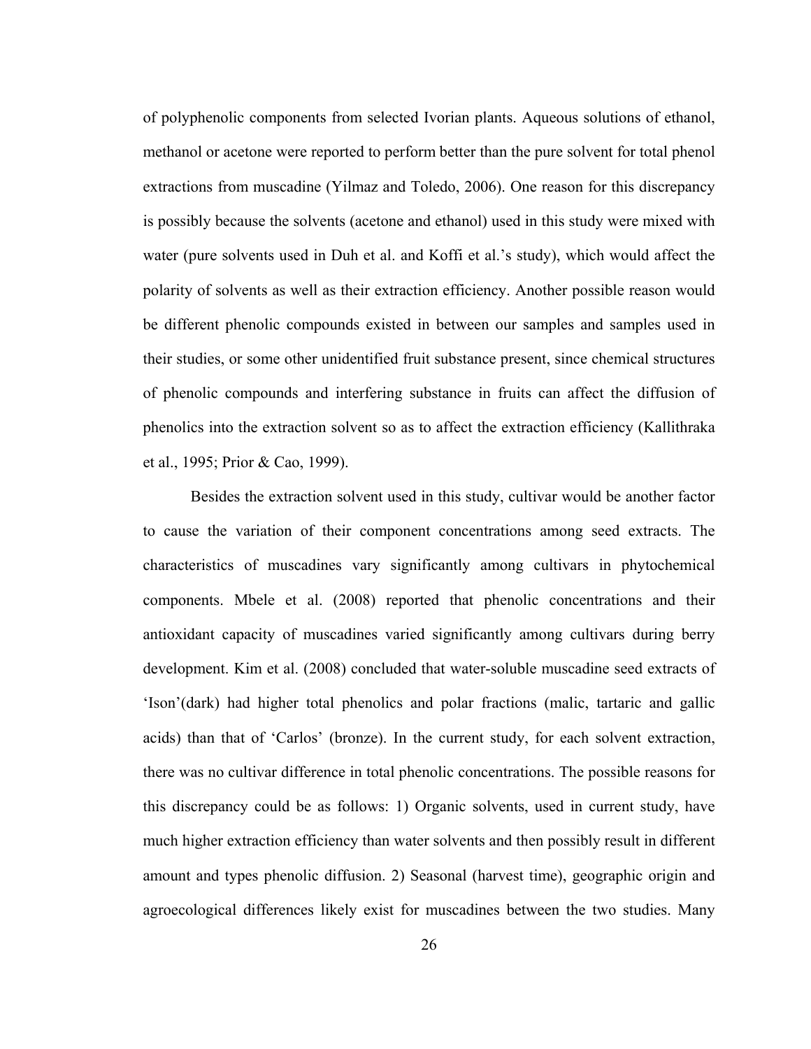of polyphenolic components from selected Ivorian plants. Aqueous solutions of ethanol, methanol or acetone were reported to perform better than the pure solvent for total phenol extractions from muscadine (Yilmaz and Toledo, 2006). One reason for this discrepancy is possibly because the solvents (acetone and ethanol) used in this study were mixed with water (pure solvents used in Duh et al. and Koffi et al.'s study), which would affect the polarity of solvents as well as their extraction efficiency. Another possible reason would be different phenolic compounds existed in between our samples and samples used in their studies, or some other unidentified fruit substance present, since chemical structures of phenolic compounds and interfering substance in fruits can affect the diffusion of phenolics into the extraction solvent so as to affect the extraction efficiency (Kallithraka et al., 1995; Prior & Cao, 1999).

Besides the extraction solvent used in this study, cultivar would be another factor to cause the variation of their component concentrations among seed extracts. The characteristics of muscadines vary significantly among cultivars in phytochemical components. Mbele et al. (2008) reported that phenolic concentrations and their antioxidant capacity of muscadines varied significantly among cultivars during berry development. Kim et al. (2008) concluded that water-soluble muscadine seed extracts of 'Ison'(dark) had higher total phenolics and polar fractions (malic, tartaric and gallic acids) than that of 'Carlos' (bronze). In the current study, for each solvent extraction, there was no cultivar difference in total phenolic concentrations. The possible reasons for this discrepancy could be as follows: 1) Organic solvents, used in current study, have much higher extraction efficiency than water solvents and then possibly result in different amount and types phenolic diffusion. 2) Seasonal (harvest time), geographic origin and agroecological differences likely exist for muscadines between the two studies. Many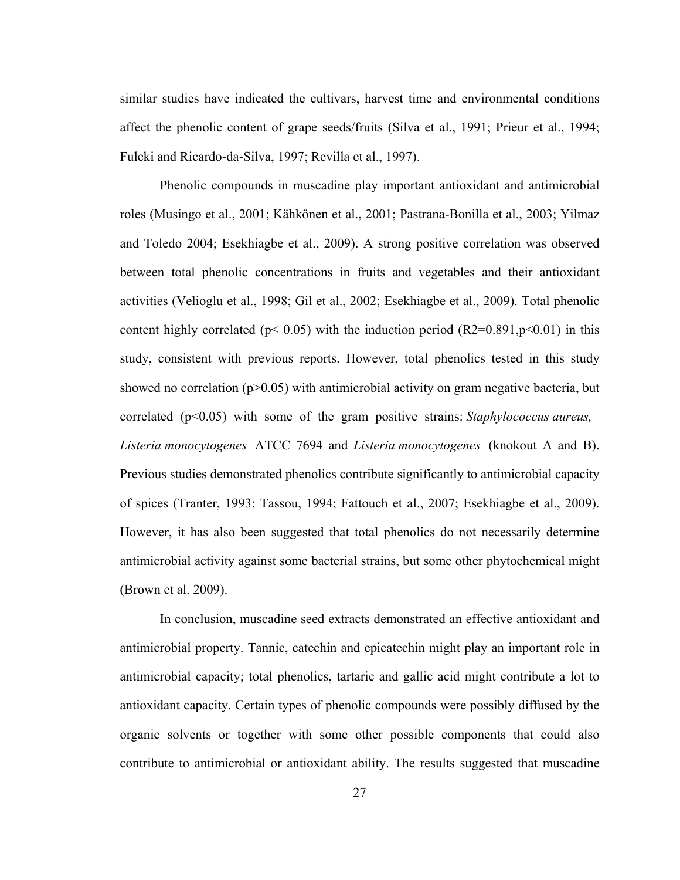similar studies have indicated the cultivars, harvest time and environmental conditions affect the phenolic content of grape seeds/fruits (Silva et al., 1991; Prieur et al., 1994; Fuleki and Ricardo-da-Silva, 1997; Revilla et al., 1997).

Phenolic compounds in muscadine play important antioxidant and antimicrobial roles (Musingo et al., 2001; Kähkönen et al., 2001; Pastrana-Bonilla et al., 2003; Yilmaz and Toledo 2004; Esekhiagbe et al., 2009). A strong positive correlation was observed between total phenolic concentrations in fruits and vegetables and their antioxidant activities (Velioglu et al., 1998; Gil et al., 2002; Esekhiagbe et al., 2009). Total phenolic content highly correlated ($p < 0.05$) with the induction period ($R2=0.891, p<0.01$) in this study, consistent with previous reports. However, total phenolics tested in this study showed no correlation ($p>0.05$) with antimicrobial activity on gram negative bacteria, but correlated ($p<0.05$) with some of the gram positive strains: *Staphylococcus aureus, Listeria monocytogenes* ATCC 7694 and *Listeria monocytogenes* (knokout A and B). Previous studies demonstrated phenolics contribute significantly to antimicrobial capacity of spices (Tranter, 1993; Tassou, 1994; Fattouch et al., 2007; Esekhiagbe et al., 2009). However, it has also been suggested that total phenolics do not necessarily determine antimicrobial activity against some bacterial strains, but some other phytochemical might (Brown et al. 2009).

In conclusion, muscadine seed extracts demonstrated an effective antioxidant and antimicrobial property. Tannic, catechin and epicatechin might play an important role in antimicrobial capacity; total phenolics, tartaric and gallic acid might contribute a lot to antioxidant capacity. Certain types of phenolic compounds were possibly diffused by the organic solvents or together with some other possible components that could also contribute to antimicrobial or antioxidant ability. The results suggested that muscadine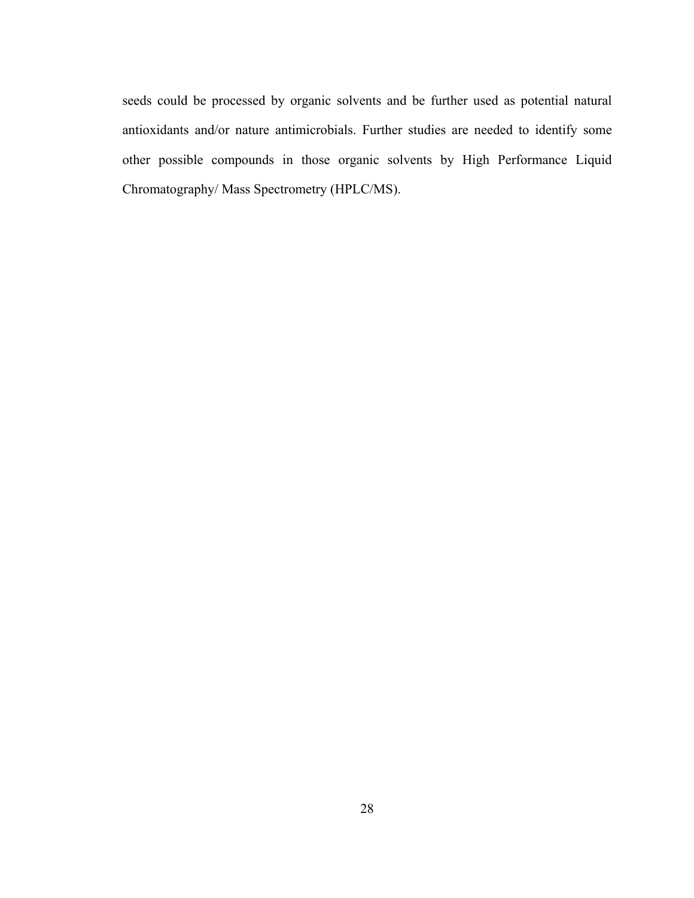seeds could be processed by organic solvents and be further used as potential natural antioxidants and/or nature antimicrobials. Further studies are needed to identify some other possible compounds in those organic solvents by High Performance Liquid Chromatography/ Mass Spectrometry (HPLC/MS).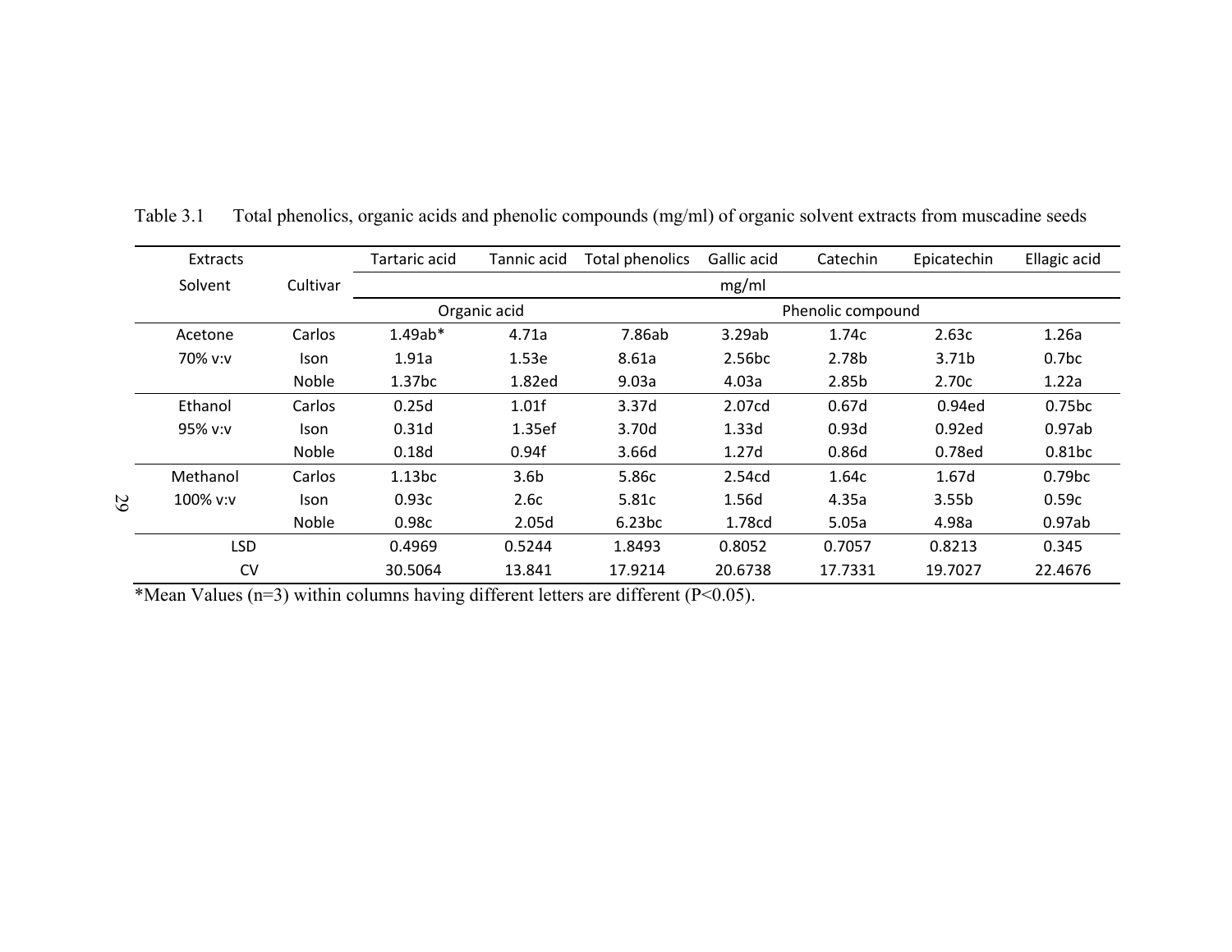Table 3.1 Total phenolics, organic acids and phenolic compounds (mg/ml) of organic solvent extracts from muscadine seeds

| Extracts Solvent | Cultivar | Tartaric acid | Tannic acid | Total phenolics | Gallic acid | Catechin | Epicatechin | Ellagic acid |
|---|---|---|---|---|---|---|---|---|
| | | mg/ml | | | | | | |
| | | Organic acid | | Phenolic compound | | | | |
| Acetone 70% v:v | Carlos | 1.49ab* | 4.71a | 7.86ab | 3.29ab | 1.74c | 2.63c | 1.26a |
| | Ison | 1.91a | 1.53e | 8.61a | 2.56bc | 2.78b | 3.71b | 0.7bc |
| | Noble | 1.37bc | 1.82ed | 9.03a | 4.03a | 2.85b | 2.70c | 1.22a |
| Ethanol 95% v:v | Carlos | 0.25d | 1.01f | 3.37d | 2.07cd | 0.67d | 0.94ed | 0.75bc |
| | Ison | 0.31d | 1.35ef | 3.70d | 1.33d | 0.93d | 0.92ed | 0.97ab |
| | Noble | 0.18d | 0.94f | 3.66d | 1.27d | 0.86d | 0.78ed | 0.81bc |
| Methanol 100% v:v | Carlos | 1.13bc | 3.6b | 5.86c | 2.54cd | 1.64c | 1.67d | 0.79bc |
| | Ison | 0.93c | 2.6c | 5.81c | 1.56d | 4.35a | 3.55b | 0.59c |
| | Noble | 0.98c | 2.05d | 6.23bc | 1.78cd | 5.05a | 4.98a | 0.97ab |
| LSD | | 0.4969 | 0.5244 | 1.8493 | 0.8052 | 0.7057 | 0.8213 | 0.345 |
| CV | | 30.5064 | 13.841 | 17.9214 | 20.6738 | 17.7331 | 19.7027 | 22.4676 |

*Mean Values (n=3) within columns having different letters are different ($P<0.05$).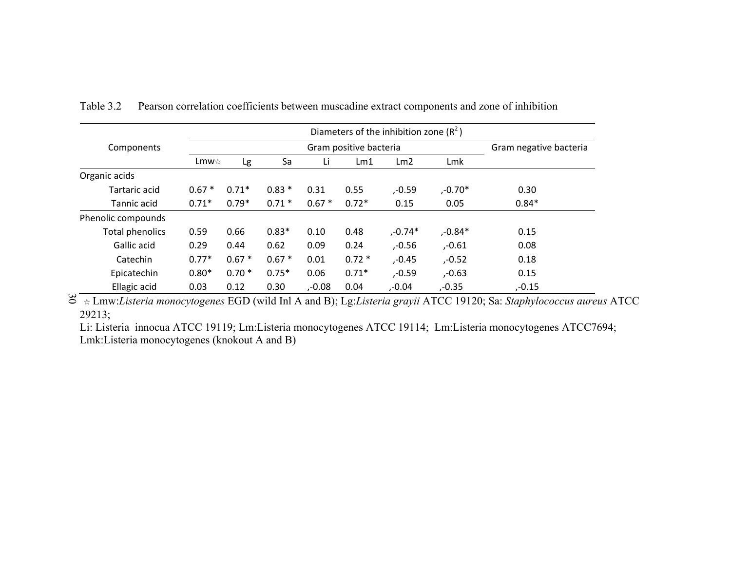Table 3.2 Pearson correlation coefficients between muscadine extract components and zone of inhibition

| Components | Diameters of the inhibition zone ($R^2$) | | | | | | | |
|---|---|---|---|---|---|---|---|---|
| | Gram positive bacteria | | | | | | | Gram negative bacteria |
| | Lmw☆ | Lg | Sa | Li | Lm1 | Lm2 | Lmk | |
| Organic acids | | | | | | | | |
| Tartaric acid | 0.67 * | 0.71* | 0.83 * | 0.31 | 0.55 | ,-0.59 | ,-0.70* | 0.30 |
| Tannic acid | 0.71* | 0.79* | 0.71 * | 0.67 * | 0.72* | 0.15 | 0.05 | 0.84* |
| Phenolic compounds | | | | | | | | |
| Total phenolics | 0.59 | 0.66 | 0.83* | 0.10 | 0.48 | ,-0.74* | ,-0.84* | 0.15 |
| Gallic acid | 0.29 | 0.44 | 0.62 | 0.09 | 0.24 | ,-0.56 | ,-0.61 | 0.08 |
| Catechin | 0.77* | 0.67 * | 0.67 * | 0.01 | 0.72 * | ,-0.45 | ,-0.52 | 0.18 |
| Epicatechin | 0.80* | 0.70 * | 0.75* | 0.06 | 0.71* | ,-0.59 | ,-0.63 | 0.15 |
| Ellagic acid | 0.03 | 0.12 | 0.30 | ,-0.08 | 0.04 | ,-0.04 | ,-0.35 | ,-0.15 |

☆ Lmw:*Listeria monocytogenes* EGD (wild Inl A and B); Lg:*Listeria grayii* ATCC 19120; Sa: *Staphylococcus aureus* ATCC 29213;

Li: Listeria innocua ATCC 19119; Lm:Listeria monocytogenes ATCC 19114; Lm:Listeria monocytogenes ATCC7694; Lmk:Listeria monocytogenes (knokout A and B)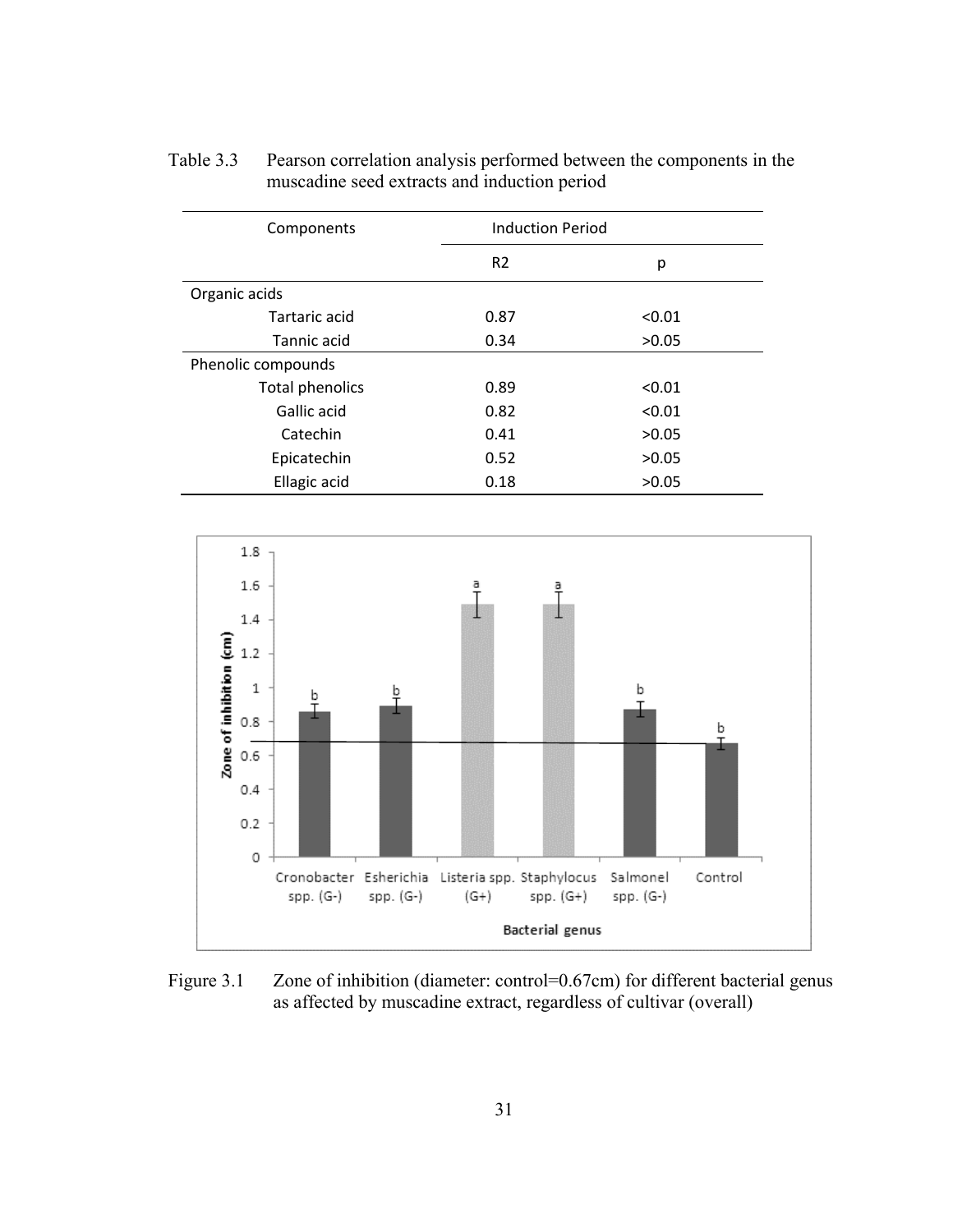Table 3.3 Pearson correlation analysis performed between the components in the muscadine seed extracts and induction period

| Components | Induction Period | |
|---|---|---|
| | R2 | p |
| Organic acids | | |
| Tartaric acid | 0.87 | <0.01 |
| Tannic acid | 0.34 | >0.05 |
| Phenolic compounds | | |
| Total phenolics | 0.89 | <0.01 |
| Gallic acid | 0.82 | <0.01 |
| Catechin | 0.41 | >0.05 |
| Epicatechin | 0.52 | >0.05 |
| Ellagic acid | 0.18 | >0.05 |

Figure 3.1 Zone of inhibition (diameter: control=0.67cm) for different bacterial genus as affected by muscadine extract, regardless of cultivar (overall)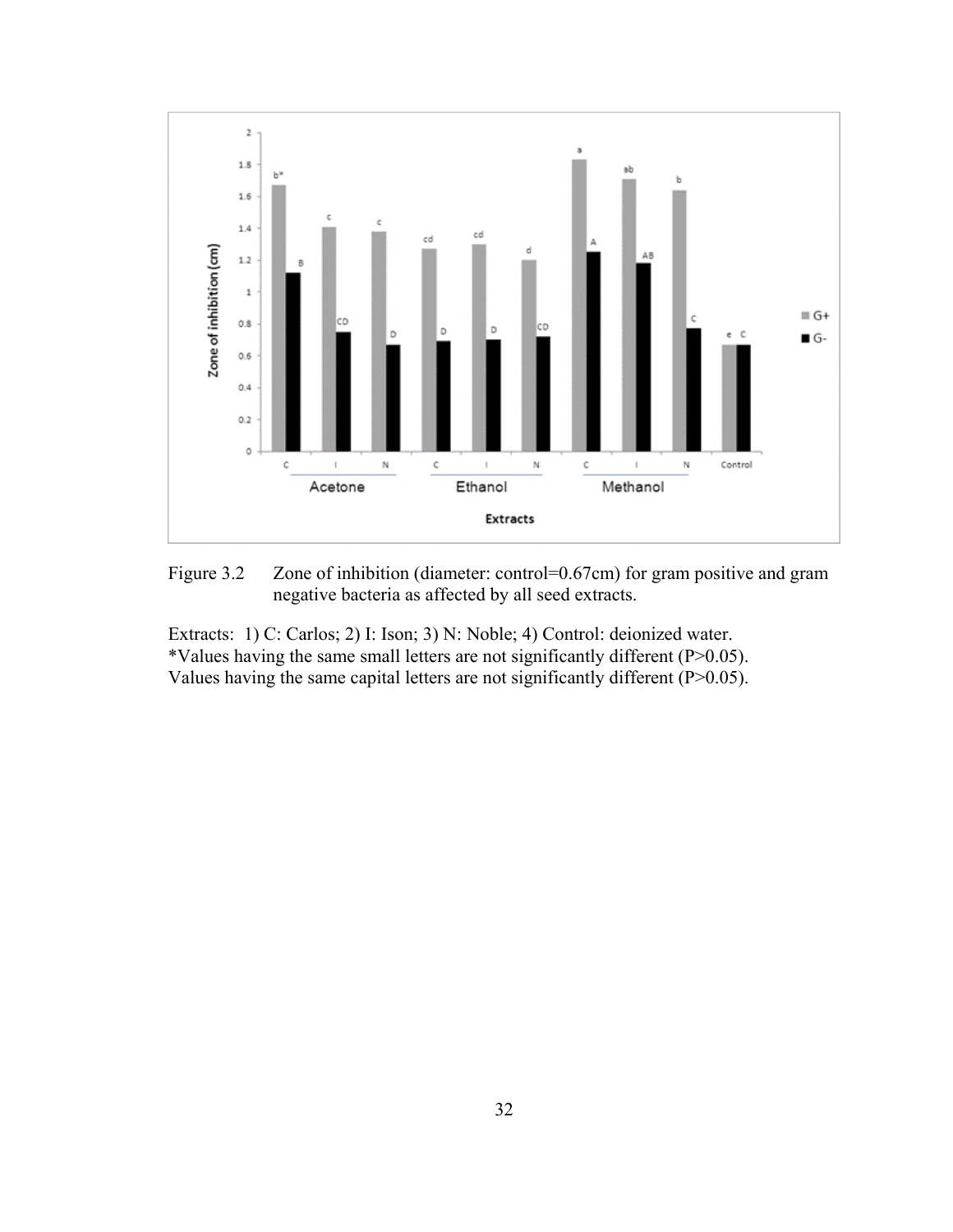Figure 3.2 Zone of inhibition (diameter: control=0.67cm) for gram positive and gram negative bacteria as affected by all seed extracts.

Extracts: 1) C: Carlos; 2) I: Ison; 3) N: Noble; 4) Control: deionized water.
*Values having the same small letters are not significantly different (P>0.05).
Values having the same capital letters are not significantly different (P>0.05).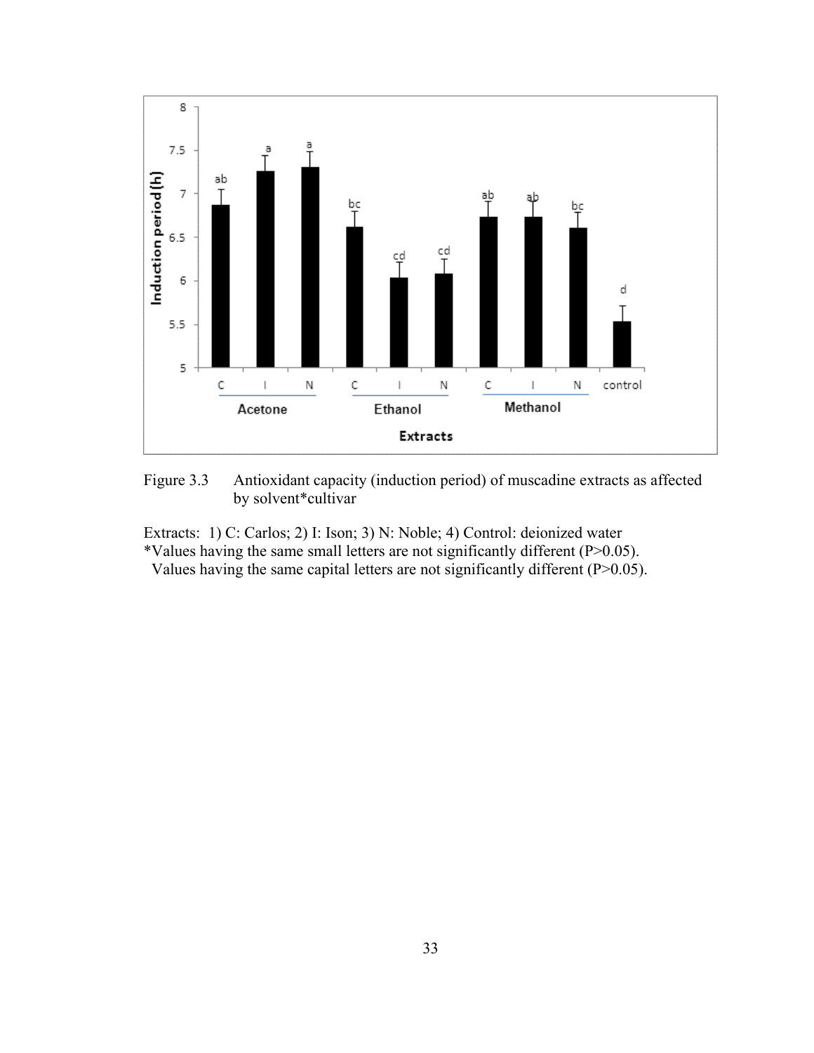Figure 3.3 Antioxidant capacity (induction period) of muscadine extracts as affected by solvent*cultivar

Extracts: 1) C: Carlos; 2) I: Ison; 3) N: Noble; 4) Control: deionized water
*Values having the same small letters are not significantly different (P>0.05).
Values having the same capital letters are not significantly different (P>0.05).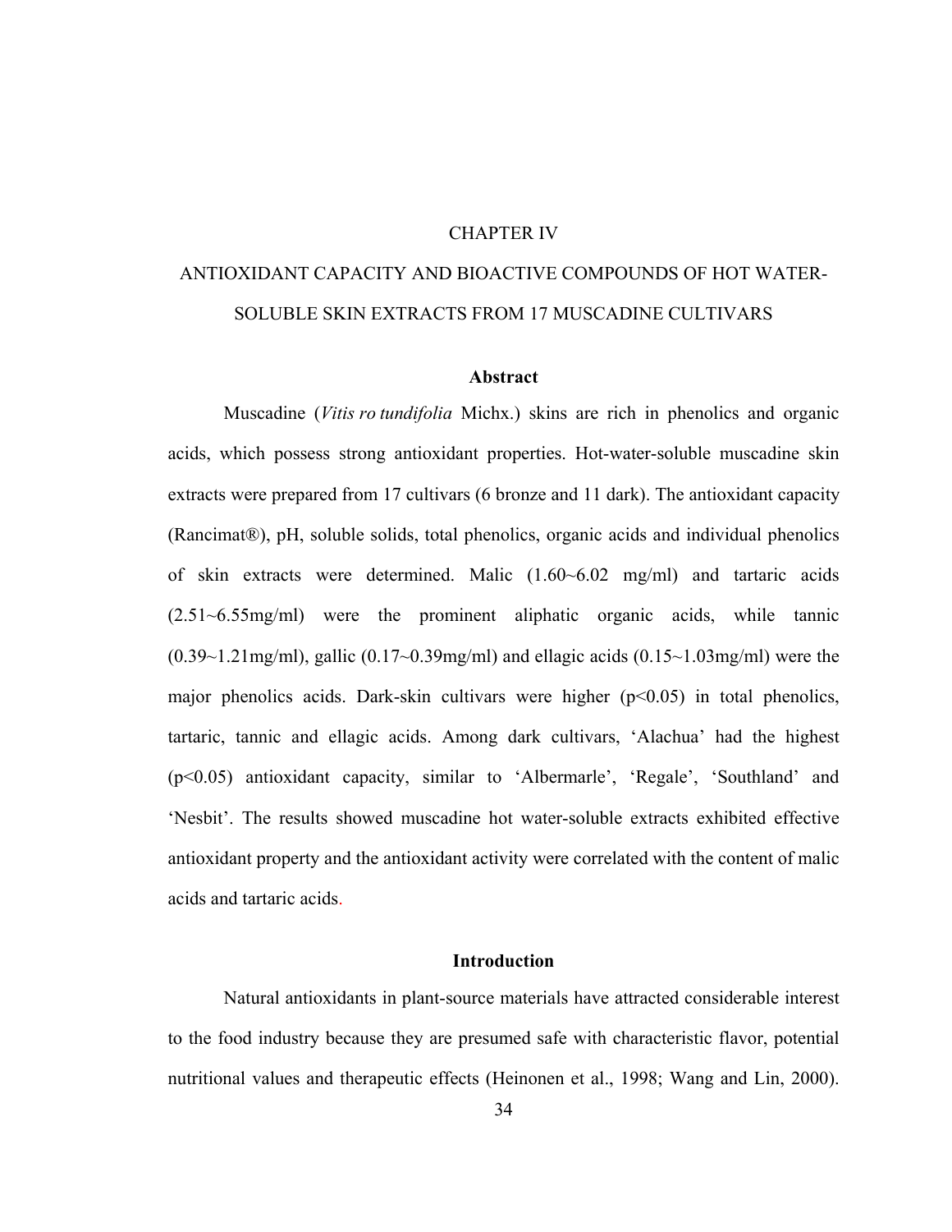# CHAPTER IV

# ANTIOXIDANT CAPACITY AND BIOACTIVE COMPOUNDS OF HOT WATER-SOLUBLE SKIN EXTRACTS FROM 17 MUSCADINE CULTIVARS

## Abstract

Muscadine (*Vitis ro tundifolia* Michx.) skins are rich in phenolics and organic acids, which possess strong antioxidant properties. Hot-water-soluble muscadine skin extracts were prepared from 17 cultivars (6 bronze and 11 dark). The antioxidant capacity (Rancimat®), pH, soluble solids, total phenolics, organic acids and individual phenolics of skin extracts were determined. Malic (1.60~6.02 mg/ml) and tartaric acids (2.51~6.55mg/ml) were the prominent aliphatic organic acids, while tannic (0.39~1.21mg/ml), gallic (0.17~0.39mg/ml) and ellagic acids (0.15~1.03mg/ml) were the major phenolics acids. Dark-skin cultivars were higher ($p<0.05$) in total phenolics, tartaric, tannic and ellagic acids. Among dark cultivars, 'Alachua' had the highest ($p<0.05$) antioxidant capacity, similar to 'Albermarle', 'Regale', 'Southland' and 'Nesbit'. The results showed muscadine hot water-soluble extracts exhibited effective antioxidant property and the antioxidant activity were correlated with the content of malic acids and tartaric acids.

## Introduction

Natural antioxidants in plant-source materials have attracted considerable interest to the food industry because they are presumed safe with characteristic flavor, potential nutritional values and therapeutic effects (Heinonen et al., 1998; Wang and Lin, 2000).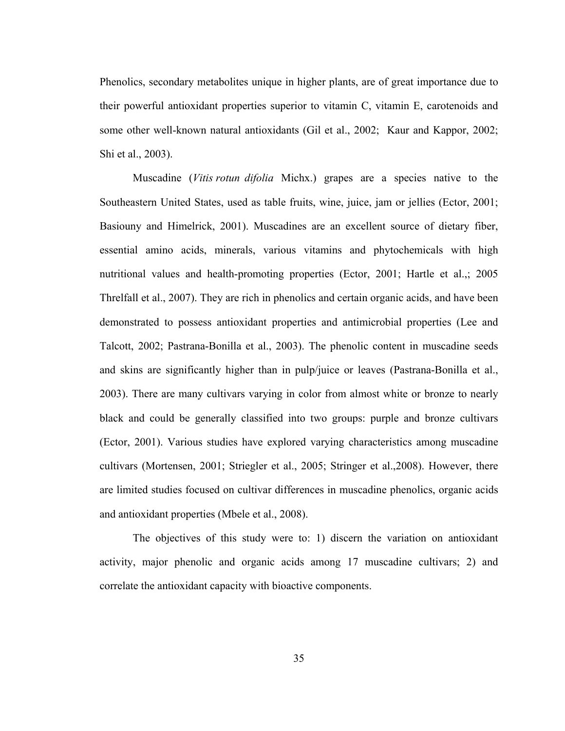Phenolics, secondary metabolites unique in higher plants, are of great importance due to their powerful antioxidant properties superior to vitamin C, vitamin E, carotenoids and some other well-known natural antioxidants (Gil et al., 2002;  Kaur and Kappor, 2002; Shi et al., 2003).

Muscadine (*Vitis rotun difolia* Michx.) grapes are a species native to the Southeastern United States, used as table fruits, wine, juice, jam or jellies (Ector, 2001; Basiouny and Himelrick, 2001). Muscadines are an excellent source of dietary fiber, essential amino acids, minerals, various vitamins and phytochemicals with high nutritional values and health-promoting properties (Ector, 2001; Hartle et al.,; 2005 Threlfall et al., 2007). They are rich in phenolics and certain organic acids, and have been demonstrated to possess antioxidant properties and antimicrobial properties (Lee and Talcott, 2002; Pastrana-Bonilla et al., 2003). The phenolic content in muscadine seeds and skins are significantly higher than in pulp/juice or leaves (Pastrana-Bonilla et al., 2003). There are many cultivars varying in color from almost white or bronze to nearly black and could be generally classified into two groups: purple and bronze cultivars (Ector, 2001). Various studies have explored varying characteristics among muscadine cultivars (Mortensen, 2001; Striegler et al., 2005; Stringer et al.,2008). However, there are limited studies focused on cultivar differences in muscadine phenolics, organic acids and antioxidant properties (Mbele et al., 2008).

The objectives of this study were to: 1) discern the variation on antioxidant activity, major phenolic and organic acids among 17 muscadine cultivars; 2) and correlate the antioxidant capacity with bioactive components.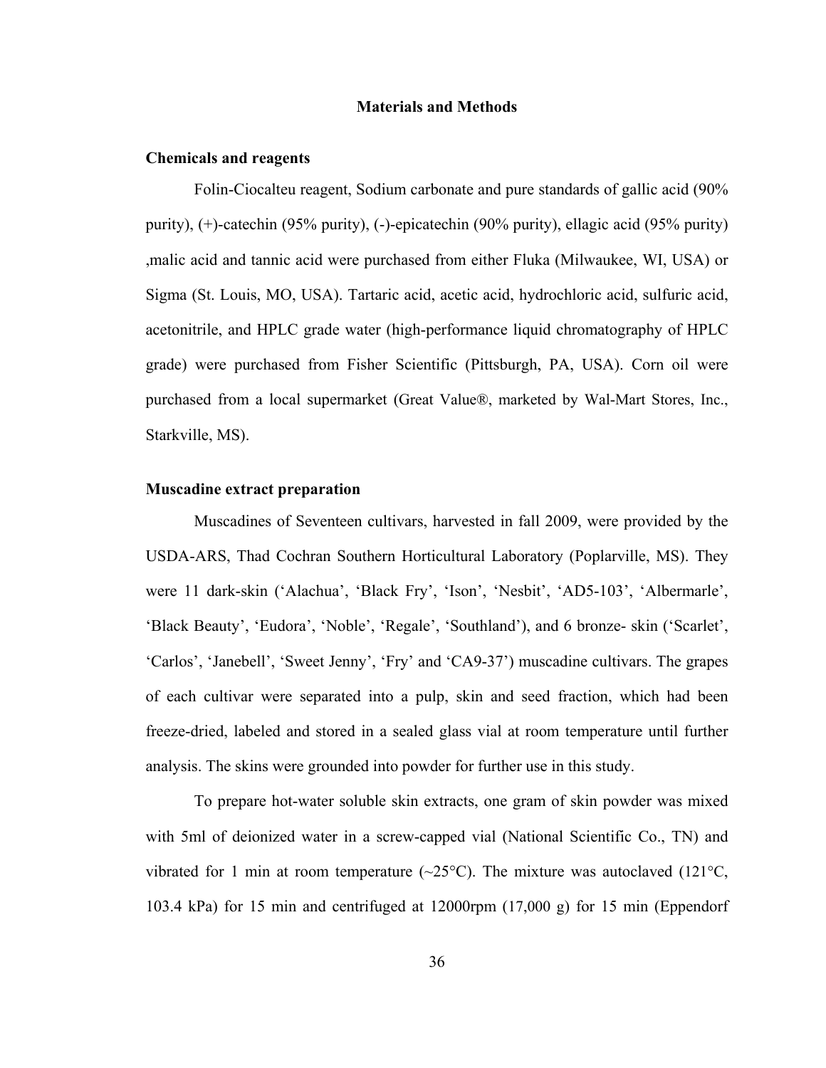## Materials and Methods

### Chemicals and reagents

Folin-Ciocalteu reagent, Sodium carbonate and pure standards of gallic acid (90% purity), (+)-catechin (95% purity), (-)-epicatechin (90% purity), ellagic acid (95% purity) ,malic acid and tannic acid were purchased from either Fluka (Milwaukee, WI, USA) or Sigma (St. Louis, MO, USA). Tartaric acid, acetic acid, hydrochloric acid, sulfuric acid, acetonitrile, and HPLC grade water (high-performance liquid chromatography of HPLC grade) were purchased from Fisher Scientific (Pittsburgh, PA, USA). Corn oil were purchased from a local supermarket (Great Value®, marketed by Wal-Mart Stores, Inc., Starkville, MS).

### Muscadine extract preparation

Muscadines of Seventeen cultivars, harvested in fall 2009, were provided by the USDA-ARS, Thad Cochran Southern Horticultural Laboratory (Poplarville, MS). They were 11 dark-skin ('Alachua', 'Black Fry', 'Ison', 'Nesbit', 'AD5-103', 'Albermarle', 'Black Beauty', 'Eudora', 'Noble', 'Regale', 'Southland'), and 6 bronze- skin ('Scarlet', 'Carlos', 'Janebell', 'Sweet Jenny', 'Fry' and 'CA9-37') muscadine cultivars. The grapes of each cultivar were separated into a pulp, skin and seed fraction, which had been freeze-dried, labeled and stored in a sealed glass vial at room temperature until further analysis. The skins were grounded into powder for further use in this study.

To prepare hot-water soluble skin extracts, one gram of skin powder was mixed with 5ml of deionized water in a screw-capped vial (National Scientific Co., TN) and vibrated for 1 min at room temperature (~25°C). The mixture was autoclaved (121°C, 103.4 kPa) for 15 min and centrifuged at 12000rpm (17,000 g) for 15 min (Eppendorf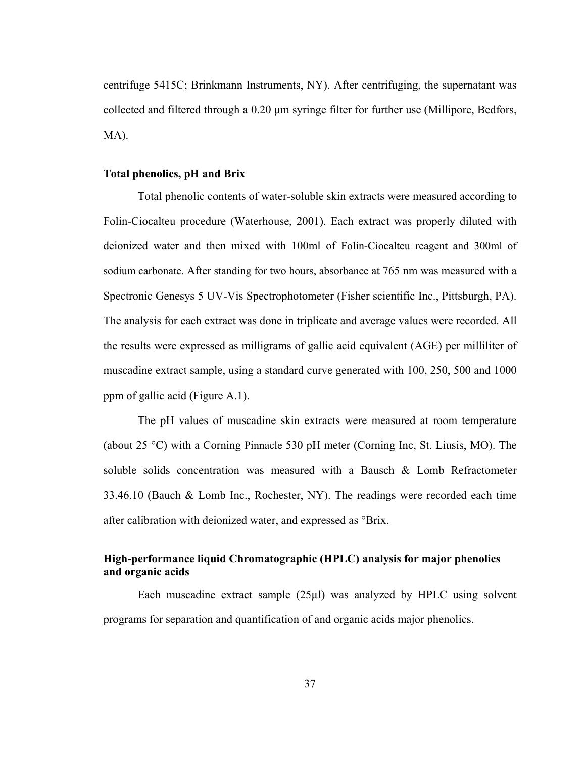centrifuge 5415C; Brinkmann Instruments, NY). After centrifuging, the supernatant was collected and filtered through a 0.20 μm syringe filter for further use (Millipore, Bedfors, MA).

**Total phenolics, pH and Brix**

Total phenolic contents of water-soluble skin extracts were measured according to Folin-Ciocalteu procedure (Waterhouse, 2001). Each extract was properly diluted with deionized water and then mixed with 100ml of Folin-Ciocalteu reagent and 300ml of sodium carbonate. After standing for two hours, absorbance at 765 nm was measured with a Spectronic Genesys 5 UV-Vis Spectrophotometer (Fisher scientific Inc., Pittsburgh, PA). The analysis for each extract was done in triplicate and average values were recorded. All the results were expressed as milligrams of gallic acid equivalent (AGE) per milliliter of muscadine extract sample, using a standard curve generated with 100, 250, 500 and 1000 ppm of gallic acid (Figure A.1).

The pH values of muscadine skin extracts were measured at room temperature (about 25 °C) with a Corning Pinnacle 530 pH meter (Corning Inc, St. Liusis, MO). The soluble solids concentration was measured with a Bausch & Lomb Refractometer 33.46.10 (Bauch & Lomb Inc., Rochester, NY). The readings were recorded each time after calibration with deionized water, and expressed as °Brix.

**High-performance liquid Chromatographic (HPLC) analysis for major phenolics and organic acids**

Each muscadine extract sample (25μl) was analyzed by HPLC using solvent programs for separation and quantification of and organic acids major phenolics.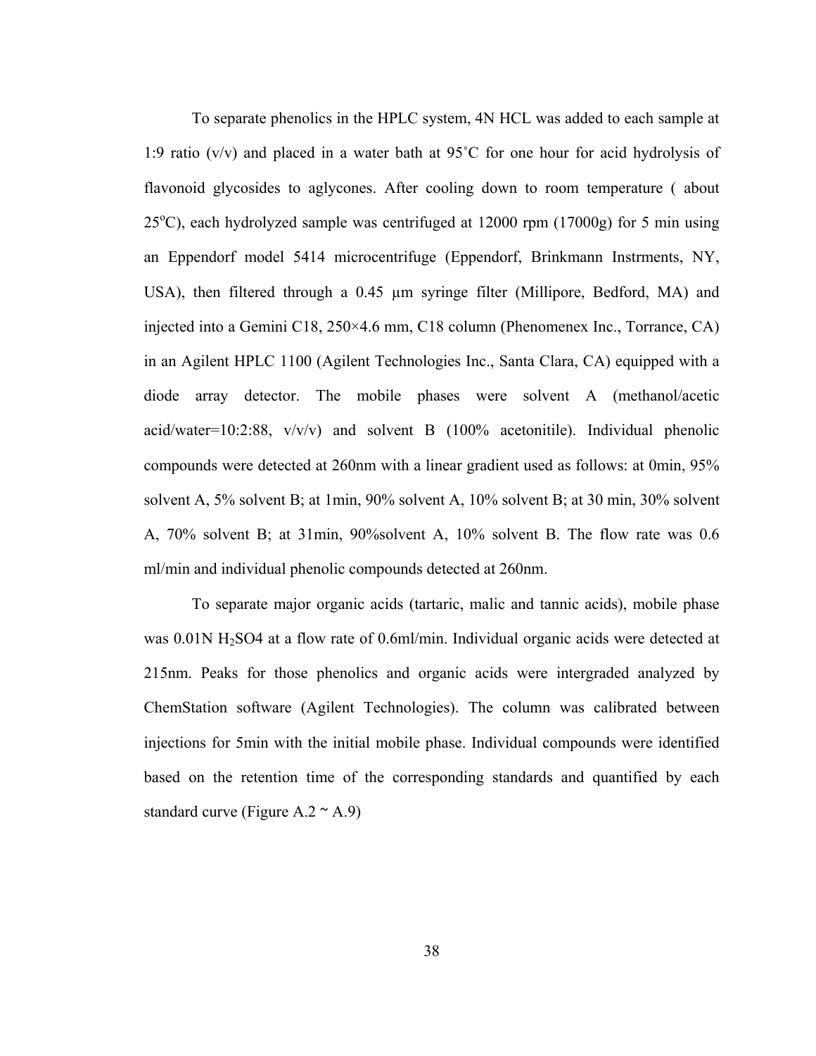To separate phenolics in the HPLC system, 4N HCL was added to each sample at 1:9 ratio (v/v) and placed in a water bath at 95˚C for one hour for acid hydrolysis of flavonoid glycosides to aglycones. After cooling down to room temperature ( about 25$^{o}$C), each hydrolyzed sample was centrifuged at 12000 rpm (17000g) for 5 min using an Eppendorf model 5414 microcentrifuge (Eppendorf, Brinkmann Instrments, NY, USA), then filtered through a 0.45 μm syringe filter (Millipore, Bedford, MA) and injected into a Gemini C18, 250×4.6 mm, C18 column (Phenomenex Inc., Torrance, CA) in an Agilent HPLC 1100 (Agilent Technologies Inc., Santa Clara, CA) equipped with a diode array detector. The mobile phases were solvent A (methanol/acetic acid/water=10:2:88, v/v/v) and solvent B (100% acetonitile). Individual phenolic compounds were detected at 260nm with a linear gradient used as follows: at 0min, 95% solvent A, 5% solvent B; at 1min, 90% solvent A, 10% solvent B; at 30 min, 30% solvent A, 70% solvent B; at 31min, 90%solvent A, 10% solvent B. The flow rate was 0.6 ml/min and individual phenolic compounds detected at 260nm.

To separate major organic acids (tartaric, malic and tannic acids), mobile phase was 0.01N $H_2SO4$ at a flow rate of 0.6ml/min. Individual organic acids were detected at 215nm. Peaks for those phenolics and organic acids were intergraded analyzed by ChemStation software (Agilent Technologies). The column was calibrated between injections for 5min with the initial mobile phase. Individual compounds were identified based on the retention time of the corresponding standards and quantified by each standard curve (Figure A.2 ~ A.9)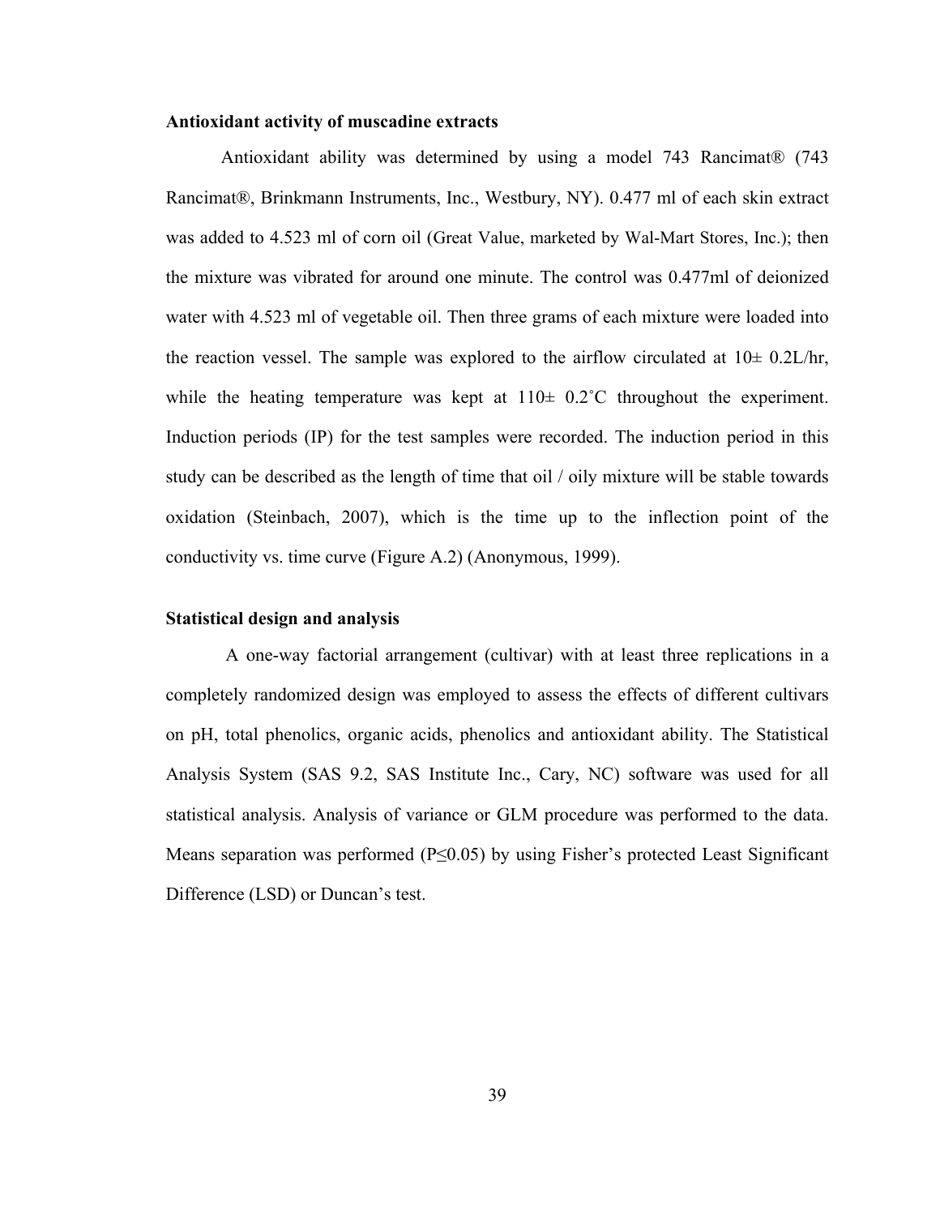**Antioxidant activity of muscadine extracts**

Antioxidant ability was determined by using a model 743 Rancimat® (743 Rancimat®, Brinkmann Instruments, Inc., Westbury, NY). 0.477 ml of each skin extract was added to 4.523 ml of corn oil (Great Value, marketed by Wal-Mart Stores, Inc.); then the mixture was vibrated for around one minute. The control was 0.477ml of deionized water with 4.523 ml of vegetable oil. Then three grams of each mixture were loaded into the reaction vessel. The sample was explored to the airflow circulated at 10± 0.2L/hr, while the heating temperature was kept at 110± 0.2˚C throughout the experiment. Induction periods (IP) for the test samples were recorded. The induction period in this study can be described as the length of time that oil / oily mixture will be stable towards oxidation (Steinbach, 2007), which is the time up to the inflection point of the conductivity vs. time curve (Figure A.2) (Anonymous, 1999).

**Statistical design and analysis**

A one-way factorial arrangement (cultivar) with at least three replications in a completely randomized design was employed to assess the effects of different cultivars on pH, total phenolics, organic acids, phenolics and antioxidant ability. The Statistical Analysis System (SAS 9.2, SAS Institute Inc., Cary, NC) software was used for all statistical analysis. Analysis of variance or GLM procedure was performed to the data. Means separation was performed ($P \leq 0.05$) by using Fisher's protected Least Significant Difference (LSD) or Duncan's test.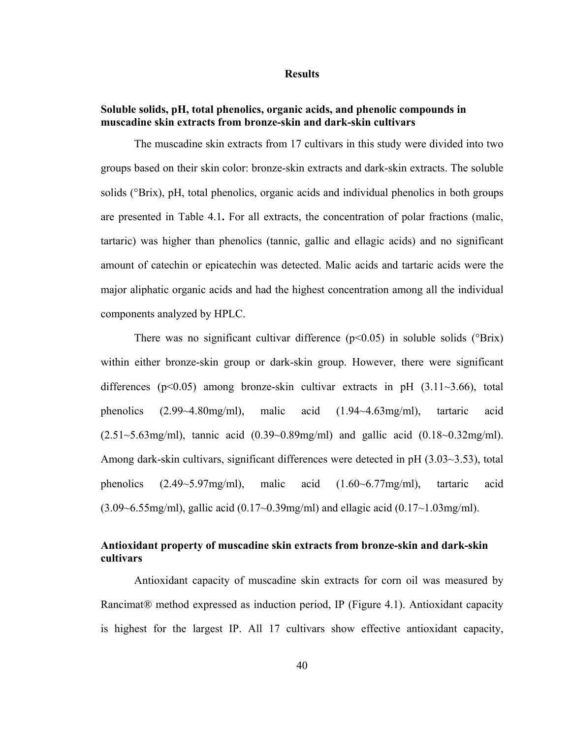# Results

## Soluble solids, pH, total phenolics, organic acids, and phenolic compounds in muscadine skin extracts from bronze-skin and dark-skin cultivars

The muscadine skin extracts from 17 cultivars in this study were divided into two groups based on their skin color: bronze-skin extracts and dark-skin extracts. The soluble solids (°Brix), pH, total phenolics, organic acids and individual phenolics in both groups are presented in Table 4.1**.** For all extracts, the concentration of polar fractions (malic, tartaric) was higher than phenolics (tannic, gallic and ellagic acids) and no significant amount of catechin or epicatechin was detected. Malic acids and tartaric acids were the major aliphatic organic acids and had the highest concentration among all the individual components analyzed by HPLC.

There was no significant cultivar difference ($p<0.05$) in soluble solids (°Brix) within either bronze-skin group or dark-skin group. However, there were significant differences ($p<0.05$) among bronze-skin cultivar extracts in pH (3.11~3.66), total phenolics (2.99~4.80mg/ml), malic acid (1.94~4.63mg/ml), tartaric acid (2.51~5.63mg/ml), tannic acid (0.39~0.89mg/ml) and gallic acid (0.18~0.32mg/ml). Among dark-skin cultivars, significant differences were detected in pH (3.03~3.53), total phenolics (2.49~5.97mg/ml), malic acid (1.60~6.77mg/ml), tartaric acid (3.09~6.55mg/ml), gallic acid (0.17~0.39mg/ml) and ellagic acid (0.17~1.03mg/ml).

## Antioxidant property of muscadine skin extracts from bronze-skin and dark-skin cultivars

Antioxidant capacity of muscadine skin extracts for corn oil was measured by Rancimat® method expressed as induction period, IP (Figure 4.1). Antioxidant capacity is highest for the largest IP. All 17 cultivars show effective antioxidant capacity,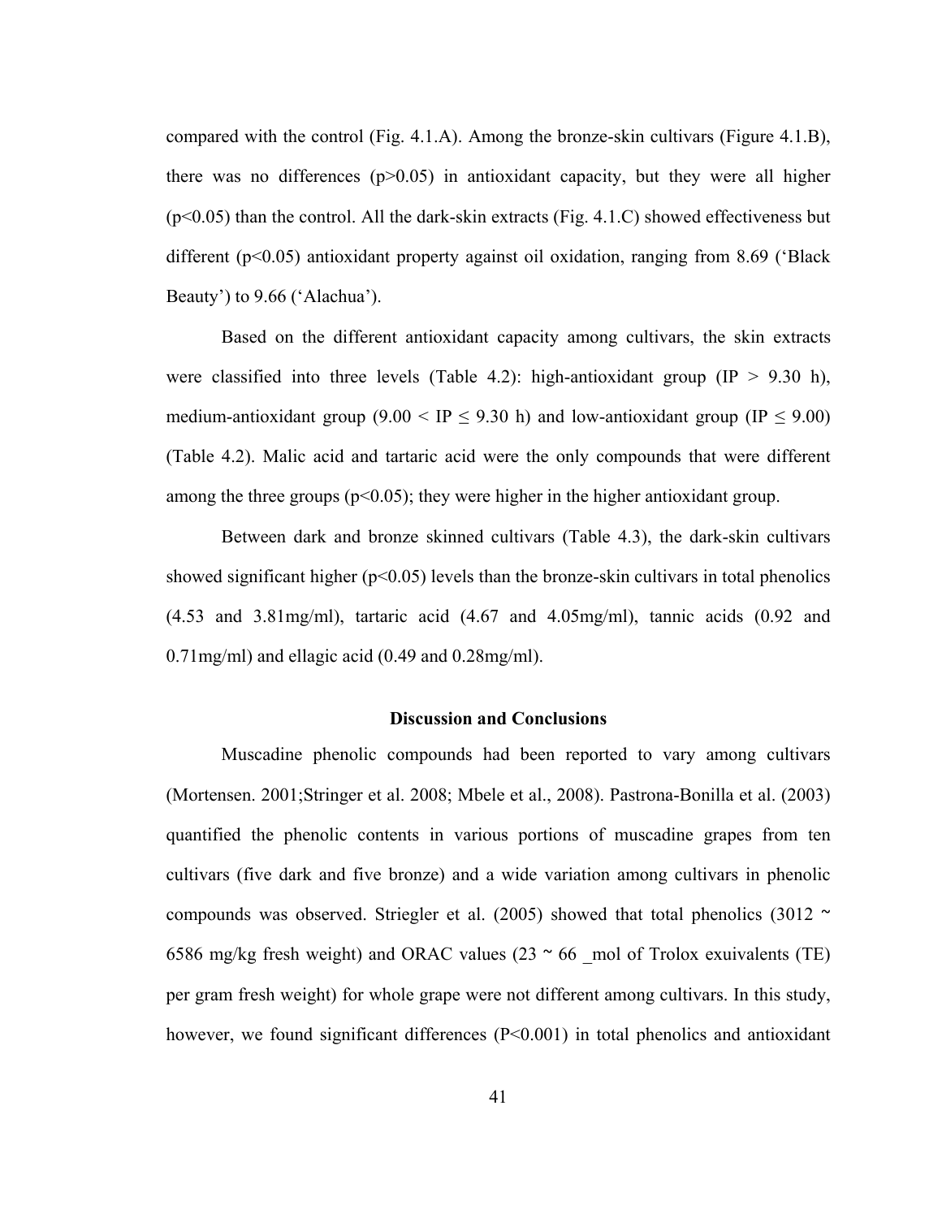compared with the control (Fig. 4.1.A). Among the bronze-skin cultivars (Figure 4.1.B), there was no differences ($p>0.05$) in antioxidant capacity, but they were all higher ($p<0.05$) than the control. All the dark-skin extracts (Fig. 4.1.C) showed effectiveness but different ($p<0.05$) antioxidant property against oil oxidation, ranging from 8.69 ('Black Beauty') to 9.66 ('Alachua').

Based on the different antioxidant capacity among cultivars, the skin extracts were classified into three levels (Table 4.2): high-antioxidant group (IP > 9.30 h), medium-antioxidant group ($9.00 < IP \leq 9.30$ h) and low-antioxidant group ($IP \leq 9.00$) (Table 4.2). Malic acid and tartaric acid were the only compounds that were different among the three groups ($p<0.05$); they were higher in the higher antioxidant group.

Between dark and bronze skinned cultivars (Table 4.3), the dark-skin cultivars showed significant higher ($p<0.05$) levels than the bronze-skin cultivars in total phenolics (4.53 and 3.81mg/ml), tartaric acid (4.67 and 4.05mg/ml), tannic acids (0.92 and 0.71mg/ml) and ellagic acid (0.49 and 0.28mg/ml).

## Discussion and Conclusions

Muscadine phenolic compounds had been reported to vary among cultivars (Mortensen. 2001;Stringer et al. 2008; Mbele et al., 2008). Pastrona-Bonilla et al. (2003) quantified the phenolic contents in various portions of muscadine grapes from ten cultivars (five dark and five bronze) and a wide variation among cultivars in phenolic compounds was observed. Striegler et al. (2005) showed that total phenolics (3012 ~ 6586 mg/kg fresh weight) and ORAC values (23 ~ 66 _mol of Trolox exuivalents (TE) per gram fresh weight) for whole grape were not different among cultivars. In this study, however, we found significant differences ($P<0.001$) in total phenolics and antioxidant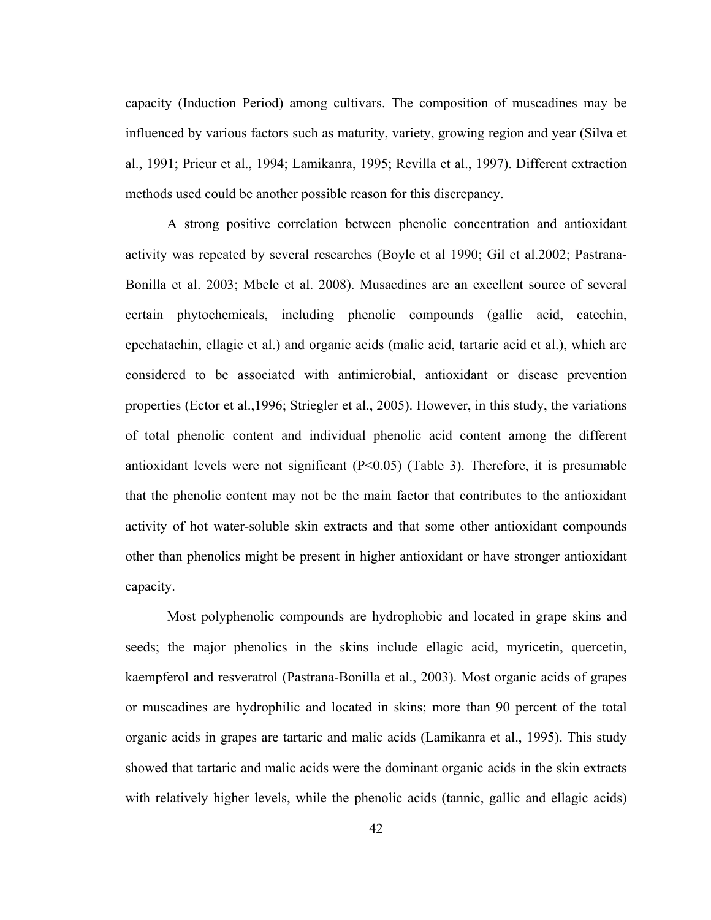capacity (Induction Period) among cultivars. The composition of muscadines may be influenced by various factors such as maturity, variety, growing region and year (Silva et al., 1991; Prieur et al., 1994; Lamikanra, 1995; Revilla et al., 1997). Different extraction methods used could be another possible reason for this discrepancy.

A strong positive correlation between phenolic concentration and antioxidant activity was repeated by several researches (Boyle et al 1990; Gil et al.2002; Pastrana-Bonilla et al. 2003; Mbele et al. 2008). Musacdines are an excellent source of several certain phytochemicals, including phenolic compounds (gallic acid, catechin, epechatachin, ellagic et al.) and organic acids (malic acid, tartaric acid et al.), which are considered to be associated with antimicrobial, antioxidant or disease prevention properties (Ector et al.,1996; Striegler et al., 2005). However, in this study, the variations of total phenolic content and individual phenolic acid content among the different antioxidant levels were not significant ($P<0.05$) (Table 3). Therefore, it is presumable that the phenolic content may not be the main factor that contributes to the antioxidant activity of hot water-soluble skin extracts and that some other antioxidant compounds other than phenolics might be present in higher antioxidant or have stronger antioxidant capacity.

Most polyphenolic compounds are hydrophobic and located in grape skins and seeds; the major phenolics in the skins include ellagic acid, myricetin, quercetin, kaempferol and resveratrol (Pastrana-Bonilla et al., 2003). Most organic acids of grapes or muscadines are hydrophilic and located in skins; more than 90 percent of the total organic acids in grapes are tartaric and malic acids (Lamikanra et al., 1995). This study showed that tartaric and malic acids were the dominant organic acids in the skin extracts with relatively higher levels, while the phenolic acids (tannic, gallic and ellagic acids)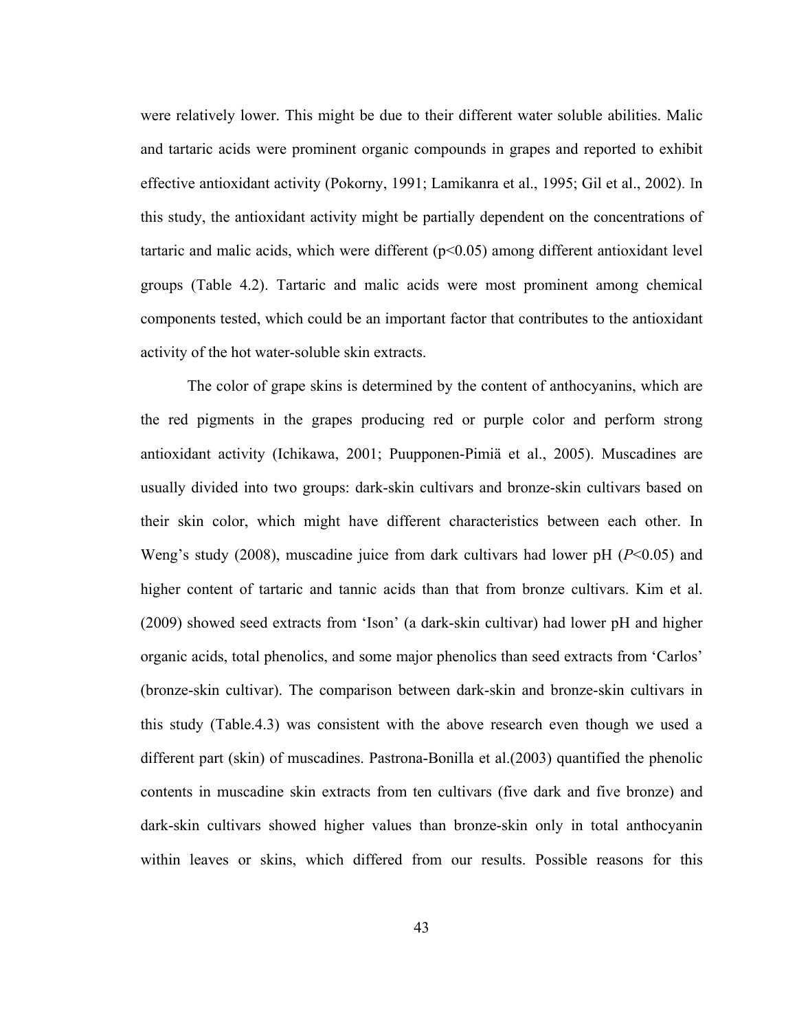were relatively lower. This might be due to their different water soluble abilities. Malic and tartaric acids were prominent organic compounds in grapes and reported to exhibit effective antioxidant activity (Pokorny, 1991; Lamikanra et al., 1995; Gil et al., 2002). In this study, the antioxidant activity might be partially dependent on the concentrations of tartaric and malic acids, which were different ($p<0.05$) among different antioxidant level groups (Table 4.2). Tartaric and malic acids were most prominent among chemical components tested, which could be an important factor that contributes to the antioxidant activity of the hot water-soluble skin extracts.

The color of grape skins is determined by the content of anthocyanins, which are the red pigments in the grapes producing red or purple color and perform strong antioxidant activity (Ichikawa, 2001; Puupponen-Pimiä et al., 2005). Muscadines are usually divided into two groups: dark-skin cultivars and bronze-skin cultivars based on their skin color, which might have different characteristics between each other. In Weng's study (2008), muscadine juice from dark cultivars had lower pH ($P<0.05$) and higher content of tartaric and tannic acids than that from bronze cultivars. Kim et al. (2009) showed seed extracts from 'Ison' (a dark-skin cultivar) had lower pH and higher organic acids, total phenolics, and some major phenolics than seed extracts from 'Carlos' (bronze-skin cultivar). The comparison between dark-skin and bronze-skin cultivars in this study (Table.4.3) was consistent with the above research even though we used a different part (skin) of muscadines. Pastrona-Bonilla et al.(2003) quantified the phenolic contents in muscadine skin extracts from ten cultivars (five dark and five bronze) and dark-skin cultivars showed higher values than bronze-skin only in total anthocyanin within leaves or skins, which differed from our results. Possible reasons for this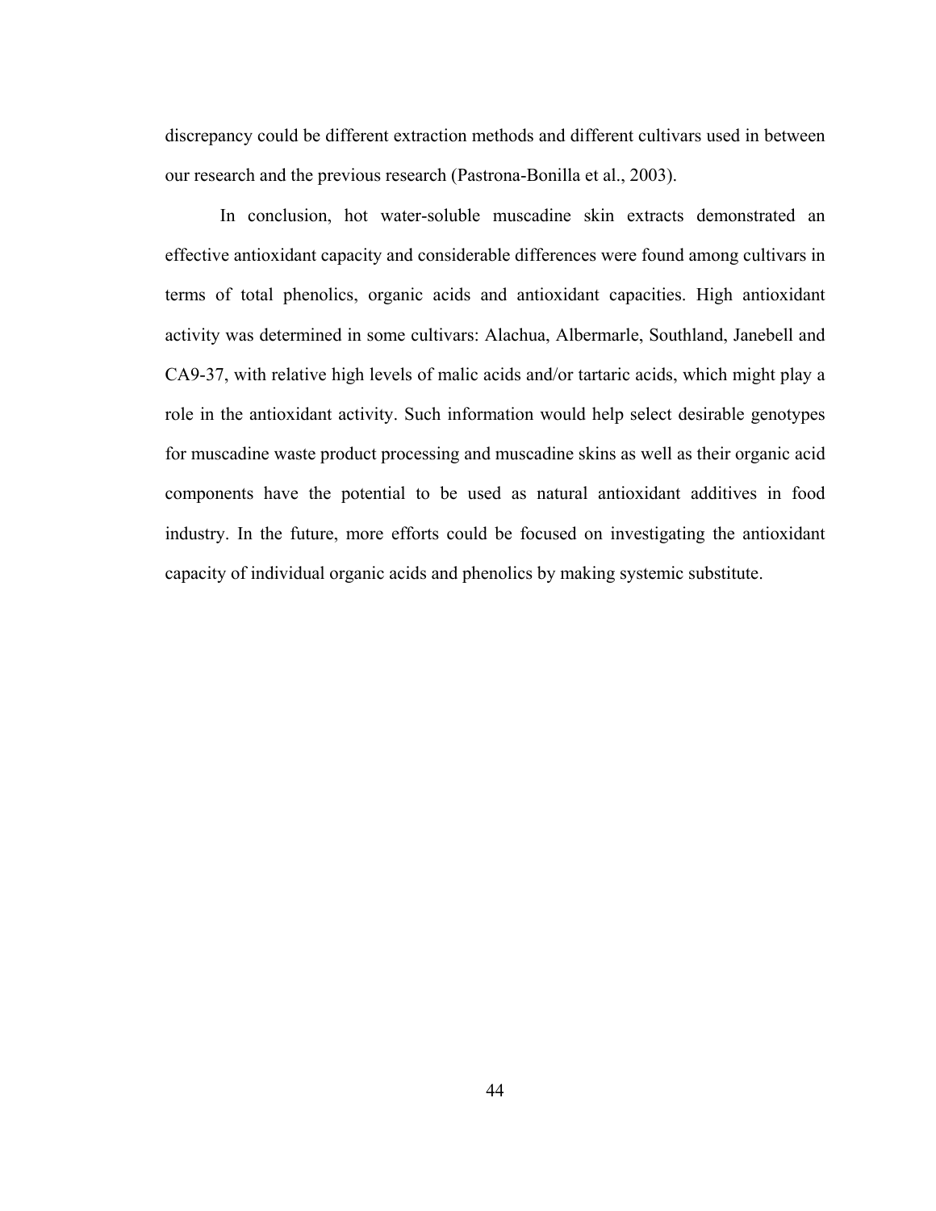discrepancy could be different extraction methods and different cultivars used in between our research and the previous research (Pastrona-Bonilla et al., 2003).

In conclusion, hot water-soluble muscadine skin extracts demonstrated an effective antioxidant capacity and considerable differences were found among cultivars in terms of total phenolics, organic acids and antioxidant capacities. High antioxidant activity was determined in some cultivars: Alachua, Albermarle, Southland, Janebell and CA9-37, with relative high levels of malic acids and/or tartaric acids, which might play a role in the antioxidant activity. Such information would help select desirable genotypes for muscadine waste product processing and muscadine skins as well as their organic acid components have the potential to be used as natural antioxidant additives in food industry. In the future, more efforts could be focused on investigating the antioxidant capacity of individual organic acids and phenolics by making systemic substitute.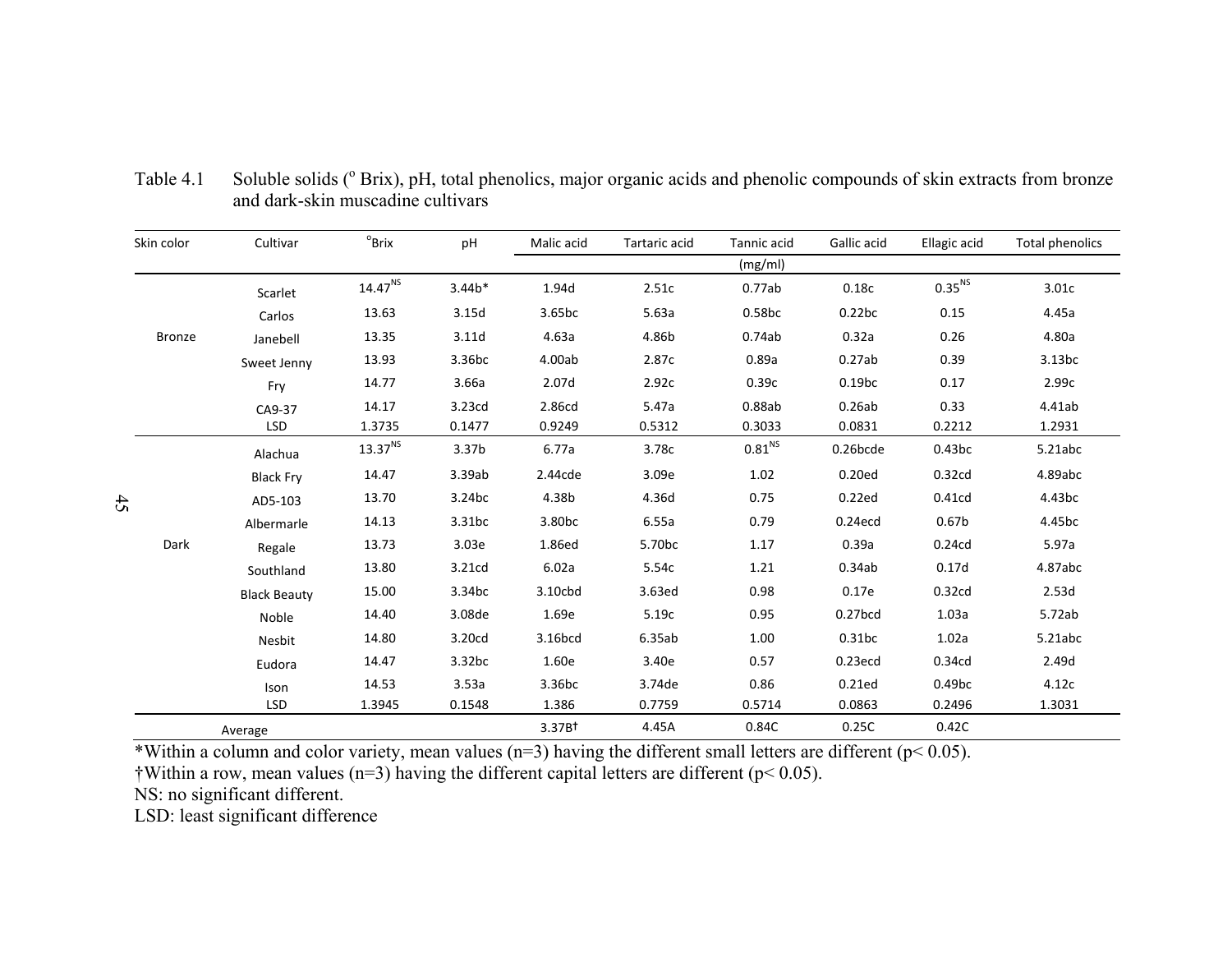Table 4.1 Soluble solids (° Brix), pH, total phenolics, major organic acids and phenolic compounds of skin extracts from bronze and dark-skin muscadine cultivars

| Skin color | Cultivar | °Brix | pH | Malic acid | Tartaric acid | Tannic acid | Gallic acid | Ellagic acid | Total phenolics |
|---|---|---|---|---|---|---|---|---|---|
| | | | | | | (mg/ml) | | | |
| Bronze | Scarlet | 14.47[NS] | 3.44b* | 1.94d | 2.51c | 0.77ab | 0.18c | 0.35[NS] | 3.01c |
| | Carlos | 13.63 | 3.15d | 3.65bc | 5.63a | 0.58bc | 0.22bc | 0.15 | 4.45a |
| | Janebell | 13.35 | 3.11d | 4.63a | 4.86b | 0.74ab | 0.32a | 0.26 | 4.80a |
| | Sweet Jenny | 13.93 | 3.36bc | 4.00ab | 2.87c | 0.89a | 0.27ab | 0.39 | 3.13bc |
| | Fry | 14.77 | 3.66a | 2.07d | 2.92c | 0.39c | 0.19bc | 0.17 | 2.99c |
| | CA9-37 | 14.17 | 3.23cd | 2.86cd | 5.47a | 0.88ab | 0.26ab | 0.33 | 4.41ab |
| | LSD | 1.3735 | 0.1477 | 0.9249 | 0.5312 | 0.3033 | 0.0831 | 0.2212 | 1.2931 |
| Dark | Alachua | 13.37[NS] | 3.37b | 6.77a | 3.78c | 0.81[NS] | 0.26bcde | 0.43bc | 5.21abc |
| | Black Fry | 14.47 | 3.39ab | 2.44cde | 3.09e | 1.02 | 0.20ed | 0.32cd | 4.89abc |
| | AD5-103 | 13.70 | 3.24bc | 4.38b | 4.36d | 0.75 | 0.22ed | 0.41cd | 4.43bc |
| | Albermarle | 14.13 | 3.31bc | 3.80bc | 6.55a | 0.79 | 0.24ecd | 0.67b | 4.45bc |
| | Regale | 13.73 | 3.03e | 1.86ed | 5.70bc | 1.17 | 0.39a | 0.24cd | 5.97a |
| | Southland | 13.80 | 3.21cd | 6.02a | 5.54c | 1.21 | 0.34ab | 0.17d | 4.87abc |
| | Black Beauty | 15.00 | 3.34bc | 3.10cbd | 3.63ed | 0.98 | 0.17e | 0.32cd | 2.53d |
| | Noble | 14.40 | 3.08de | 1.69e | 5.19c | 0.95 | 0.27bcd | 1.03a | 5.72ab |
| | Nesbit | 14.80 | 3.20cd | 3.16bcd | 6.35ab | 1.00 | 0.31bc | 1.02a | 5.21abc |
| | Eudora | 14.47 | 3.32bc | 1.60e | 3.40e | 0.57 | 0.23ecd | 0.34cd | 2.49d |
| | Ison | 14.53 | 3.53a | 3.36bc | 3.74de | 0.86 | 0.21ed | 0.49bc | 4.12c |
| | LSD | 1.3945 | 0.1548 | 1.386 | 0.7759 | 0.5714 | 0.0863 | 0.2496 | 1.3031 |
| Average | | | | 3.37B† | 4.45A | 0.84C | 0.25C | 0.42C | |

*Within a column and color variety, mean values (n=3) having the different small letters are different ($p < 0.05$).

†Within a row, mean values (n=3) having the different capital letters are different ($p < 0.05$).

NS: no significant different.

LSD: least significant difference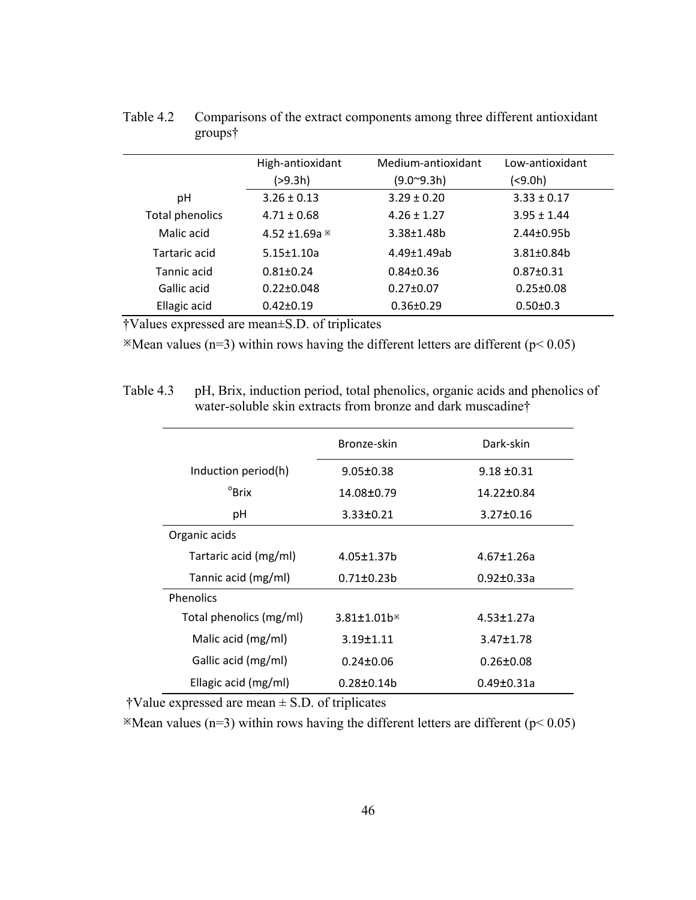Table 4.2 Comparisons of the extract components among three different antioxidant groups†

| | High-antioxidant (>9.3h) | Medium-antioxidant (9.0~9.3h) | Low-antioxidant (<9.0h) |
|---|---|---|---|
| pH | 3.26 ± 0.13 | 3.29 ± 0.20 | 3.33 ± 0.17 |
| Total phenolics | 4.71 ± 0.68 | 4.26 ± 1.27 | 3.95 ± 1.44 |
| Malic acid | 4.52 ±1.69a ※ | 3.38±1.48b | 2.44±0.95b |
| Tartaric acid | 5.15±1.10a | 4.49±1.49ab | 3.81±0.84b |
| Tannic acid | 0.81±0.24 | 0.84±0.36 | 0.87±0.31 |
| Gallic acid | 0.22±0.048 | 0.27±0.07 | 0.25±0.08 |
| Ellagic acid | 0.42±0.19 | 0.36±0.29 | 0.50±0.3 |

†Values expressed are mean±S.D. of triplicates

※Mean values (n=3) within rows having the different letters are different ($p < 0.05$)

Table 4.3 pH, Brix, induction period, total phenolics, organic acids and phenolics of water-soluble skin extracts from bronze and dark muscadine†

| | Bronze-skin | Dark-skin |
|---|---|---|
| Induction period(h) | 9.05±0.38 | 9.18 ±0.31 |
| °Brix | 14.08±0.79 | 14.22±0.84 |
| pH | 3.33±0.21 | 3.27±0.16 |
| Organic acids | | |
| Tartaric acid (mg/ml) | 4.05±1.37b | 4.67±1.26a |
| Tannic acid (mg/ml) | 0.71±0.23b | 0.92±0.33a |
| Phenolics | | |
| Total phenolics (mg/ml) | 3.81±1.01b※ | 4.53±1.27a |
| Malic acid (mg/ml) | 3.19±1.11 | 3.47±1.78 |
| Gallic acid (mg/ml) | 0.24±0.06 | 0.26±0.08 |
| Ellagic acid (mg/ml) | 0.28±0.14b | 0.49±0.31a |

†Value expressed are mean ± S.D. of triplicates

※Mean values (n=3) within rows having the different letters are different ($p < 0.05$)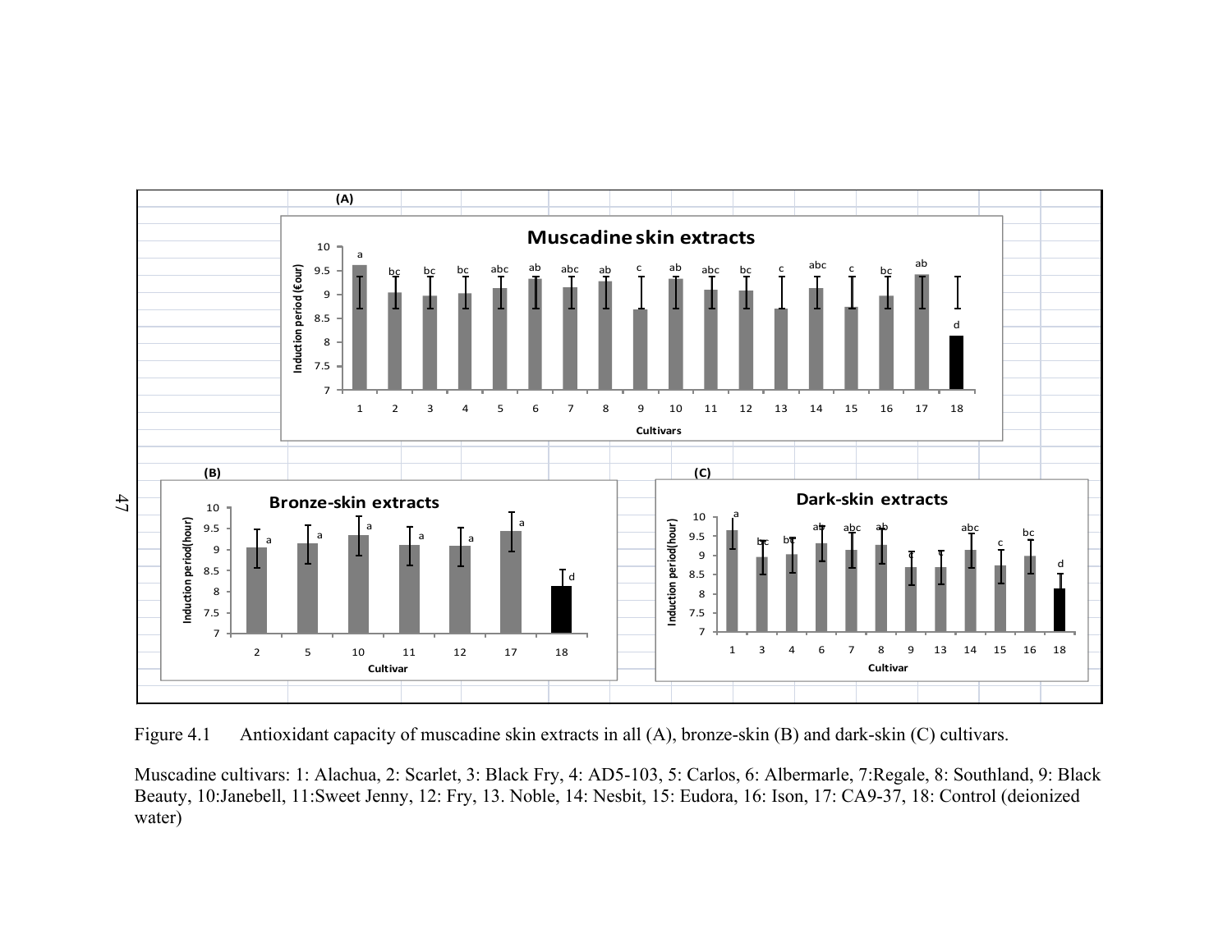Figure 4.1 Antioxidant capacity of muscadine skin extracts in all (A), bronze-skin (B) and dark-skin (C) cultivars.

Muscadine cultivars: 1: Alachua, 2: Scarlet, 3: Black Fry, 4: AD5-103, 5: Carlos, 6: Albermarle, 7:Regale, 8: Southland, 9: Black Beauty, 10:Janebell, 11:Sweet Jenny, 12: Fry, 13. Noble, 14: Nesbit, 15: Eudora, 16: Ison, 17: CA9-37, 18: Control (deionized water)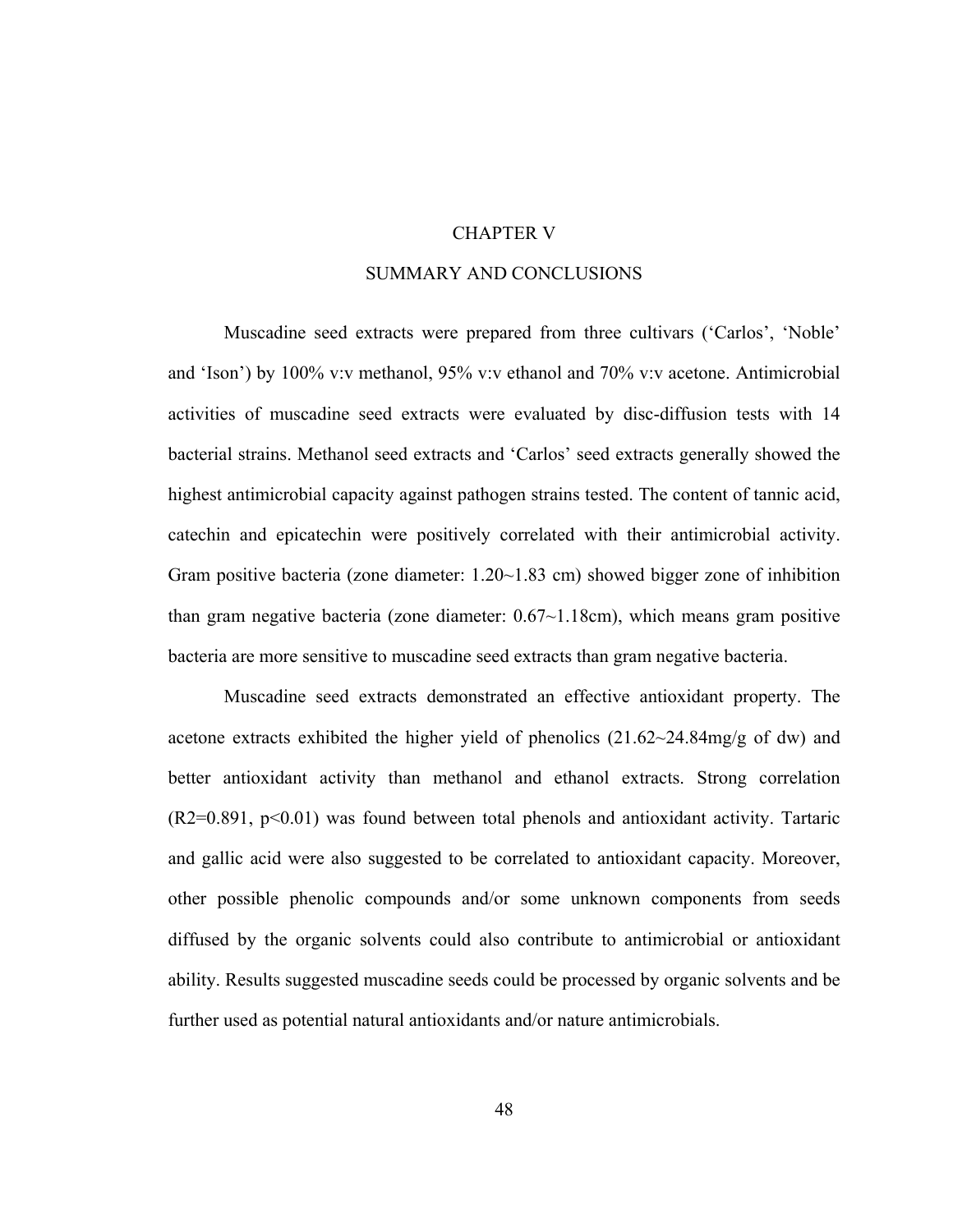# CHAPTER V

# SUMMARY AND CONCLUSIONS

Muscadine seed extracts were prepared from three cultivars (‘Carlos’, ‘Noble’ and ‘Ison’) by 100% v:v methanol, 95% v:v ethanol and 70% v:v acetone. Antimicrobial activities of muscadine seed extracts were evaluated by disc-diffusion tests with 14 bacterial strains. Methanol seed extracts and ‘Carlos’ seed extracts generally showed the highest antimicrobial capacity against pathogen strains tested. The content of tannic acid, catechin and epicatechin were positively correlated with their antimicrobial activity. Gram positive bacteria (zone diameter: 1.20~1.83 cm) showed bigger zone of inhibition than gram negative bacteria (zone diameter: 0.67~1.18cm), which means gram positive bacteria are more sensitive to muscadine seed extracts than gram negative bacteria.

Muscadine seed extracts demonstrated an effective antioxidant property. The acetone extracts exhibited the higher yield of phenolics (21.62~24.84mg/g of dw) and better antioxidant activity than methanol and ethanol extracts. Strong correlation ($R2=0.891$, $p<0.01$) was found between total phenols and antioxidant activity. Tartaric and gallic acid were also suggested to be correlated to antioxidant capacity. Moreover, other possible phenolic compounds and/or some unknown components from seeds diffused by the organic solvents could also contribute to antimicrobial or antioxidant ability. Results suggested muscadine seeds could be processed by organic solvents and be further used as potential natural antioxidants and/or nature antimicrobials.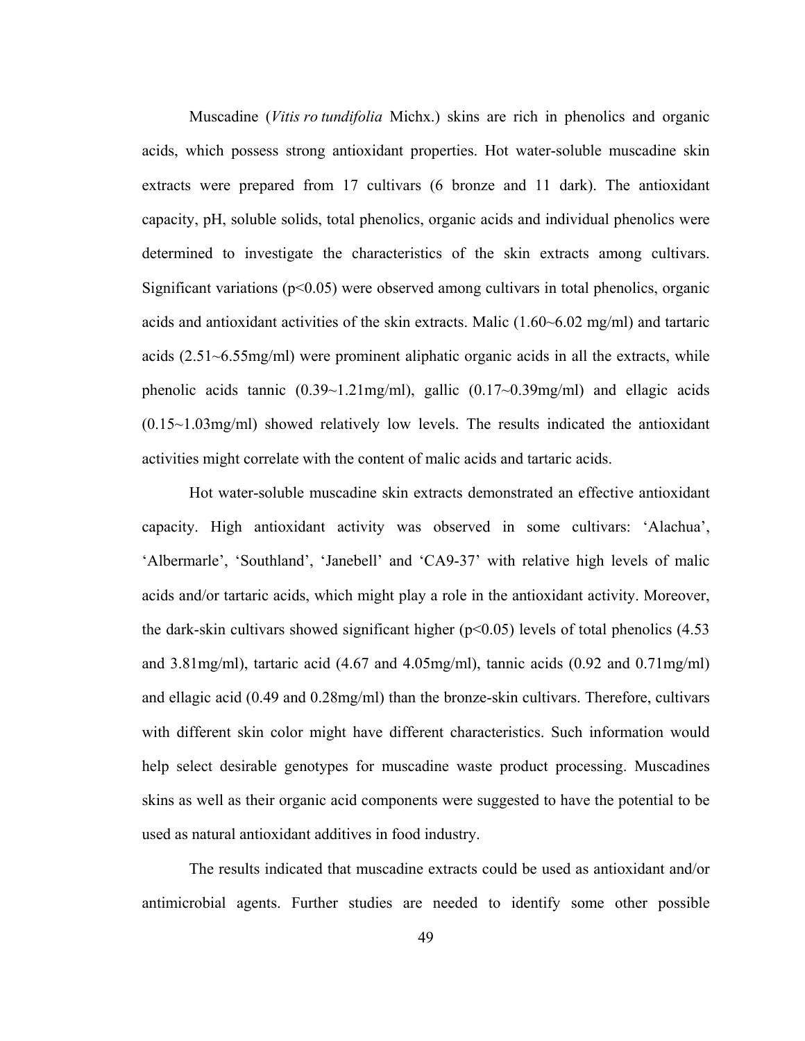Muscadine (*Vitis ro tundifolia* Michx.) skins are rich in phenolics and organic acids, which possess strong antioxidant properties. Hot water-soluble muscadine skin extracts were prepared from 17 cultivars (6 bronze and 11 dark). The antioxidant capacity, pH, soluble solids, total phenolics, organic acids and individual phenolics were determined to investigate the characteristics of the skin extracts among cultivars. Significant variations ($p<0.05$) were observed among cultivars in total phenolics, organic acids and antioxidant activities of the skin extracts. Malic (1.60~6.02 mg/ml) and tartaric acids (2.51~6.55mg/ml) were prominent aliphatic organic acids in all the extracts, while phenolic acids tannic (0.39~1.21mg/ml), gallic (0.17~0.39mg/ml) and ellagic acids (0.15~1.03mg/ml) showed relatively low levels. The results indicated the antioxidant activities might correlate with the content of malic acids and tartaric acids.

Hot water-soluble muscadine skin extracts demonstrated an effective antioxidant capacity. High antioxidant activity was observed in some cultivars: 'Alachua', 'Albermarle', 'Southland', 'Janebell' and 'CA9-37' with relative high levels of malic acids and/or tartaric acids, which might play a role in the antioxidant activity. Moreover, the dark-skin cultivars showed significant higher ($p<0.05$) levels of total phenolics (4.53 and 3.81mg/ml), tartaric acid (4.67 and 4.05mg/ml), tannic acids (0.92 and 0.71mg/ml) and ellagic acid (0.49 and 0.28mg/ml) than the bronze-skin cultivars. Therefore, cultivars with different skin color might have different characteristics. Such information would help select desirable genotypes for muscadine waste product processing. Muscadines skins as well as their organic acid components were suggested to have the potential to be used as natural antioxidant additives in food industry.

The results indicated that muscadine extracts could be used as antioxidant and/or antimicrobial agents. Further studies are needed to identify some other possible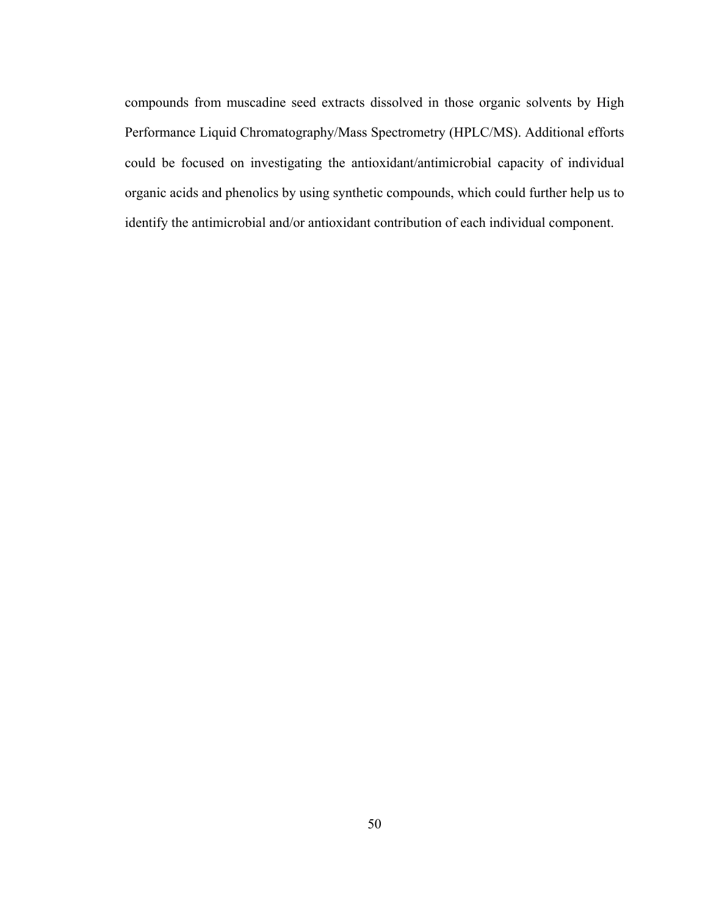compounds from muscadine seed extracts dissolved in those organic solvents by High Performance Liquid Chromatography/Mass Spectrometry (HPLC/MS). Additional efforts could be focused on investigating the antioxidant/antimicrobial capacity of individual organic acids and phenolics by using synthetic compounds, which could further help us to identify the antimicrobial and/or antioxidant contribution of each individual component.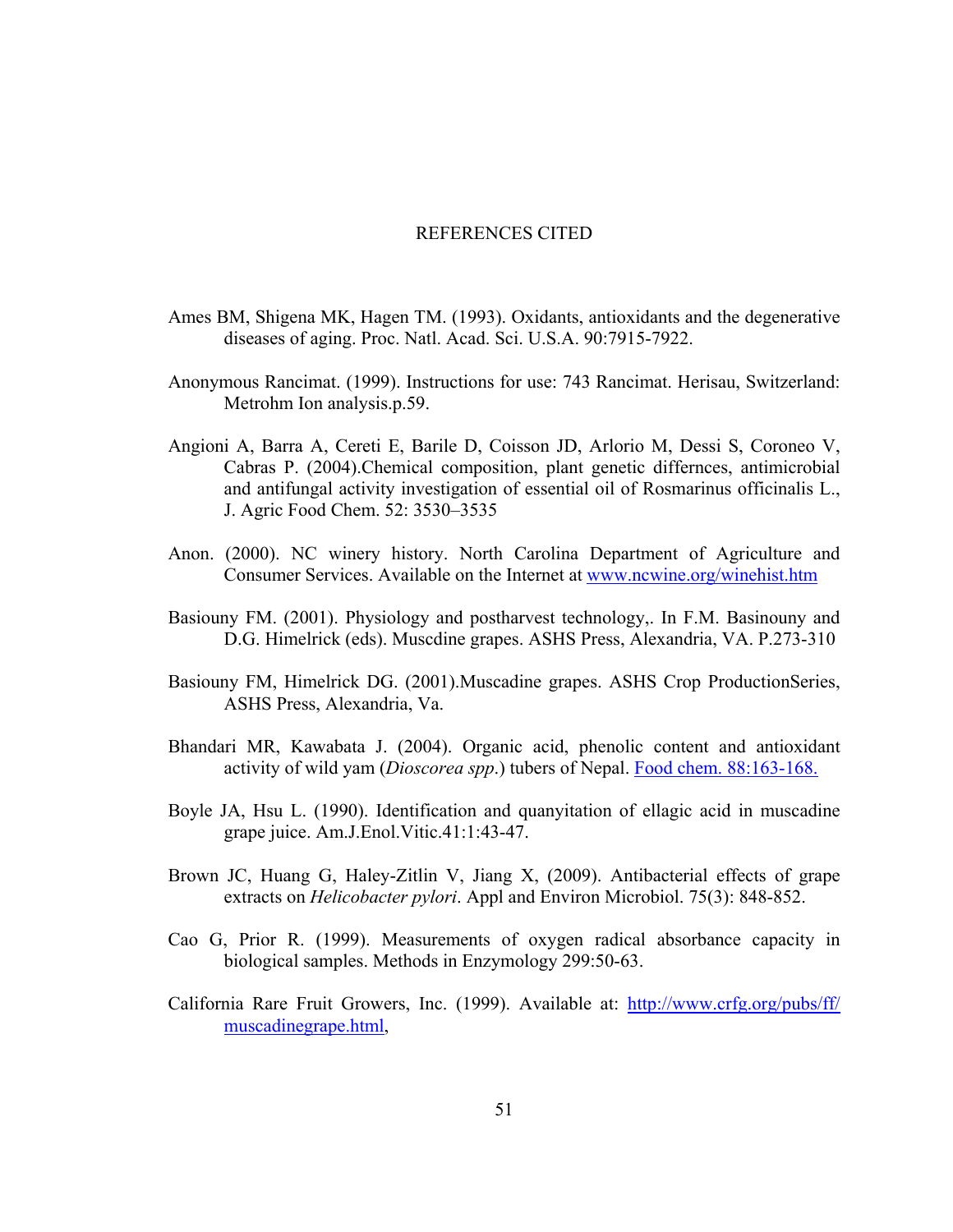# REFERENCES CITED

Ames BM, Shigena MK, Hagen TM. (1993). Oxidants, antioxidants and the degenerative diseases of aging. Proc. Natl. Acad. Sci. U.S.A. 90:7915-7922.

Anonymous Rancimat. (1999). Instructions for use: 743 Rancimat. Herisau, Switzerland: Metrohm Ion analysis.p.59.

Angioni A, Barra A, Cereti E, Barile D, Coisson JD, Arlorio M, Dessi S, Coroneo V, Cabras P. (2004).Chemical composition, plant genetic differnces, antimicrobial and antifungal activity investigation of essential oil of Rosmarinus officinalis L., J. Agric Food Chem. 52: 3530–3535

Anon. (2000). NC winery history. North Carolina Department of Agriculture and Consumer Services. Available on the Internet at www.ncwine.org/winehist.htm

Basiouny FM. (2001). Physiology and postharvest technology,. In F.M. Basinouny and D.G. Himelrick (eds). Muscdine grapes. ASHS Press, Alexandria, VA. P.273-310

Basiouny FM, Himelrick DG. (2001).Muscadine grapes. ASHS Crop ProductionSeries, ASHS Press, Alexandria, Va.

Bhandari MR, Kawabata J. (2004). Organic acid, phenolic content and antioxidant activity of wild yam (*Dioscorea spp*.) tubers of Nepal. Food chem. 88:163-168.

Boyle JA, Hsu L. (1990). Identification and quanyitation of ellagic acid in muscadine grape juice. Am.J.Enol.Vitic.41:1:43-47.

Brown JC, Huang G, Haley-Zitlin V, Jiang X, (2009). Antibacterial effects of grape extracts on *Helicobacter pylori*. Appl and Environ Microbiol. 75(3): 848-852.

Cao G, Prior R. (1999). Measurements of oxygen radical absorbance capacity in biological samples. Methods in Enzymology 299:50-63.

California Rare Fruit Growers, Inc. (1999). Available at: http://www.crfg.org/pubs/ff/muscadinegrape.html,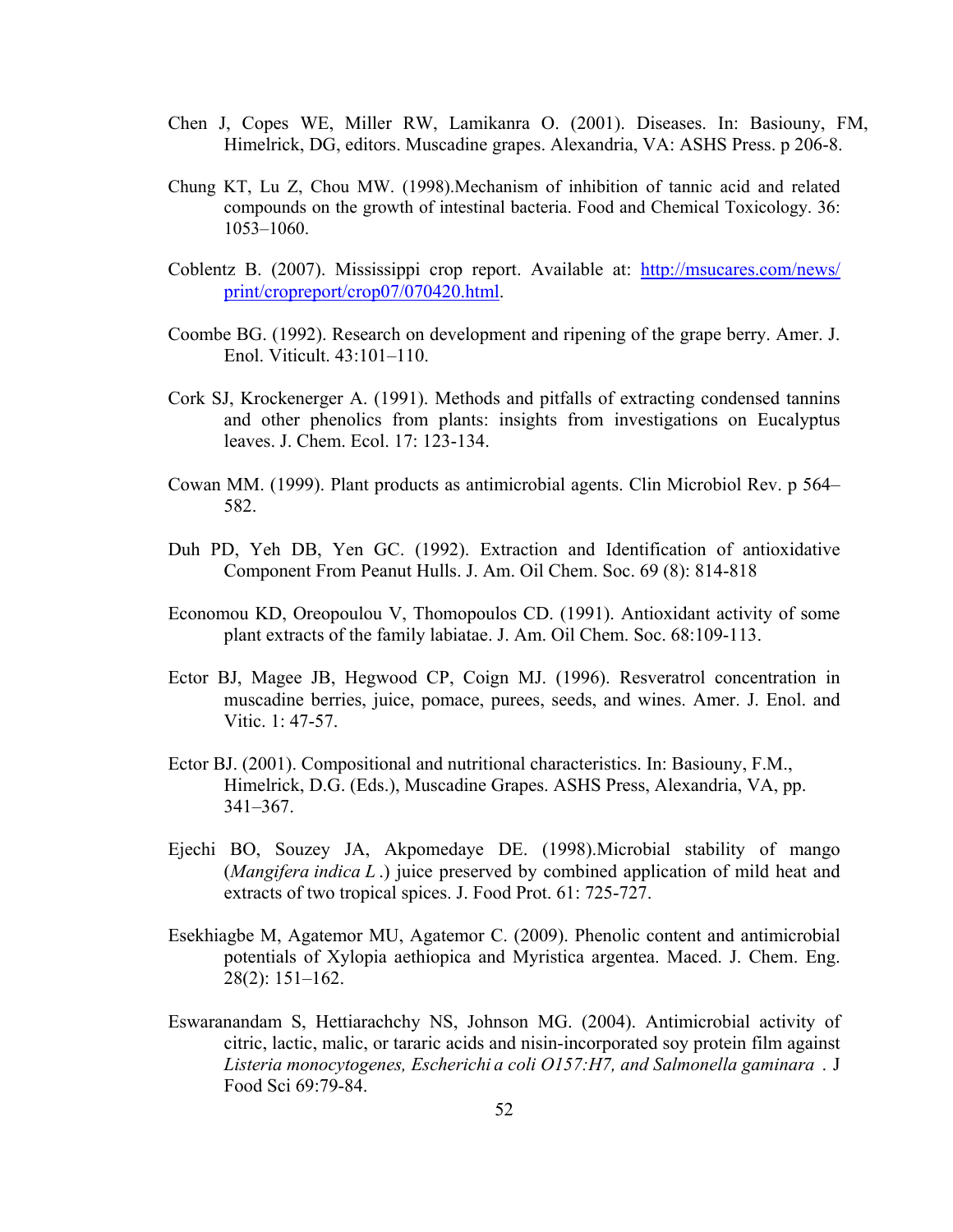Chen J, Copes WE, Miller RW, Lamikanra O. (2001). Diseases. In: Basiouny, FM, Himelrick, DG, editors. Muscadine grapes. Alexandria, VA: ASHS Press. p 206-8.

Chung KT, Lu Z, Chou MW. (1998).Mechanism of inhibition of tannic acid and related compounds on the growth of intestinal bacteria. Food and Chemical Toxicology. 36: 1053–1060.

Coblentz B. (2007). Mississippi crop report. Available at: [http://msucares.com/news/print/cropreport/crop07/070420.html](http://msucares.com/news/print/cropreport/crop07/070420.html).

Coombe BG. (1992). Research on development and ripening of the grape berry. Amer. J. Enol. Viticult. 43:101–110.

Cork SJ, Krockenerger A. (1991). Methods and pitfalls of extracting condensed tannins and other phenolics from plants: insights from investigations on Eucalyptus leaves. J. Chem. Ecol. 17: 123-134.

Cowan MM. (1999). Plant products as antimicrobial agents. Clin Microbiol Rev. p 564–582.

Duh PD, Yeh DB, Yen GC. (1992). Extraction and Identification of antioxidative Component From Peanut Hulls. J. Am. Oil Chem. Soc. 69 (8): 814-818

Economou KD, Oreopoulou V, Thomopoulos CD. (1991). Antioxidant activity of some plant extracts of the family labiatae. J. Am. Oil Chem. Soc. 68:109-113.

Ector BJ, Magee JB, Hegwood CP, Coign MJ. (1996). Resveratrol concentration in muscadine berries, juice, pomace, purees, seeds, and wines. Amer. J. Enol. and Vitic. 1: 47-57.

Ector BJ. (2001). Compositional and nutritional characteristics. In: Basiouny, F.M., Himelrick, D.G. (Eds.), Muscadine Grapes. ASHS Press, Alexandria, VA, pp. 341–367.

Ejechi BO, Souzey JA, Akpomedaye DE. (1998).Microbial stability of mango (*Mangifera indica L* .) juice preserved by combined application of mild heat and extracts of two tropical spices. J. Food Prot. 61: 725-727.

Esekhiagbe M, Agatemor MU, Agatemor C. (2009). Phenolic content and antimicrobial potentials of Xylopia aethiopica and Myristica argentea. Maced. J. Chem. Eng. 28(2): 151–162.

Eswaranandam S, Hettiarachchy NS, Johnson MG. (2004). Antimicrobial activity of citric, lactic, malic, or tararic acids and nisin-incorporated soy protein film against *Listeria monocytogenes, Escherichi a coli O157:H7, and Salmonella gaminara* . J Food Sci 69:79-84.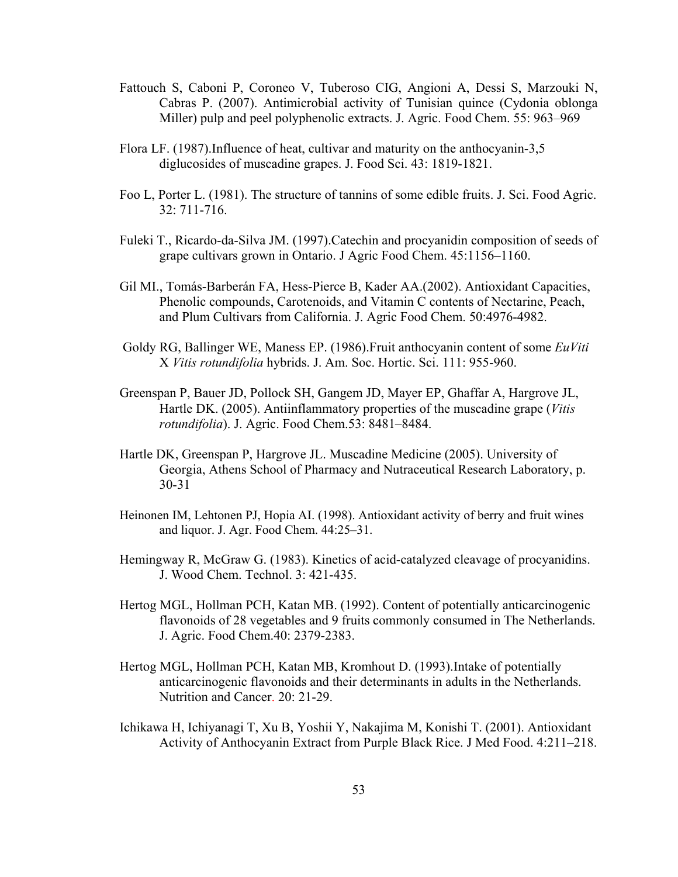Fattouch S, Caboni P, Coroneo V, Tuberoso CIG, Angioni A, Dessi S, Marzouki N, Cabras P. (2007). Antimicrobial activity of Tunisian quince (Cydonia oblonga Miller) pulp and peel polyphenolic extracts. J. Agric. Food Chem. 55: 963–969

Flora LF. (1987).Influence of heat, cultivar and maturity on the anthocyanin-3,5 diglucosides of muscadine grapes. J. Food Sci. 43: 1819-1821.

Foo L, Porter L. (1981). The structure of tannins of some edible fruits. J. Sci. Food Agric. 32: 711-716.

Fuleki T., Ricardo-da-Silva JM. (1997).Catechin and procyanidin composition of seeds of grape cultivars grown in Ontario. J Agric Food Chem. 45:1156–1160.

Gil MI., Tomás-Barberán FA, Hess-Pierce B, Kader AA.(2002). Antioxidant Capacities, Phenolic compounds, Carotenoids, and Vitamin C contents of Nectarine, Peach, and Plum Cultivars from California. J. Agric Food Chem. 50:4976-4982.

Goldy RG, Ballinger WE, Maness EP. (1986).Fruit anthocyanin content of some *EuViti* X *Vitis rotundifolia* hybrids. J. Am. Soc. Hortic. Sci. 111: 955-960.

Greenspan P, Bauer JD, Pollock SH, Gangem JD, Mayer EP, Ghaffar A, Hargrove JL, Hartle DK. (2005). Antiinflammatory properties of the muscadine grape (*Vitis rotundifolia*). J. Agric. Food Chem.53: 8481–8484.

Hartle DK, Greenspan P, Hargrove JL. Muscadine Medicine (2005). University of Georgia, Athens School of Pharmacy and Nutraceutical Research Laboratory, p. 30-31

Heinonen IM, Lehtonen PJ, Hopia AI. (1998). Antioxidant activity of berry and fruit wines and liquor. J. Agr. Food Chem. 44:25–31.

Hemingway R, McGraw G. (1983). Kinetics of acid-catalyzed cleavage of procyanidins. J. Wood Chem. Technol. 3: 421-435.

Hertog MGL, Hollman PCH, Katan MB. (1992). Content of potentially anticarcinogenic flavonoids of 28 vegetables and 9 fruits commonly consumed in The Netherlands. J. Agric. Food Chem.40: 2379-2383.

Hertog MGL, Hollman PCH, Katan MB, Kromhout D. (1993).Intake of potentially anticarcinogenic flavonoids and their determinants in adults in the Netherlands. Nutrition and Cancer. 20: 21-29.

Ichikawa H, Ichiyanagi T, Xu B, Yoshii Y, Nakajima M, Konishi T. (2001). Antioxidant Activity of Anthocyanin Extract from Purple Black Rice. J Med Food. 4:211–218.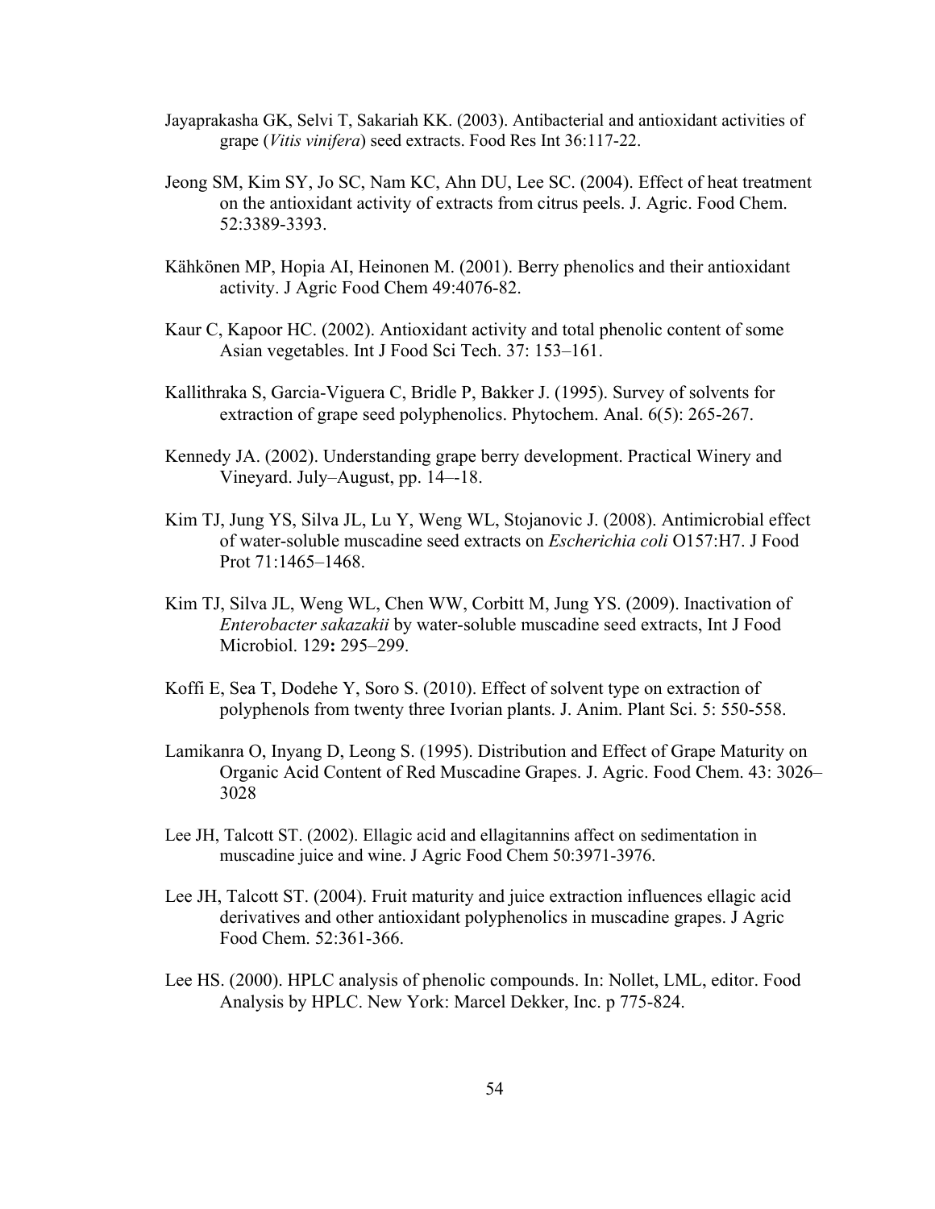Jayaprakasha GK, Selvi T, Sakariah KK. (2003). Antibacterial and antioxidant activities of grape (*Vitis vinifera*) seed extracts. Food Res Int 36:117-22.

Jeong SM, Kim SY, Jo SC, Nam KC, Ahn DU, Lee SC. (2004). Effect of heat treatment on the antioxidant activity of extracts from citrus peels. J. Agric. Food Chem. 52:3389-3393.

Kähkönen MP, Hopia AI, Heinonen M. (2001). Berry phenolics and their antioxidant activity. J Agric Food Chem 49:4076-82.

Kaur C, Kapoor HC. (2002). Antioxidant activity and total phenolic content of some Asian vegetables. Int J Food Sci Tech. 37: 153–161.

Kallithraka S, Garcia-Viguera C, Bridle P, Bakker J. (1995). Survey of solvents for extraction of grape seed polyphenolics. Phytochem. Anal. 6(5): 265-267.

Kennedy JA. (2002). Understanding grape berry development. Practical Winery and Vineyard. July–August, pp. 14–-18.

Kim TJ, Jung YS, Silva JL, Lu Y, Weng WL, Stojanovic J. (2008). Antimicrobial effect of water-soluble muscadine seed extracts on *Escherichia coli* O157:H7. J Food Prot 71:1465–1468.

Kim TJ, Silva JL, Weng WL, Chen WW, Corbitt M, Jung YS. (2009). Inactivation of *Enterobacter sakazakii* by water-soluble muscadine seed extracts, Int J Food Microbiol. 129**:** 295–299.

Koffi E, Sea T, Dodehe Y, Soro S. (2010). Effect of solvent type on extraction of polyphenols from twenty three Ivorian plants. J. Anim. Plant Sci. 5: 550-558.

Lamikanra O, Inyang D, Leong S. (1995). Distribution and Effect of Grape Maturity on Organic Acid Content of Red Muscadine Grapes. J. Agric. Food Chem. 43: 3026–3028

Lee JH, Talcott ST. (2002). Ellagic acid and ellagitannins affect on sedimentation in muscadine juice and wine. J Agric Food Chem 50:3971-3976.

Lee JH, Talcott ST. (2004). Fruit maturity and juice extraction influences ellagic acid derivatives and other antioxidant polyphenolics in muscadine grapes. J Agric Food Chem. 52:361-366.

Lee HS. (2000). HPLC analysis of phenolic compounds. In: Nollet, LML, editor. Food Analysis by HPLC. New York: Marcel Dekker, Inc. p 775-824.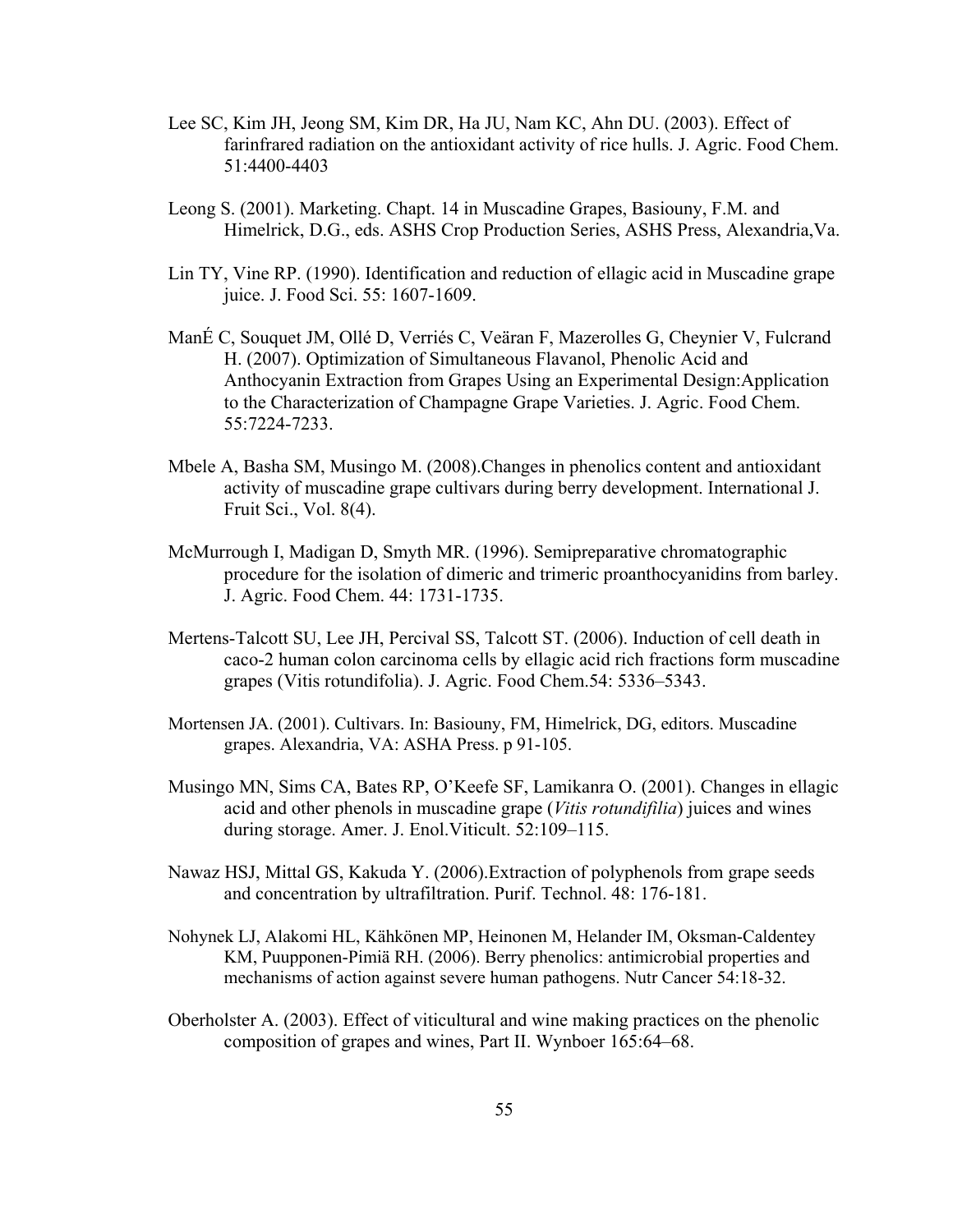Lee SC, Kim JH, Jeong SM, Kim DR, Ha JU, Nam KC, Ahn DU. (2003). Effect of farinfrared radiation on the antioxidant activity of rice hulls. J. Agric. Food Chem. 51:4400-4403

Leong S. (2001). Marketing. Chapt. 14 in Muscadine Grapes, Basiouny, F.M. and Himelrick, D.G., eds. ASHS Crop Production Series, ASHS Press, Alexandria,Va.

Lin TY, Vine RP. (1990). Identification and reduction of ellagic acid in Muscadine grape juice. J. Food Sci. 55: 1607-1609.

ManÉ C, Souquet JM, Ollé D, Verriés C, Veäran F, Mazerolles G, Cheynier V, Fulcrand H. (2007). Optimization of Simultaneous Flavanol, Phenolic Acid and Anthocyanin Extraction from Grapes Using an Experimental Design:Application to the Characterization of Champagne Grape Varieties. J. Agric. Food Chem. 55:7224-7233.

Mbele A, Basha SM, Musingo M. (2008).Changes in phenolics content and antioxidant activity of muscadine grape cultivars during berry development. International J. Fruit Sci., Vol. 8(4).

McMurrough I, Madigan D, Smyth MR. (1996). Semipreparative chromatographic procedure for the isolation of dimeric and trimeric proanthocyanidins from barley. J. Agric. Food Chem. 44: 1731-1735.

Mertens-Talcott SU, Lee JH, Percival SS, Talcott ST. (2006). Induction of cell death in caco-2 human colon carcinoma cells by ellagic acid rich fractions form muscadine grapes (Vitis rotundifolia). J. Agric. Food Chem.54: 5336–5343.

Mortensen JA. (2001). Cultivars. In: Basiouny, FM, Himelrick, DG, editors. Muscadine grapes. Alexandria, VA: ASHA Press. p 91-105.

Musingo MN, Sims CA, Bates RP, O'Keefe SF, Lamikanra O. (2001). Changes in ellagic acid and other phenols in muscadine grape (*Vitis rotundifilia*) juices and wines during storage. Amer. J. Enol.Viticult. 52:109–115.

Nawaz HSJ, Mittal GS, Kakuda Y. (2006).Extraction of polyphenols from grape seeds and concentration by ultrafiltration. Purif. Technol. 48: 176-181.

Nohynek LJ, Alakomi HL, Kähkönen MP, Heinonen M, Helander IM, Oksman-Caldentey KM, Puupponen-Pimiä RH. (2006). Berry phenolics: antimicrobial properties and mechanisms of action against severe human pathogens. Nutr Cancer 54:18-32.

Oberholster A. (2003). Effect of viticultural and wine making practices on the phenolic composition of grapes and wines, Part II. Wynboer 165:64–68.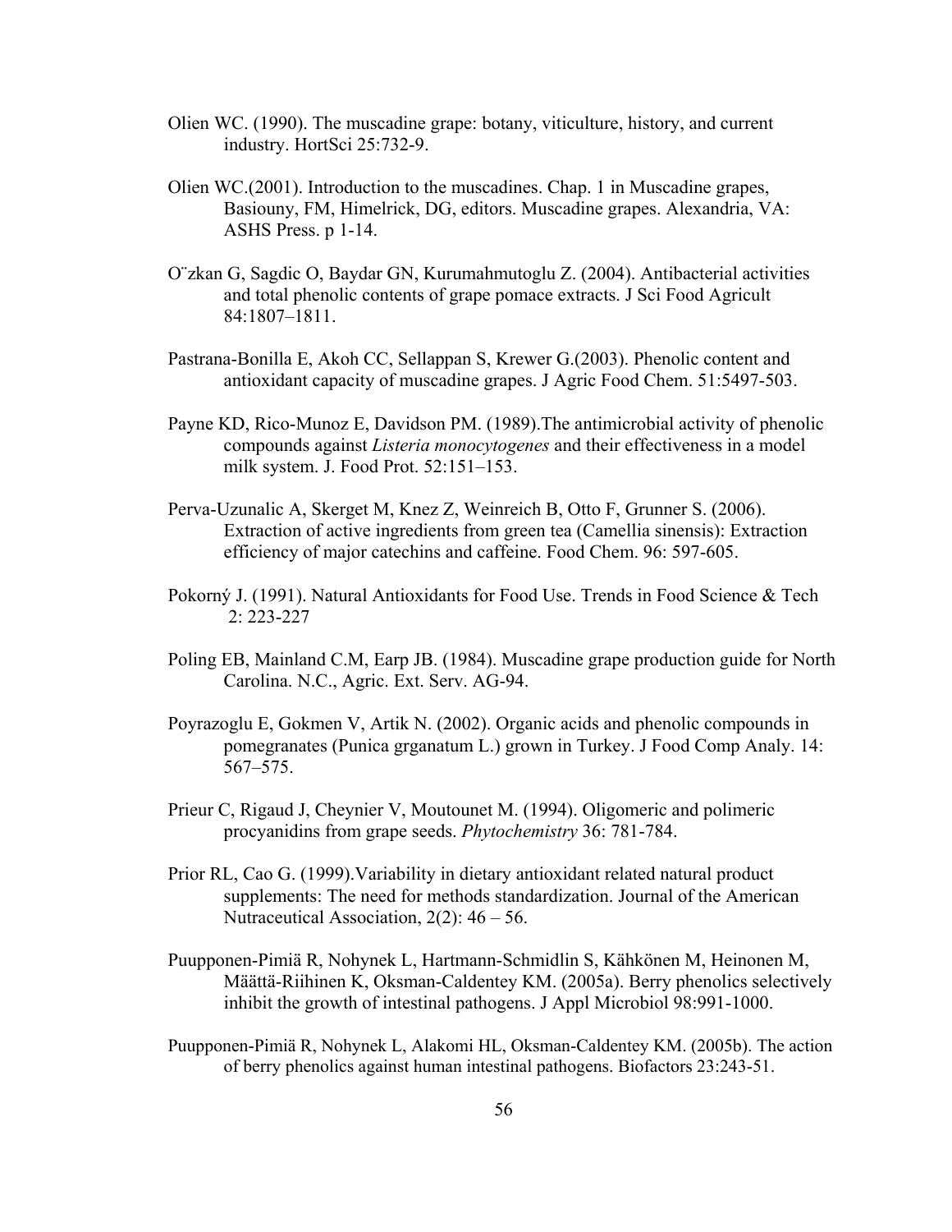Olien WC. (1990). The muscadine grape: botany, viticulture, history, and current industry. HortSci 25:732-9.

Olien WC.(2001). Introduction to the muscadines. Chap. 1 in Muscadine grapes, Basiouny, FM, Himelrick, DG, editors. Muscadine grapes. Alexandria, VA: ASHS Press. p 1-14.

O¨zkan G, Sagdic O, Baydar GN, Kurumahmutoglu Z. (2004). Antibacterial activities and total phenolic contents of grape pomace extracts. J Sci Food Agricult 84:1807–1811.

Pastrana-Bonilla E, Akoh CC, Sellappan S, Krewer G.(2003). Phenolic content and antioxidant capacity of muscadine grapes. J Agric Food Chem. 51:5497-503.

Payne KD, Rico-Munoz E, Davidson PM. (1989).The antimicrobial activity of phenolic compounds against *Listeria monocytogenes* and their effectiveness in a model milk system. J. Food Prot. 52:151–153.

Perva-Uzunalic A, Skerget M, Knez Z, Weinreich B, Otto F, Grunner S. (2006). Extraction of active ingredients from green tea (Camellia sinensis): Extraction efficiency of major catechins and caffeine. Food Chem. 96: 597-605.

Pokorný J. (1991). Natural Antioxidants for Food Use. Trends in Food Science & Tech 2: 223-227

Poling EB, Mainland C.M, Earp JB. (1984). Muscadine grape production guide for North Carolina. N.C., Agric. Ext. Serv. AG-94.

Poyrazoglu E, Gokmen V, Artik N. (2002). Organic acids and phenolic compounds in pomegranates (Punica grganatum L.) grown in Turkey. J Food Comp Analy. 14: 567–575.

Prieur C, Rigaud J, Cheynier V, Moutounet M. (1994). Oligomeric and polimeric procyanidins from grape seeds. *Phytochemistry* 36: 781-784.

Prior RL, Cao G. (1999).Variability in dietary antioxidant related natural product supplements: The need for methods standardization. Journal of the American Nutraceutical Association, 2(2): 46 – 56.

Puupponen-Pimiä R, Nohynek L, Hartmann-Schmidlin S, Kähkönen M, Heinonen M, Määttä-Riihinen K, Oksman-Caldentey KM. (2005a). Berry phenolics selectively inhibit the growth of intestinal pathogens. J Appl Microbiol 98:991-1000.

Puupponen-Pimiä R, Nohynek L, Alakomi HL, Oksman-Caldentey KM. (2005b). The action of berry phenolics against human intestinal pathogens. Biofactors 23:243-51.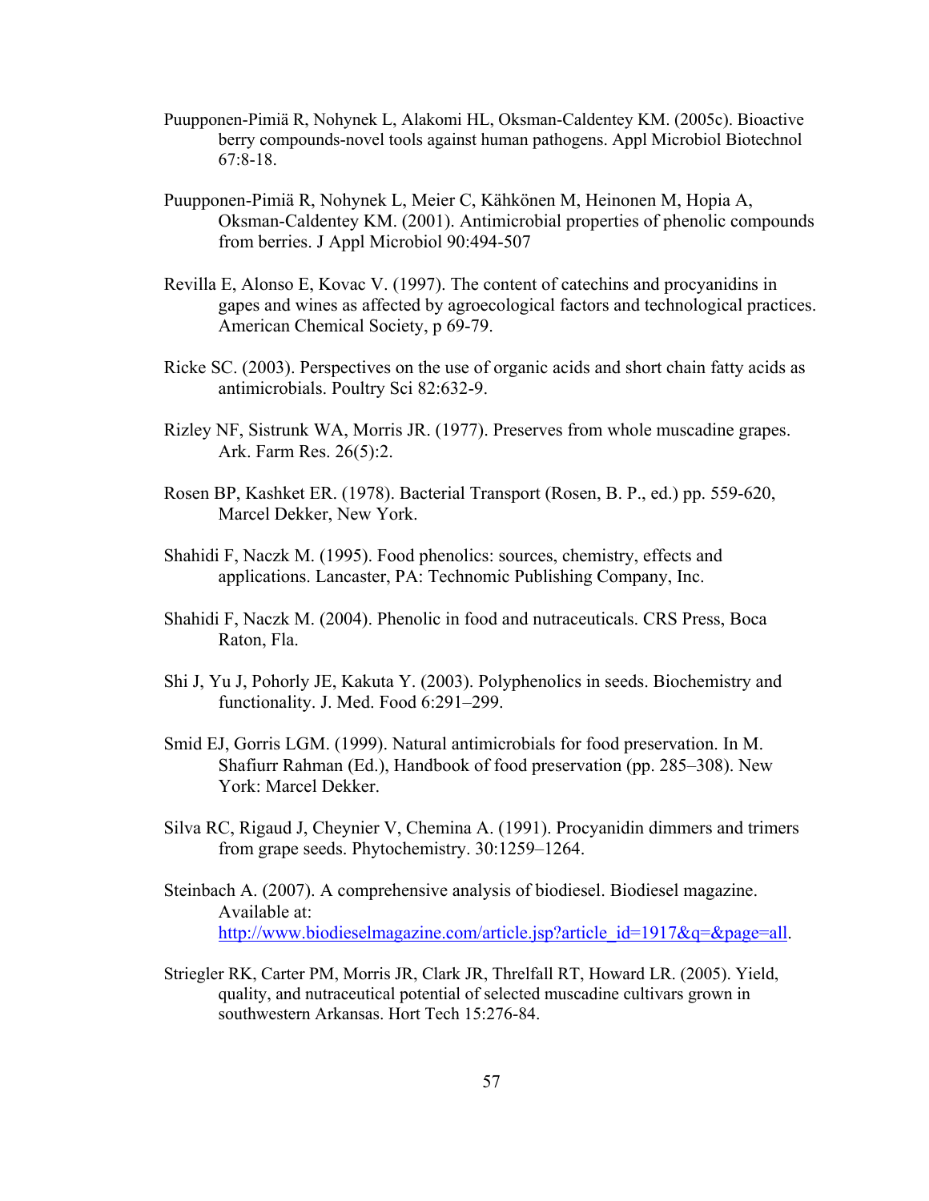Puupponen-Pimiä R, Nohynek L, Alakomi HL, Oksman-Caldentey KM. (2005c). Bioactive berry compounds-novel tools against human pathogens. Appl Microbiol Biotechnol 67:8-18.

Puupponen-Pimiä R, Nohynek L, Meier C, Kähkönen M, Heinonen M, Hopia A, Oksman-Caldentey KM. (2001). Antimicrobial properties of phenolic compounds from berries. J Appl Microbiol 90:494-507

Revilla E, Alonso E, Kovac V. (1997). The content of catechins and procyanidins in gapes and wines as affected by agroecological factors and technological practices. American Chemical Society, p 69-79.

Ricke SC. (2003). Perspectives on the use of organic acids and short chain fatty acids as antimicrobials. Poultry Sci 82:632-9.

Rizley NF, Sistrunk WA, Morris JR. (1977). Preserves from whole muscadine grapes. Ark. Farm Res. 26(5):2.

Rosen BP, Kashket ER. (1978). Bacterial Transport (Rosen, B. P., ed.) pp. 559-620, Marcel Dekker, New York.

Shahidi F, Naczk M. (1995). Food phenolics: sources, chemistry, effects and applications. Lancaster, PA: Technomic Publishing Company, Inc.

Shahidi F, Naczk M. (2004). Phenolic in food and nutraceuticals. CRS Press, Boca Raton, Fla.

Shi J, Yu J, Pohorly JE, Kakuta Y. (2003). Polyphenolics in seeds. Biochemistry and functionality. J. Med. Food 6:291–299.

Smid EJ, Gorris LGM. (1999). Natural antimicrobials for food preservation. In M. Shafiurr Rahman (Ed.), Handbook of food preservation (pp. 285–308). New York: Marcel Dekker.

Silva RC, Rigaud J, Cheynier V, Chemina A. (1991). Procyanidin dimmers and trimers from grape seeds. Phytochemistry. 30:1259–1264.

Steinbach A. (2007). A comprehensive analysis of biodiesel. Biodiesel magazine. Available at: http://www.biodieselmagazine.com/article.jsp?article_id=1917&q=&page=all.

Striegler RK, Carter PM, Morris JR, Clark JR, Threlfall RT, Howard LR. (2005). Yield, quality, and nutraceutical potential of selected muscadine cultivars grown in southwestern Arkansas. Hort Tech 15:276-84.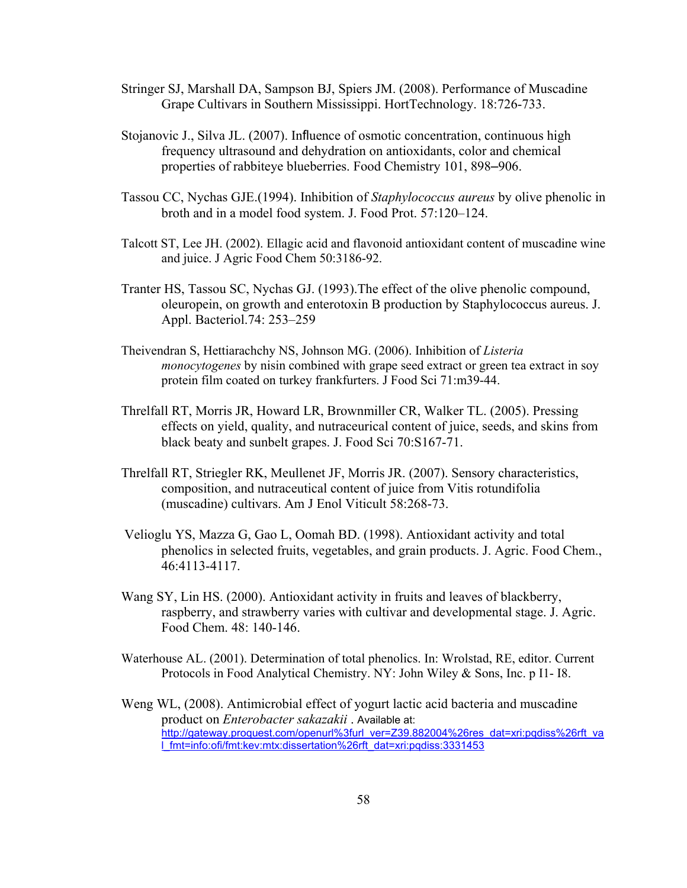Stringer SJ, Marshall DA, Sampson BJ, Spiers JM. (2008). Performance of Muscadine Grape Cultivars in Southern Mississippi. HortTechnology. 18:726-733.

Stojanovic J., Silva JL. (2007). Influence of osmotic concentration, continuous high frequency ultrasound and dehydration on antioxidants, color and chemical properties of rabbiteye blueberries. Food Chemistry 101, 898–906.

Tassou CC, Nychas GJE.(1994). Inhibition of *Staphylococcus aureus* by olive phenolic in broth and in a model food system. J. Food Prot. 57:120–124.

Talcott ST, Lee JH. (2002). Ellagic acid and flavonoid antioxidant content of muscadine wine and juice. J Agric Food Chem 50:3186-92.

Tranter HS, Tassou SC, Nychas GJ. (1993).The effect of the olive phenolic compound, oleuropein, on growth and enterotoxin B production by Staphylococcus aureus. J. Appl. Bacteriol.74: 253–259

Theivendran S, Hettiarachchy NS, Johnson MG. (2006). Inhibition of *Listeria monocytogenes* by nisin combined with grape seed extract or green tea extract in soy protein film coated on turkey frankfurters. J Food Sci 71:m39-44.

Threlfall RT, Morris JR, Howard LR, Brownmiller CR, Walker TL. (2005). Pressing effects on yield, quality, and nutraceurical content of juice, seeds, and skins from black beaty and sunbelt grapes. J. Food Sci 70:S167-71.

Threlfall RT, Striegler RK, Meullenet JF, Morris JR. (2007). Sensory characteristics, composition, and nutraceutical content of juice from Vitis rotundifolia (muscadine) cultivars. Am J Enol Viticult 58:268-73.

Velioglu YS, Mazza G, Gao L, Oomah BD. (1998). Antioxidant activity and total phenolics in selected fruits, vegetables, and grain products. J. Agric. Food Chem., 46:4113-4117.

Wang SY, Lin HS. (2000). Antioxidant activity in fruits and leaves of blackberry, raspberry, and strawberry varies with cultivar and developmental stage. J. Agric. Food Chem. 48: 140-146.

Waterhouse AL. (2001). Determination of total phenolics. In: Wrolstad, RE, editor. Current Protocols in Food Analytical Chemistry. NY: John Wiley & Sons, Inc. p I1- I8.

Weng WL, (2008). Antimicrobial effect of yogurt lactic acid bacteria and muscadine product on *Enterobacter sakazakii* . Available at: http://gateway.proquest.com/openurl%3furl_ver=Z39.882004%26res_dat=xri:pqdiss%26rft_val_fmt=info:ofi/fmt:kev:mtx:dissertation%26rft_dat=xri:pqdiss:3331453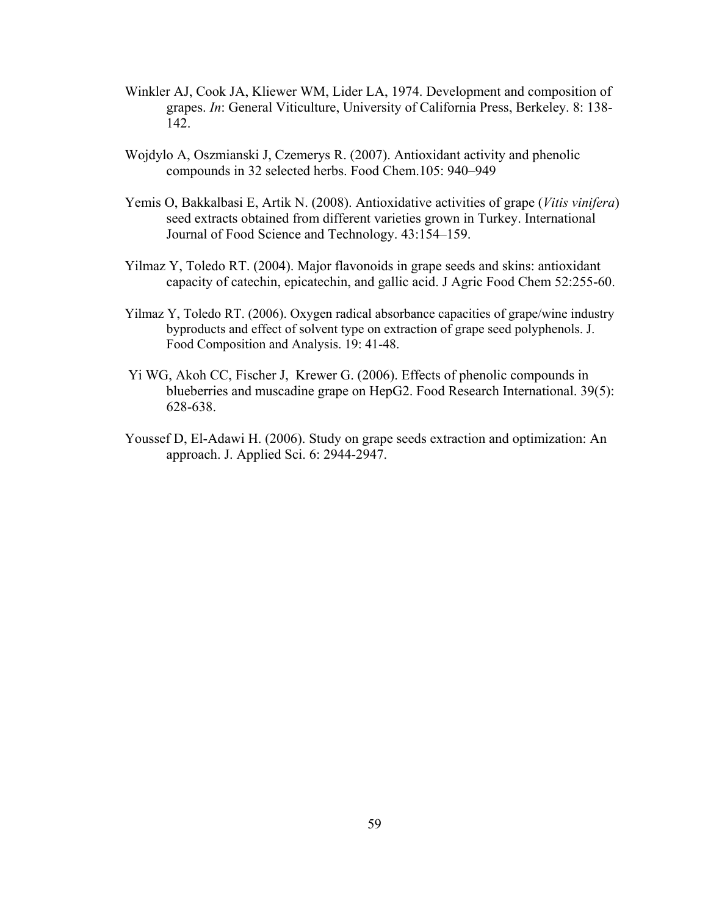Winkler AJ, Cook JA, Kliewer WM, Lider LA, 1974. Development and composition of grapes. *In*: General Viticulture, University of California Press, Berkeley. 8: 138-142.

Wojdylo A, Oszmianski J, Czemerys R. (2007). Antioxidant activity and phenolic compounds in 32 selected herbs. Food Chem.105: 940–949

Yemis O, Bakkalbasi E, Artik N. (2008). Antioxidative activities of grape (*Vitis vinifera*) seed extracts obtained from different varieties grown in Turkey. International Journal of Food Science and Technology. 43:154–159.

Yilmaz Y, Toledo RT. (2004). Major flavonoids in grape seeds and skins: antioxidant capacity of catechin, epicatechin, and gallic acid. J Agric Food Chem 52:255-60.

Yilmaz Y, Toledo RT. (2006). Oxygen radical absorbance capacities of grape/wine industry byproducts and effect of solvent type on extraction of grape seed polyphenols. J. Food Composition and Analysis. 19: 41-48.

Yi WG, Akoh CC, Fischer J, Krewer G. (2006). Effects of phenolic compounds in blueberries and muscadine grape on HepG2. Food Research International. 39(5): 628-638.

Youssef D, El-Adawi H. (2006). Study on grape seeds extraction and optimization: An approach. J. Applied Sci. 6: 2944-2947.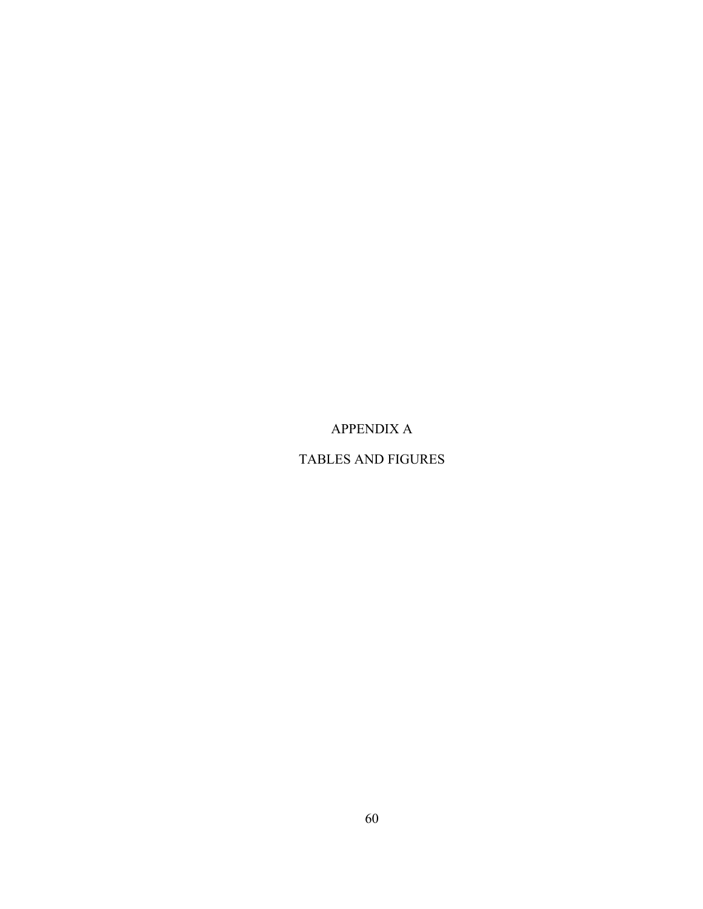# APPENDIX A

# TABLES AND FIGURES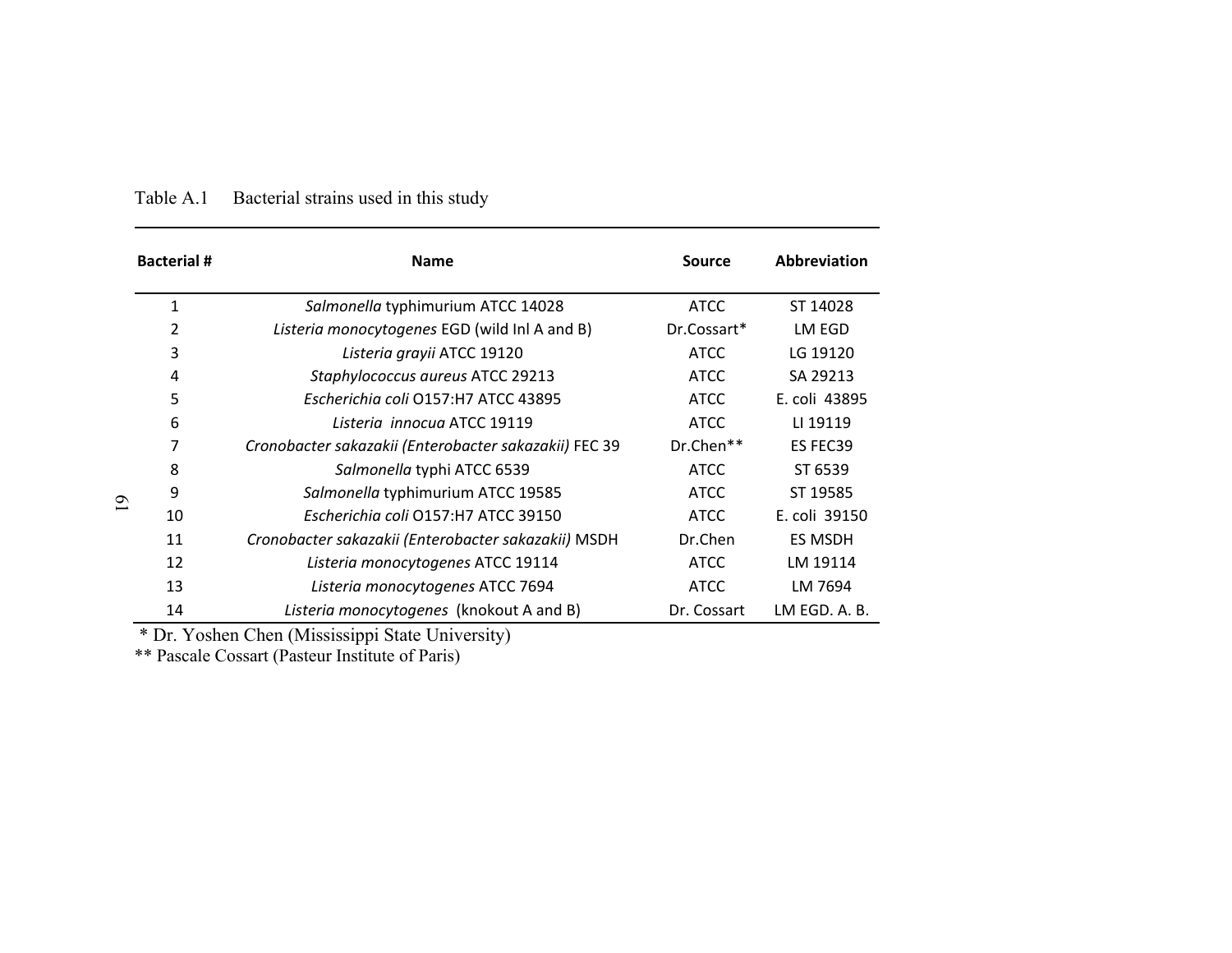Table A.1 Bacterial strains used in this study

| Bacterial # | Name | Source | Abbreviation |
|---|---|---|---|
| 1 | *Salmonella* typhimurium ATCC 14028 | ATCC | ST 14028 |
| 2 | *Listeria monocytogenes* EGD (wild Inl A and B) | Dr.Cossart* | LM EGD |
| 3 | *Listeria grayii* ATCC 19120 | ATCC | LG 19120 |
| 4 | *Staphylococcus aureus* ATCC 29213 | ATCC | SA 29213 |
| 5 | *Escherichia coli* O157:H7 ATCC 43895 | ATCC | E. coli 43895 |
| 6 | *Listeria innocua* ATCC 19119 | ATCC | LI 19119 |
| 7 | *Cronobacter sakazakii (Enterobacter sakazakii)* FEC 39 | Dr.Chen** | ES FEC39 |
| 8 | *Salmonella* typhi ATCC 6539 | ATCC | ST 6539 |
| 9 | *Salmonella* typhimurium ATCC 19585 | ATCC | ST 19585 |
| 10 | *Escherichia coli* O157:H7 ATCC 39150 | ATCC | E. coli 39150 |
| 11 | *Cronobacter sakazakii (Enterobacter sakazakii)* MSDH | Dr.Chen | ES MSDH |
| 12 | *Listeria monocytogenes* ATCC 19114 | ATCC | LM 19114 |
| 13 | *Listeria monocytogenes* ATCC 7694 | ATCC | LM 7694 |
| 14 | *Listeria monocytogenes* (knokout A and B) | Dr. Cossart | LM EGD. A. B. |

* Dr. Yoshen Chen (Mississippi State University)

** Pascale Cossart (Pasteur Institute of Paris)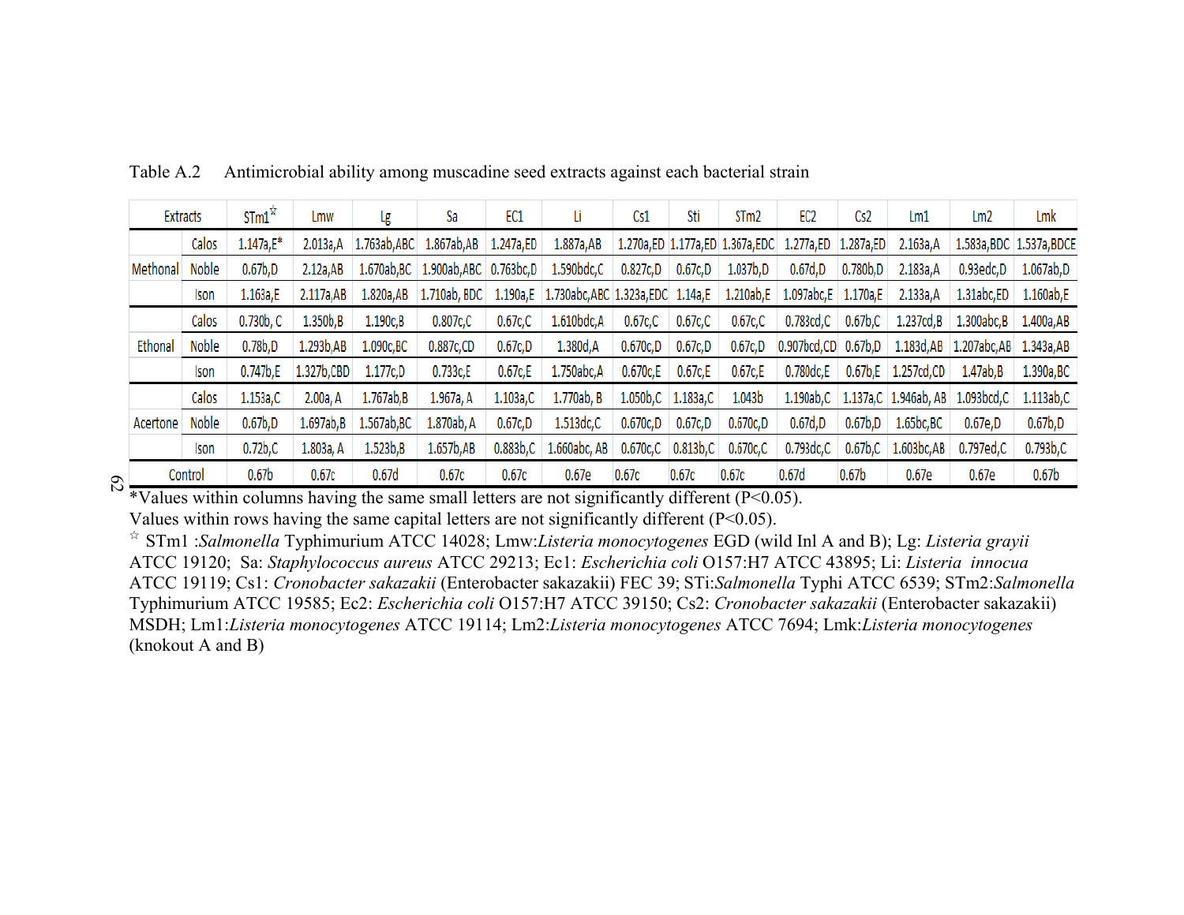Table A.2 Antimicrobial ability among muscadine seed extracts against each bacterial strain

| Extracts | | STm1☆ | Lmw | Lg | Sa | EC1 | Li | Cs1 | Sti | STm2 | EC2 | Cs2 | Lm1 | Lm2 | Lmk |
|---|---|---|---|---|---|---|---|---|---|---|---|---|---|---|---|
| Methonal | Calos | 1.147a,E* | 2.013a,A | 1.763ab,ABC | 1.867ab,AB | 1.247a,ED | 1.887a,AB | 1.270a,ED | 1.177a,ED | 1.367a,EDC | 1.277a,ED | 1.287a,ED | 2.163a,A | 1.583a,BDC | 1.537a,BDCE |
| | Noble | 0.67b,D | 2.12a,AB | 1.670ab,BC | 1.900ab,ABC | 0.763bc,D | 1.590bdc,C | 0.827c,D | 0.67c,D | 1.037b,D | 0.67d,D | 0.780b,D | 2.183a,A | 0.93edc,D | 1.067ab,D |
| | Ison | 1.163a,E | 2.117a,AB | 1.820a,AB | 1.710ab, BDC | 1.190a,E | 1.730abc,ABC | 1.323a,EDC | 1.14a,E | 1.210ab,E | 1.097abc,E | 1.170a,E | 2.133a,A | 1.31abc,ED | 1.160ab,E |
| Ethonal | Calos | 0.730b, C | 1.350b,B | 1.190c,B | 0.807c,C | 0.67c,C | 1.610bdc,A | 0.67c,C | 0.67c,C | 0.67c,C | 0.783cd,C | 0.67b,C | 1.237cd,B | 1.300abc,B | 1.400a,AB |
| | Noble | 0.78b,D | 1.293b,AB | 1.090c,BC | 0.887c,CD | 0.67c,D | 1.380d,A | 0.670c,D | 0.67c,D | 0.67c,D | 0.907bcd,CD | 0.67b,D | 1.183d,AB | 1.207abc,AB | 1.343a,AB |
| | Ison | 0.747b,E | 1.327b,CBD | 1.177c,D | 0.733c,E | 0.67c,E | 1.750abc,A | 0.670c,E | 0.67c,E | 0.67c,E | 0.780dc,E | 0.67b,E | 1.257cd,CD | 1.47ab,B | 1.390a,BC |
| Acertone | Calos | 1.153a,C | 2.00a, A | 1.767ab,B | 1.967a, A | 1.103a,C | 1.770ab, B | 1.050b,C | 1.183a,C | 1.043b | 1.190ab,C | 1.137a,C | 1.946ab, AB | 1.093bcd,C | 1.113ab,C |
| | Noble | 0.67b,D | 1.697ab,B | 1.567ab,BC | 1.870ab, A | 0.67c,D | 1.513dc,C | 0.670c,D | 0.67c,D | 0.670c,D | 0.67d,D | 0.67b,D | 1.65bc,BC | 0.67e,D | 0.67b,D |
| | Ison | 0.72b,C | 1.803a, A | 1.523b,B | 1.657b,AB | 0.883b,C | 1.660abc, AB | 0.670c,C | 0.813b,C | 0.670c,C | 0.793dc,C | 0.67b,C | 1.603bc,AB | 0.797ed,C | 0.793b,C |
| Control | | 0.67b | 0.67c | 0.67d | 0.67c | 0.67c | 0.67e | 0.67c | 0.67c | 0.67c | 0.67d | 0.67b | 0.67e | 0.67e | 0.67b |

*Values within columns having the same small letters are not significantly different (P<0.05).
Values within rows having the same capital letters are not significantly different (P<0.05).
☆ STm1 :*Salmonella* Typhimurium ATCC 14028; Lmw:*Listeria monocytogenes* EGD (wild Inl A and B); Lg: *Listeria grayii* ATCC 19120; Sa: *Staphylococcus aureus* ATCC 29213; Ec1: *Escherichia coli* O157:H7 ATCC 43895; Li: *Listeria innocua* ATCC 19119; Cs1: *Cronobacter sakazakii* (Enterobacter sakazakii) FEC 39; STi:*Salmonella* Typhi ATCC 6539; STm2:*Salmonella* Typhimurium ATCC 19585; Ec2: *Escherichia coli* O157:H7 ATCC 39150; Cs2: *Cronobacter sakazakii* (Enterobacter sakazakii) MSDH; Lm1:*Listeria monocytogenes* ATCC 19114; Lm2:*Listeria monocytogenes* ATCC 7694; Lmk:*Listeria monocytogenes* (knokout A and B)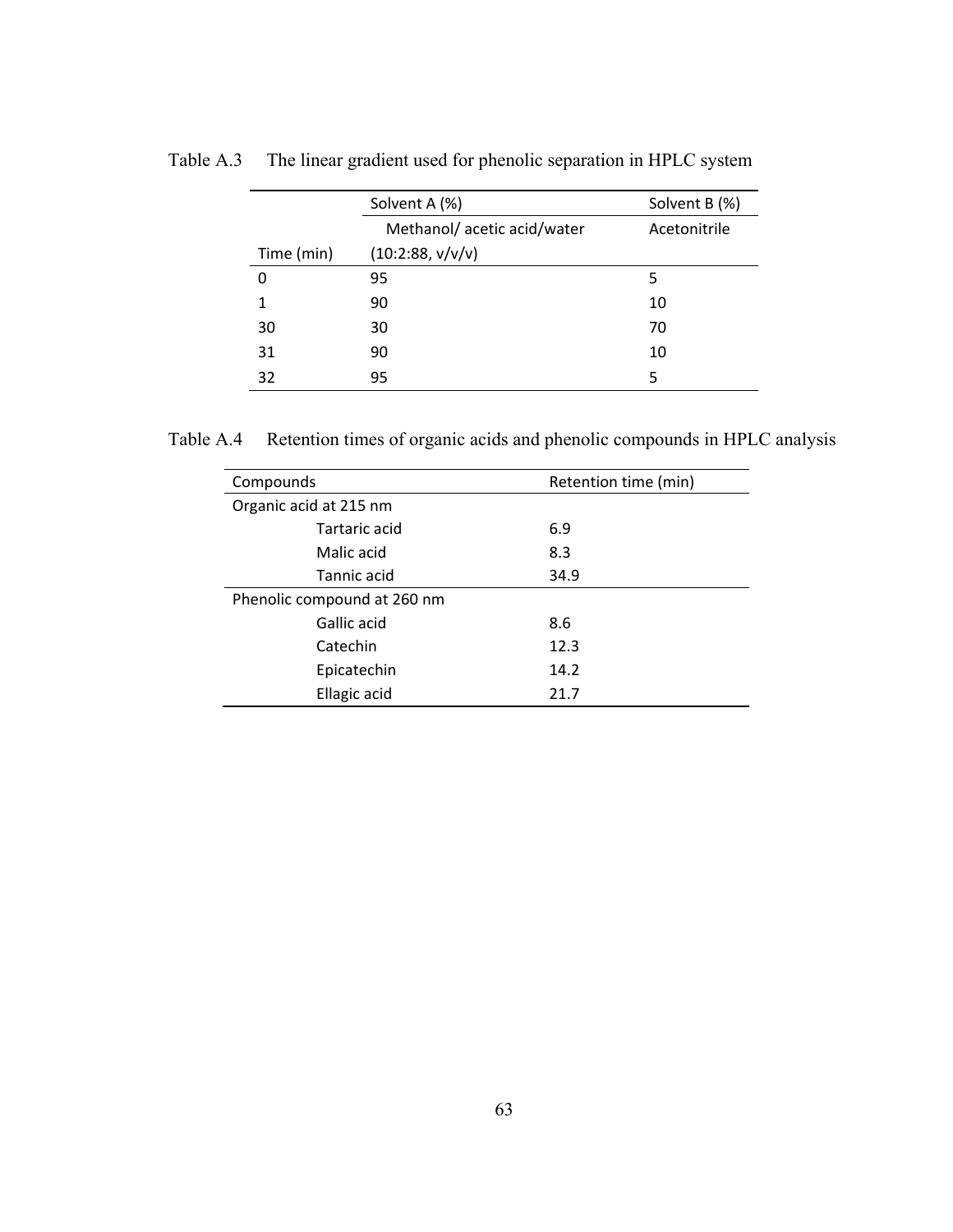Table A.3 The linear gradient used for phenolic separation in HPLC system

| Time (min) | Solvent A (%) Methanol/ acetic acid/water (10:2:88, v/v/v) | Solvent B (%) Acetonitrile |
|---|---|---|
| 0 | 95 | 5 |
| 1 | 90 | 10 |
| 30 | 30 | 70 |
| 31 | 90 | 10 |
| 32 | 95 | 5 |

Table A.4 Retention times of organic acids and phenolic compounds in HPLC analysis

| Compounds | Retention time (min) |
|---|---|
| Organic acid at 215 nm | |
| Tartaric acid | 6.9 |
| Malic acid | 8.3 |
| Tannic acid | 34.9 |
| Phenolic compound at 260 nm | |
| Gallic acid | 8.6 |
| Catechin | 12.3 |
| Epicatechin | 14.2 |
| Ellagic acid | 21.7 |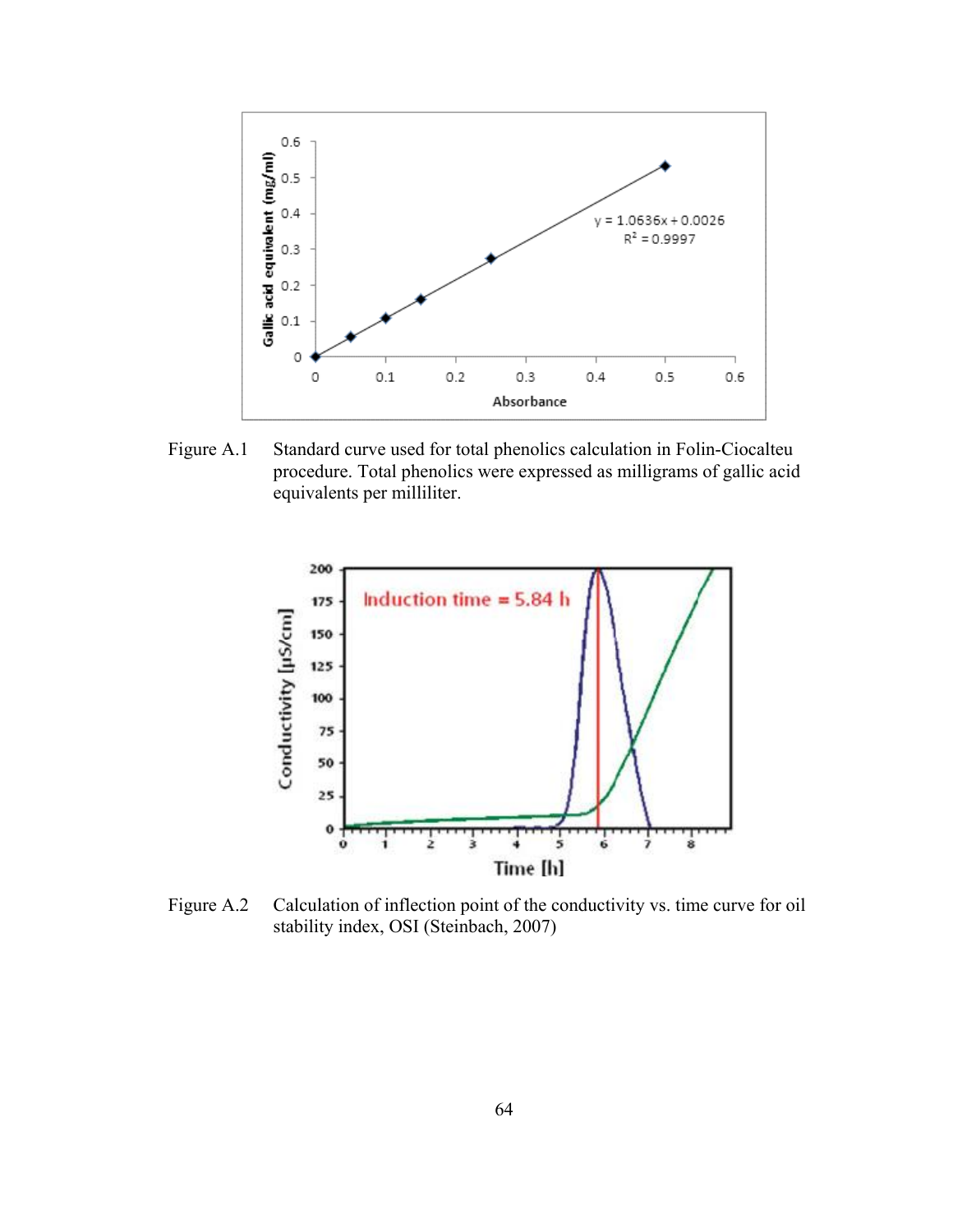Figure A.1 Standard curve used for total phenolics calculation in Folin-Ciocalteu procedure. Total phenolics were expressed as milligrams of gallic acid equivalents per milliliter.

Figure A.2 Calculation of inflection point of the conductivity vs. time curve for oil stability index, OSI (Steinbach, 2007)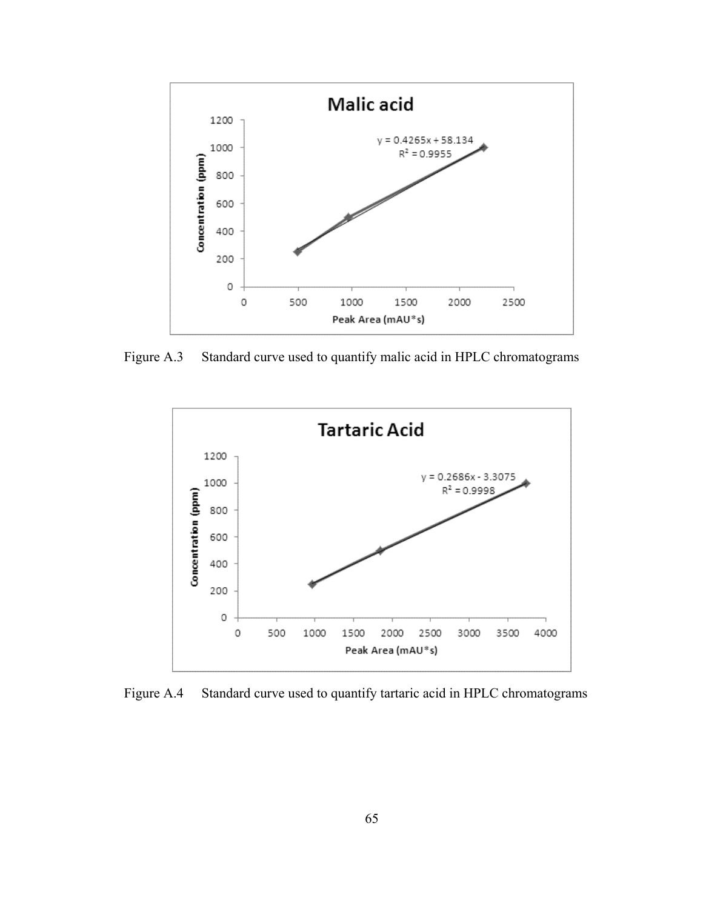Figure A.3 Standard curve used to quantify malic acid in HPLC chromatograms

Figure A.4 Standard curve used to quantify tartaric acid in HPLC chromatograms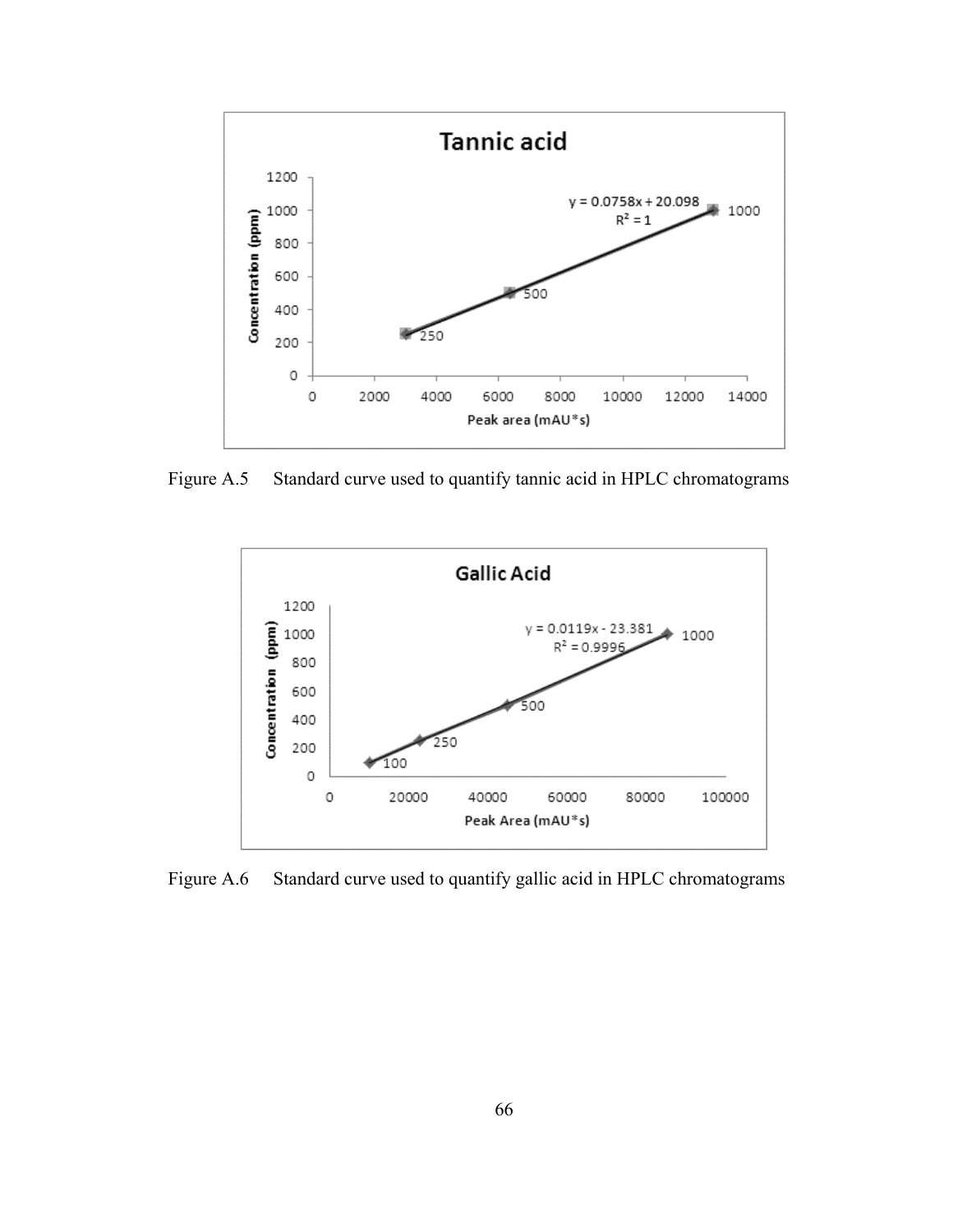Figure A.5 Standard curve used to quantify tannic acid in HPLC chromatograms

Figure A.6 Standard curve used to quantify gallic acid in HPLC chromatograms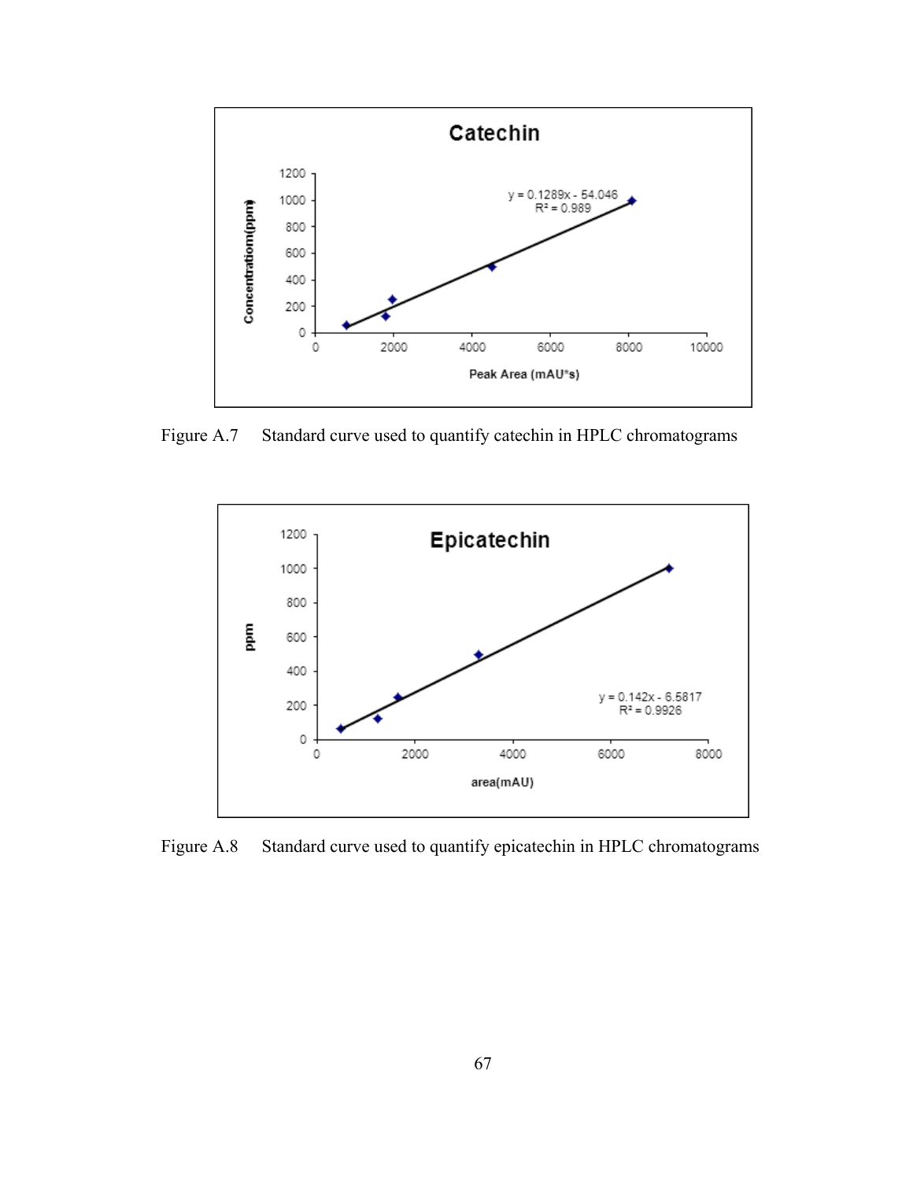Figure A.7 Standard curve used to quantify catechin in HPLC chromatograms

Figure A.8 Standard curve used to quantify epicatechin in HPLC chromatograms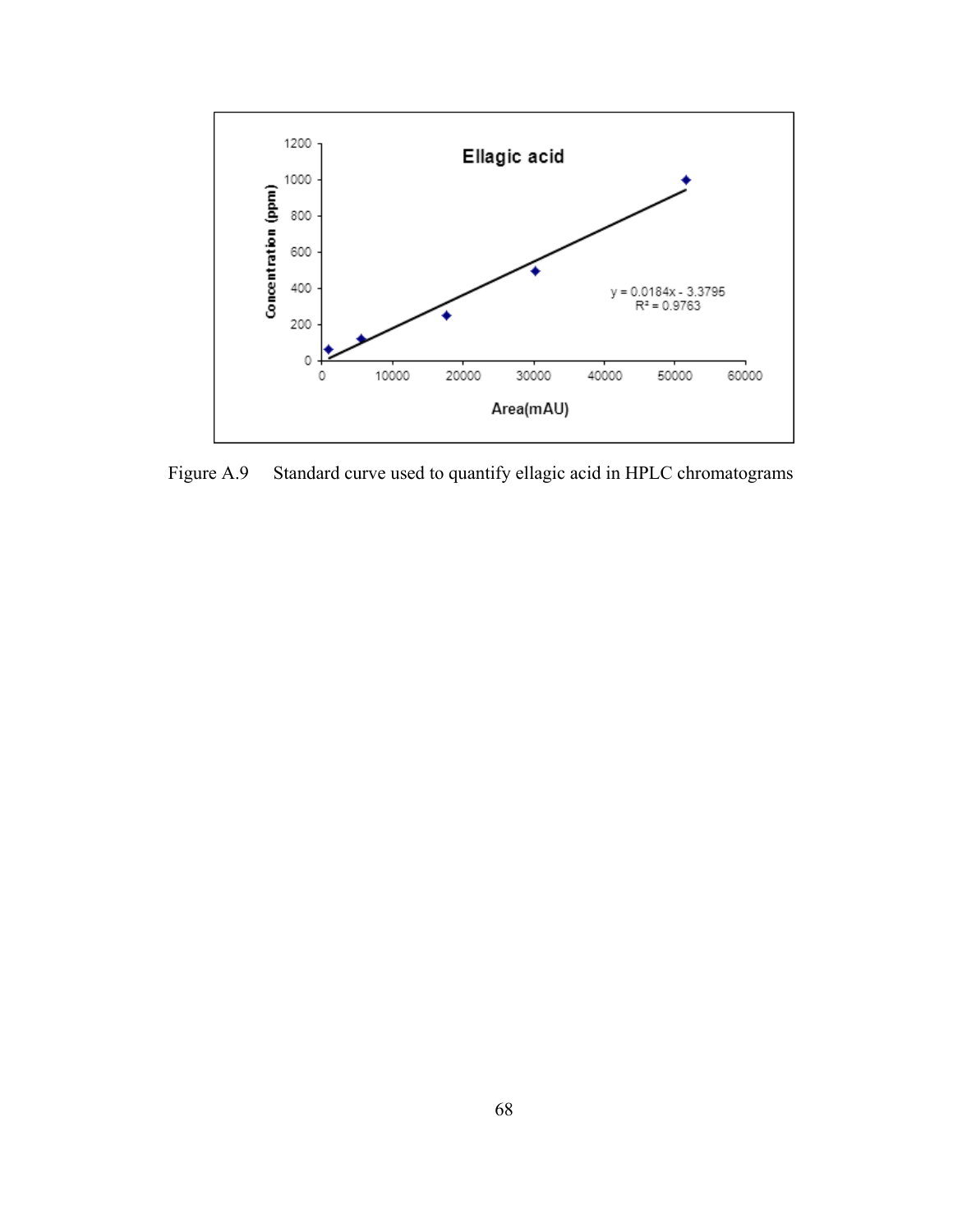Ellagic acid

Concentration (ppm)

1200
1000
800
600
400
200
0

0 10000 20000 30000 40000 50000 60000

Area(mAU)

y = 0.0184x - 3.3795
R² = 0.9763

Figure A.9 Standard curve used to quantify ellagic acid in HPLC chromatograms